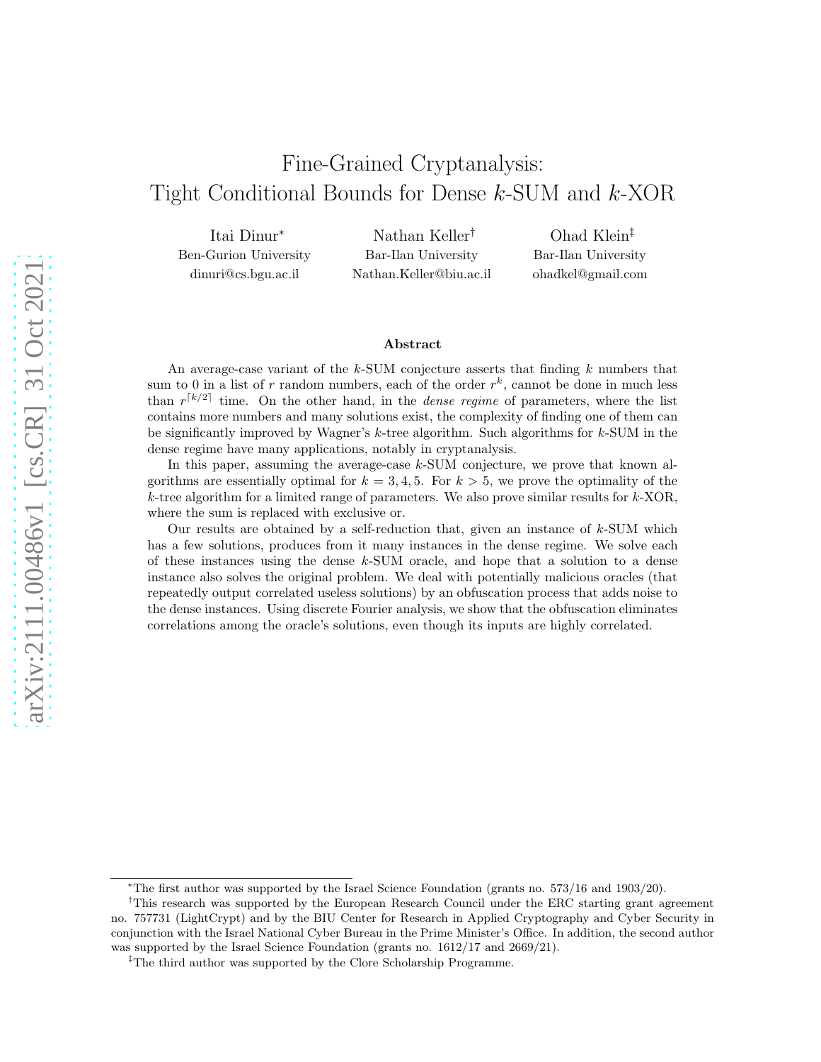# Fine-Grained Cryptanalysis: Tight Conditional Bounds for Dense $k$-SUM and $k$-XOR

Itai Dinur[*]
Ben-Gurion University
dinuri@cs.bgu.ac.il

Nathan Keller[†]
Bar-Ilan University
Nathan.Keller@biu.ac.il

Ohad Klein[‡]
Bar-Ilan University
ohadkel@gmail.com

## Abstract

An average-case variant of the $k$-SUM conjecture asserts that finding $k$ numbers that sum to 0 in a list of $r$ random numbers, each of the order $r^k$, cannot be done in much less than $r^{\lceil k/2 \rceil}$ time. On the other hand, in the *dense regime* of parameters, where the list contains more numbers and many solutions exist, the complexity of finding one of them can be significantly improved by Wagner's $k$-tree algorithm. Such algorithms for $k$-SUM in the dense regime have many applications, notably in cryptanalysis.

In this paper, assuming the average-case $k$-SUM conjecture, we prove that known algorithms are essentially optimal for $k = 3, 4, 5$. For $k > 5$, we prove the optimality of the $k$-tree algorithm for a limited range of parameters. We also prove similar results for $k$-XOR, where the sum is replaced with exclusive or.

Our results are obtained by a self-reduction that, given an instance of $k$-SUM which has a few solutions, produces from it many instances in the dense regime. We solve each of these instances using the dense $k$-SUM oracle, and hope that a solution to a dense instance also solves the original problem. We deal with potentially malicious oracles (that repeatedly output correlated useless solutions) by an obfuscation process that adds noise to the dense instances. Using discrete Fourier analysis, we show that the obfuscation eliminates correlations among the oracle's solutions, even though its inputs are highly correlated.

---

[*] The first author was supported by the Israel Science Foundation (grants no. 573/16 and 1903/20).

[†] This research was supported by the European Research Council under the ERC starting grant agreement no. 757731 (LightCrypt) and by the BIU Center for Research in Applied Cryptography and Cyber Security in conjunction with the Israel National Cyber Bureau in the Prime Minister's Office. In addition, the second author was supported by the Israel Science Foundation (grants no. 1612/17 and 2669/21).

[‡] The third author was supported by the Clore Scholarship Programme.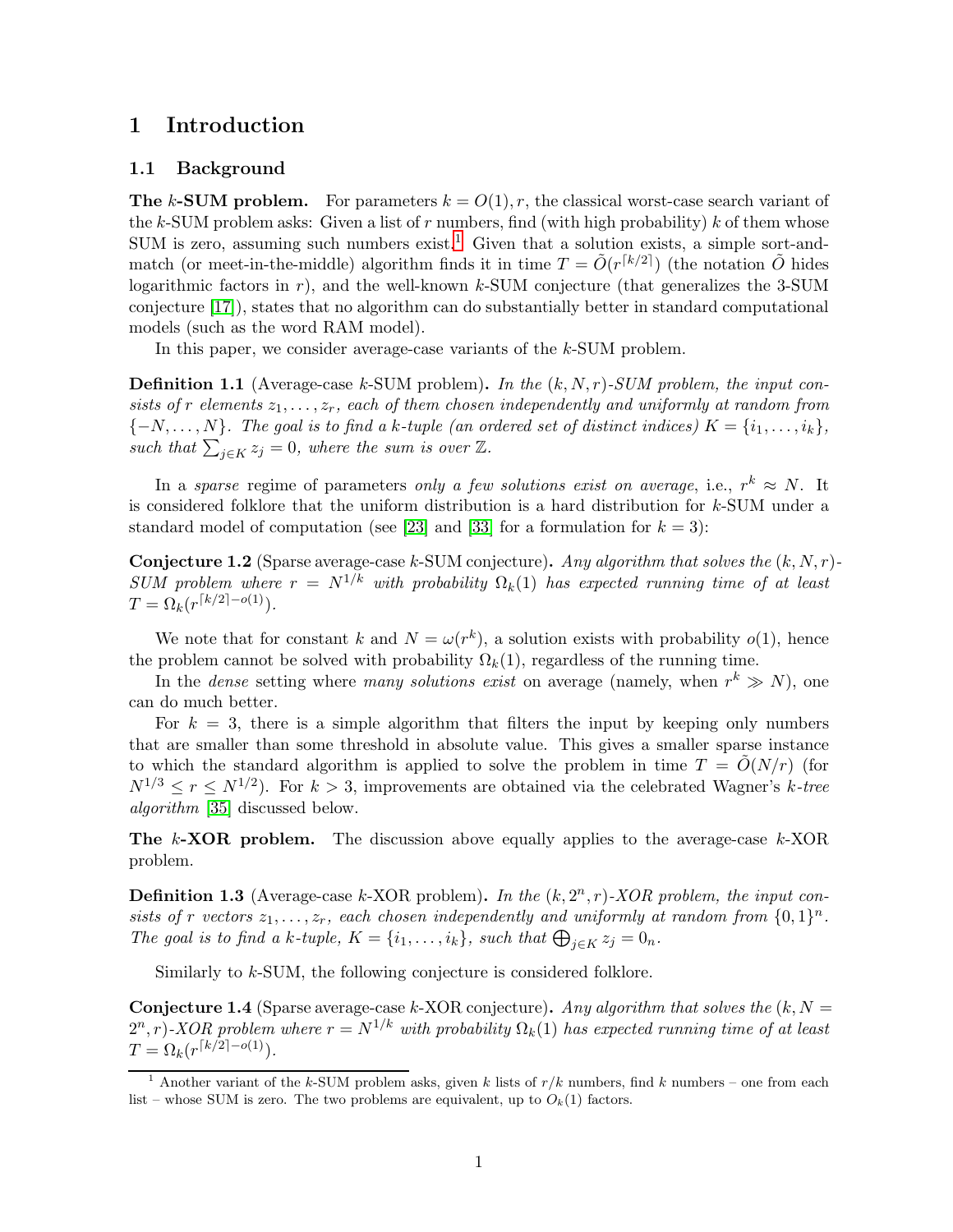# 1 Introduction

## 1.1 Background

**The $k$-SUM problem.** For parameters $k = O(1), r$, the classical worst-case search variant of the $k$-SUM problem asks: Given a list of $r$ numbers, find (with high probability) $k$ of them whose SUM is zero, assuming such numbers exist.[1] Given that a solution exists, a simple sort-and-match (or meet-in-the-middle) algorithm finds it in time $T = \tilde{O}(r^{\lceil k/2 \rceil})$ (the notation $\tilde{O}$ hides logarithmic factors in $r$), and the well-known $k$-SUM conjecture (that generalizes the 3-SUM conjecture [17]), states that no algorithm can do substantially better in standard computational models (such as the word RAM model).

In this paper, we consider average-case variants of the $k$-SUM problem.

**Definition 1.1** (Average-case $k$-SUM problem)**.** *In the $(k, N, r)$-SUM problem, the input consists of $r$ elements $z_1, \ldots, z_r$, each of them chosen independently and uniformly at random from $\{-N, \ldots, N\}$. The goal is to find a $k$-tuple (an ordered set of distinct indices) $K = \{i_1, \ldots, i_k\}$, such that $\sum_{j \in K} z_j = 0$, where the sum is over $\mathbb{Z}$.*

In a *sparse* regime of parameters *only a few solutions exist on average*, i.e., $r^k \approx N$. It is considered folklore that the uniform distribution is a hard distribution for $k$-SUM under a standard model of computation (see [23] and [33] for a formulation for $k = 3$):

**Conjecture 1.2** (Sparse average-case $k$-SUM conjecture)**.** *Any algorithm that solves the $(k, N, r)$-SUM problem where $r = N^{1/k}$ with probability $\Omega_k(1)$ has expected running time of at least $T = \Omega_k(r^{\lceil k/2 \rceil - o(1)})$.*

We note that for constant $k$ and $N = \omega(r^k)$, a solution exists with probability $o(1)$, hence the problem cannot be solved with probability $\Omega_k(1)$, regardless of the running time.

In the *dense* setting where *many solutions exist* on average (namely, when $r^k \gg N$), one can do much better.

For $k = 3$, there is a simple algorithm that filters the input by keeping only numbers that are smaller than some threshold in absolute value. This gives a smaller sparse instance to which the standard algorithm is applied to solve the problem in time $T = \tilde{O}(N/r)$ (for $N^{1/3} \leq r \leq N^{1/2}$). For $k > 3$, improvements are obtained via the celebrated Wagner's *$k$-tree algorithm* [35] discussed below.

**The $k$-XOR problem.** The discussion above equally applies to the average-case $k$-XOR problem.

**Definition 1.3** (Average-case $k$-XOR problem)**.** *In the $(k, 2^n, r)$-XOR problem, the input consists of $r$ vectors $z_1, \ldots, z_r$, each chosen independently and uniformly at random from $\{0, 1\}^n$. The goal is to find a $k$-tuple, $K = \{i_1, \ldots, i_k\}$, such that $\bigoplus_{j \in K} z_j = 0_n$.*

Similarly to $k$-SUM, the following conjecture is considered folklore.

**Conjecture 1.4** (Sparse average-case $k$-XOR conjecture)**.** *Any algorithm that solves the $(k, N = 2^n, r)$-XOR problem where $r = N^{1/k}$ with probability $\Omega_k(1)$ has expected running time of at least $T = \Omega_k(r^{\lceil k/2 \rceil - o(1)})$.*

---

[1] Another variant of the $k$-SUM problem asks, given $k$ lists of $r/k$ numbers, find $k$ numbers – one from each list – whose SUM is zero. The two problems are equivalent, up to $O_k(1)$ factors.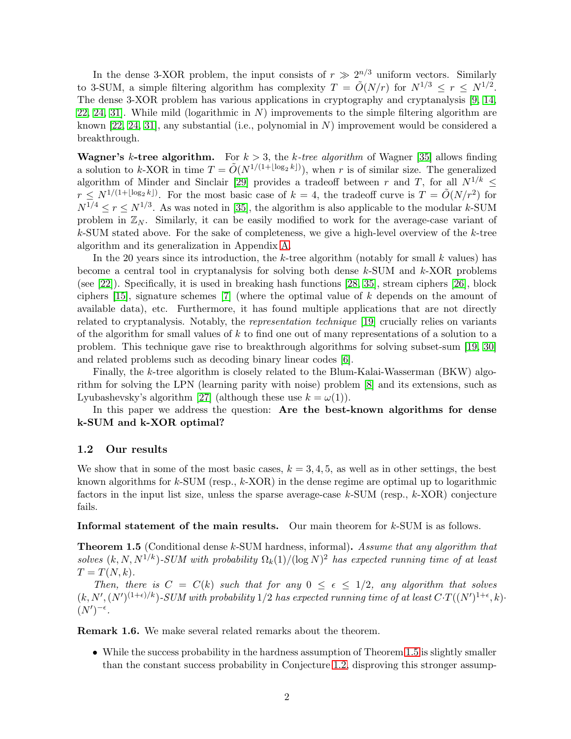In the dense 3-XOR problem, the input consists of $r \gg 2^{n/3}$ uniform vectors. Similarly to 3-SUM, a simple filtering algorithm has complexity $T = \tilde{O}(N/r)$ for $N^{1/3} \leq r \leq N^{1/2}$. The dense 3-XOR problem has various applications in cryptography and cryptanalysis [9, 14, 22, 24, 31]. While mild (logarithmic in $N$) improvements to the simple filtering algorithm are known [22, 24, 31], any substantial (i.e., polynomial in $N$) improvement would be considered a breakthrough.

**Wagner's $k$-tree algorithm.** For $k > 3$, the *k-tree algorithm* of Wagner [35] allows finding a solution to $k$-XOR in time $T = \tilde{O}(N^{1/(1+\lfloor \log_2 k \rfloor)})$, when $r$ is of similar size. The generalized algorithm of Minder and Sinclair [29] provides a tradeoff between $r$ and $T$, for all $N^{1/k} \leq r \leq N^{1/(1+\lfloor \log_2 k \rfloor)}$. For the most basic case of $k = 4$, the tradeoff curve is $T = \tilde{O}(N/r^2)$ for $N^{1/4} \leq r \leq N^{1/3}$. As was noted in [35], the algorithm is also applicable to the modular $k$-SUM problem in $\mathbb{Z}_N$. Similarly, it can be easily modified to work for the average-case variant of $k$-SUM stated above. For the sake of completeness, we give a high-level overview of the $k$-tree algorithm and its generalization in Appendix A.

In the 20 years since its introduction, the $k$-tree algorithm (notably for small $k$ values) has become a central tool in cryptanalysis for solving both dense $k$-SUM and $k$-XOR problems (see [22]). Specifically, it is used in breaking hash functions [28, 35], stream ciphers [26], block ciphers [15], signature schemes [7] (where the optimal value of $k$ depends on the amount of available data), etc. Furthermore, it has found multiple applications that are not directly related to cryptanalysis. Notably, the *representation technique* [19] crucially relies on variants of the algorithm for small values of $k$ to find one out of many representations of a solution to a problem. This technique gave rise to breakthrough algorithms for solving subset-sum [19, 30] and related problems such as decoding binary linear codes [6].

Finally, the $k$-tree algorithm is closely related to the Blum-Kalai-Wasserman (BKW) algorithm for solving the LPN (learning parity with noise) problem [8] and its extensions, such as Lyubashevsky's algorithm [27] (although these use $k = \omega(1)$).

In this paper we address the question: **Are the best-known algorithms for dense k-SUM and k-XOR optimal?**

## 1.2 Our results

We show that in some of the most basic cases, $k = 3, 4, 5$, as well as in other settings, the best known algorithms for $k$-SUM (resp., $k$-XOR) in the dense regime are optimal up to logarithmic factors in the input list size, unless the sparse average-case $k$-SUM (resp., $k$-XOR) conjecture fails.

**Informal statement of the main results.** Our main theorem for $k$-SUM is as follows.

**Theorem 1.5** (Conditional dense $k$-SUM hardness, informal)**.** *Assume that any algorithm that solves $(k, N, N^{1/k})$-SUM with probability $\Omega_k(1)/(\log N)^2$ has expected running time of at least $T = T(N, k)$.*

*Then, there is $C = C(k)$ such that for any $0 \leq \epsilon \leq 1/2$, any algorithm that solves $(k, N', (N')^{(1+\epsilon)/k})$-SUM with probability $1/2$ has expected running time of at least $C \cdot T((N')^{1+\epsilon}, k) \cdot (N')^{-\epsilon}$.*

**Remark 1.6.** We make several related remarks about the theorem.

- While the success probability in the hardness assumption of Theorem 1.5 is slightly smaller than the constant success probability in Conjecture 1.2, disproving this stronger assump-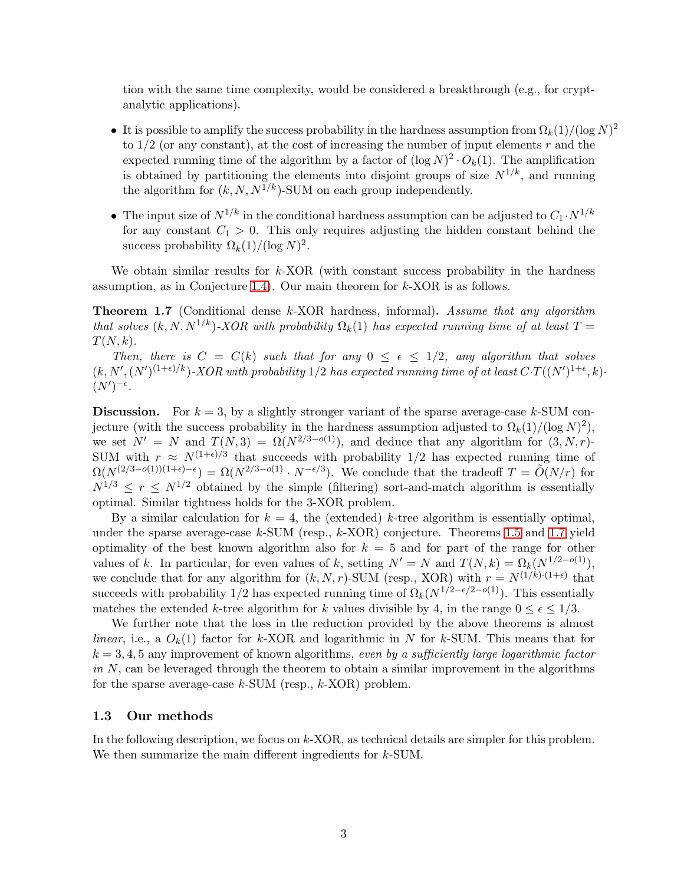tion with the same time complexity, would be considered a breakthrough (e.g., for cryptanalytic applications).

- It is possible to amplify the success probability in the hardness assumption from $\Omega_k(1)/(\log N)^2$ to $1/2$ (or any constant), at the cost of increasing the number of input elements $r$ and the expected running time of the algorithm by a factor of $(\log N)^2 \cdot O_k(1)$. The amplification is obtained by partitioning the elements into disjoint groups of size $N^{1/k}$, and running the algorithm for $(k, N, N^{1/k})$-SUM on each group independently.
- The input size of $N^{1/k}$ in the conditional hardness assumption can be adjusted to $C_1 \cdot N^{1/k}$ for any constant $C_1 > 0$. This only requires adjusting the hidden constant behind the success probability $\Omega_k(1)/(\log N)^2$.

We obtain similar results for $k$-XOR (with constant success probability in the hardness assumption, as in Conjecture 1.4). Our main theorem for $k$-XOR is as follows.

**Theorem 1.7** (Conditional dense $k$-XOR hardness, informal)**.** *Assume that any algorithm that solves $(k, N, N^{1/k})$-XOR with probability $\Omega_k(1)$ has expected running time of at least $T = T(N, k)$.*

*Then, there is $C = C(k)$ such that for any $0 \leq \epsilon \leq 1/2$, any algorithm that solves $(k, N', (N')^{(1+\epsilon)/k})$-XOR with probability $1/2$ has expected running time of at least $C \cdot T((N')^{1+\epsilon}, k) \cdot (N')^{-\epsilon}$.*

**Discussion.** For $k = 3$, by a slightly stronger variant of the sparse average-case $k$-SUM conjecture (with the success probability in the hardness assumption adjusted to $\Omega_k(1)/(\log N)^2$), we set $N' = N$ and $T(N, 3) = \Omega(N^{2/3-o(1)})$, and deduce that any algorithm for $(3, N, r)$-SUM with $r \approx N^{(1+\epsilon)/3}$ that succeeds with probability $1/2$ has expected running time of $\Omega(N^{(2/3-o(1))(1+\epsilon)-\epsilon}) = \Omega(N^{2/3-o(1)} \cdot N^{-\epsilon/3})$. We conclude that the tradeoff $T = \tilde{O}(N/r)$ for $N^{1/3} \leq r \leq N^{1/2}$ obtained by the simple (filtering) sort-and-match algorithm is essentially optimal. Similar tightness holds for the 3-XOR problem.

By a similar calculation for $k = 4$, the (extended) $k$-tree algorithm is essentially optimal, under the sparse average-case $k$-SUM (resp., $k$-XOR) conjecture. Theorems 1.5 and 1.7 yield optimality of the best known algorithm also for $k = 5$ and for part of the range for other values of $k$. In particular, for even values of $k$, setting $N' = N$ and $T(N, k) = \Omega_k(N^{1/2-o(1)})$, we conclude that for any algorithm for $(k, N, r)$-SUM (resp., XOR) with $r = N^{(1/k)\cdot(1+\epsilon)}$ that succeeds with probability $1/2$ has expected running time of $\Omega_k(N^{1/2-\epsilon/2-o(1)})$. This essentially matches the extended $k$-tree algorithm for $k$ values divisible by 4, in the range $0 \leq \epsilon \leq 1/3$.

We further note that the loss in the reduction provided by the above theorems is almost *linear*, i.e., a $O_k(1)$ factor for $k$-XOR and logarithmic in $N$ for $k$-SUM. This means that for $k = 3, 4, 5$ any improvement of known algorithms, *even by a sufficiently large logarithmic factor in $N$*, can be leveraged through the theorem to obtain a similar improvement in the algorithms for the sparse average-case $k$-SUM (resp., $k$-XOR) problem.

### 1.3 Our methods

In the following description, we focus on $k$-XOR, as technical details are simpler for this problem. We then summarize the main different ingredients for $k$-SUM.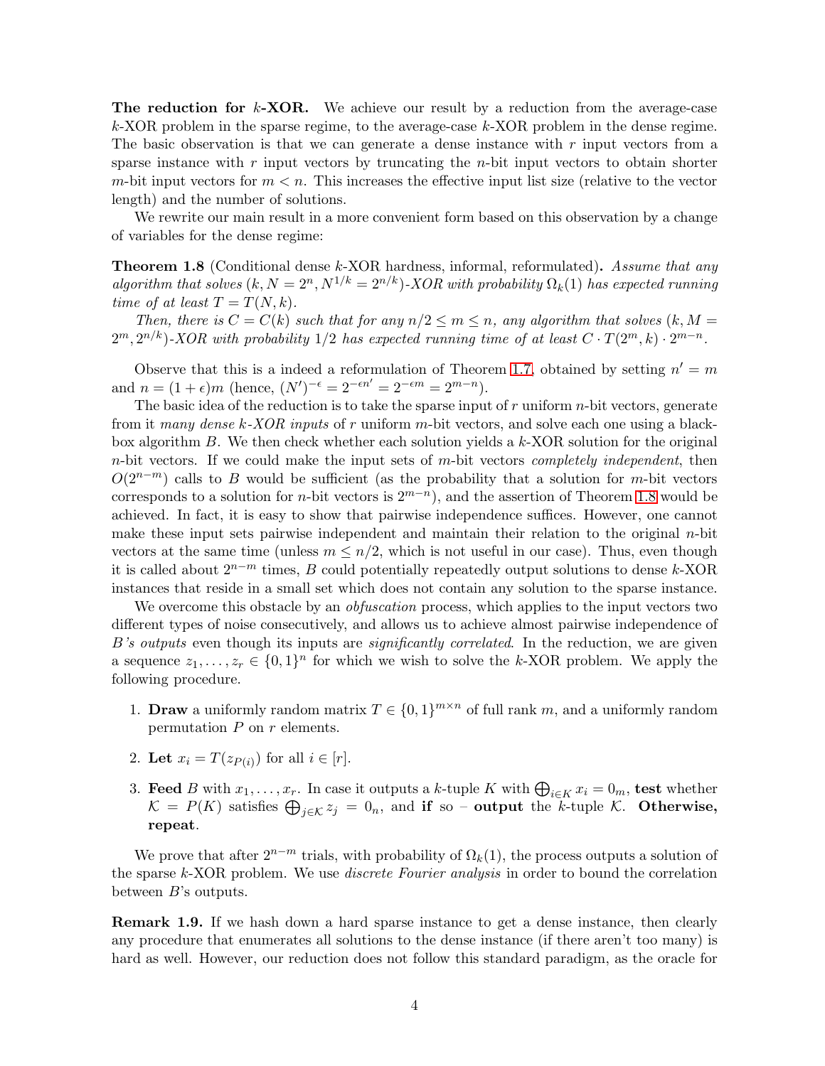**The reduction for $k$-XOR.** We achieve our result by a reduction from the average-case $k$-XOR problem in the sparse regime, to the average-case $k$-XOR problem in the dense regime. The basic observation is that we can generate a dense instance with $r$ input vectors from a sparse instance with $r$ input vectors by truncating the $n$-bit input vectors to obtain shorter $m$-bit input vectors for $m < n$. This increases the effective input list size (relative to the vector length) and the number of solutions.

We rewrite our main result in a more convenient form based on this observation by a change of variables for the dense regime:

**Theorem 1.8** (Conditional dense $k$-XOR hardness, informal, reformulated)**.** *Assume that any algorithm that solves $(k, N = 2^n, N^{1/k} = 2^{n/k})$-XOR with probability $\Omega_k(1)$ has expected running time of at least $T = T(N, k)$.*

*Then, there is $C = C(k)$ such that for any $n/2 \leq m \leq n$, any algorithm that solves $(k, M = 2^m, 2^{n/k})$-XOR with probability 1/2 has expected running time of at least $C \cdot T(2^m, k) \cdot 2^{m-n}$.*

Observe that this is a indeed a reformulation of Theorem 1.7, obtained by setting $n' = m$ and $n = (1+\epsilon)m$ (hence, $(N')^{-\epsilon} = 2^{-\epsilon n'} = 2^{-\epsilon m} = 2^{m-n}$).

The basic idea of the reduction is to take the sparse input of $r$ uniform $n$-bit vectors, generate from it *many dense $k$-XOR inputs* of $r$ uniform $m$-bit vectors, and solve each one using a black-box algorithm $B$. We then check whether each solution yields a $k$-XOR solution for the original $n$-bit vectors. If we could make the input sets of $m$-bit vectors *completely independent*, then $O(2^{n-m})$ calls to $B$ would be sufficient (as the probability that a solution for $m$-bit vectors corresponds to a solution for $n$-bit vectors is $2^{m-n}$), and the assertion of Theorem 1.8 would be achieved. In fact, it is easy to show that pairwise independence suffices. However, one cannot make these input sets pairwise independent and maintain their relation to the original $n$-bit vectors at the same time (unless $m \leq n/2$, which is not useful in our case). Thus, even though it is called about $2^{n-m}$ times, $B$ could potentially repeatedly output solutions to dense $k$-XOR instances that reside in a small set which does not contain any solution to the sparse instance.

We overcome this obstacle by an *obfuscation* process, which applies to the input vectors two different types of noise consecutively, and allows us to achieve almost pairwise independence of *B's outputs* even though its inputs are *significantly correlated*. In the reduction, we are given a sequence $z_1, \ldots, z_r \in \{0,1\}^n$ for which we wish to solve the $k$-XOR problem. We apply the following procedure.

1. **Draw** a uniformly random matrix $T \in \{0,1\}^{m \times n}$ of full rank $m$, and a uniformly random permutation $P$ on $r$ elements.
2. **Let** $x_i = T(z_{P(i)})$ for all $i \in [r]$.
3. **Feed** $B$ with $x_1, \ldots, x_r$. In case it outputs a $k$-tuple $K$ with $\bigoplus_{i \in K} x_i = 0_m$, **test** whether $\mathcal{K} = P(K)$ satisfies $\bigoplus_{j \in \mathcal{K}} z_j = 0_n$, and **if** so – **output** the $k$-tuple $\mathcal{K}$. **Otherwise, repeat**.

We prove that after $2^{n-m}$ trials, with probability of $\Omega_k(1)$, the process outputs a solution of the sparse $k$-XOR problem. We use *discrete Fourier analysis* in order to bound the correlation between $B$'s outputs.

**Remark 1.9.** If we hash down a hard sparse instance to get a dense instance, then clearly any procedure that enumerates all solutions to the dense instance (if there aren't too many) is hard as well. However, our reduction does not follow this standard paradigm, as the oracle for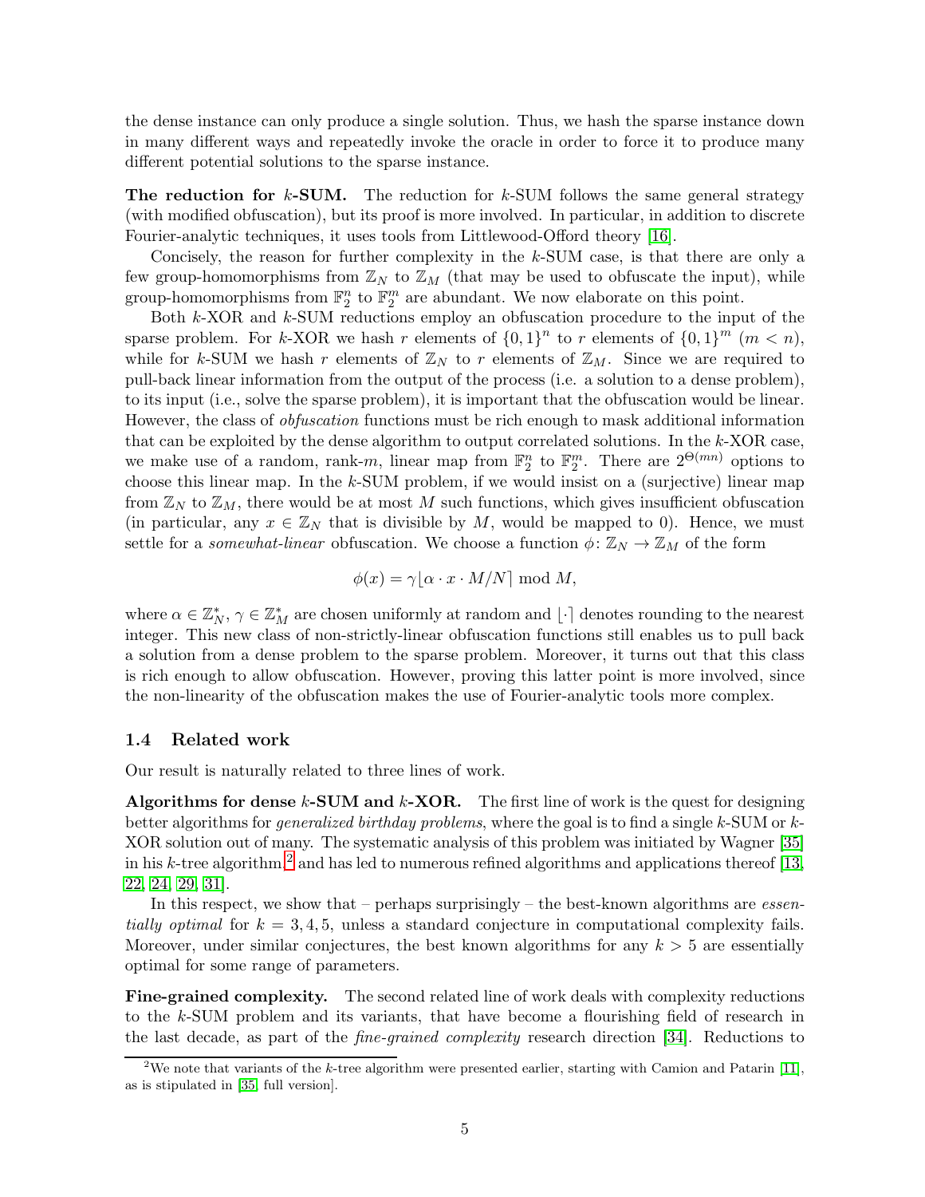the dense instance can only produce a single solution. Thus, we hash the sparse instance down in many different ways and repeatedly invoke the oracle in order to force it to produce many different potential solutions to the sparse instance.

**The reduction for $k$-SUM.** The reduction for $k$-SUM follows the same general strategy (with modified obfuscation), but its proof is more involved. In particular, in addition to discrete Fourier-analytic techniques, it uses tools from Littlewood-Offord theory [16].

Concisely, the reason for further complexity in the $k$-SUM case, is that there are only a few group-homomorphisms from $\mathbb{Z}_N$ to $\mathbb{Z}_M$ (that may be used to obfuscate the input), while group-homomorphisms from $\mathbb{F}_2^n$ to $\mathbb{F}_2^m$ are abundant. We now elaborate on this point.

Both $k$-XOR and $k$-SUM reductions employ an obfuscation procedure to the input of the sparse problem. For $k$-XOR we hash $r$ elements of $\{0,1\}^n$ to $r$ elements of $\{0,1\}^m$ ($m < n$), while for $k$-SUM we hash $r$ elements of $\mathbb{Z}_N$ to $r$ elements of $\mathbb{Z}_M$. Since we are required to pull-back linear information from the output of the process (i.e. a solution to a dense problem), to its input (i.e., solve the sparse problem), it is important that the obfuscation would be linear. However, the class of *obfuscation* functions must be rich enough to mask additional information that can be exploited by the dense algorithm to output correlated solutions. In the $k$-XOR case, we make use of a random, rank-$m$, linear map from $\mathbb{F}_2^n$ to $\mathbb{F}_2^m$. There are $2^{\Theta(mn)}$ options to choose this linear map. In the $k$-SUM problem, if we would insist on a (surjective) linear map from $\mathbb{Z}_N$ to $\mathbb{Z}_M$, there would be at most $M$ such functions, which gives insufficient obfuscation (in particular, any $x \in \mathbb{Z}_N$ that is divisible by $M$, would be mapped to 0). Hence, we must settle for a *somewhat-linear* obfuscation. We choose a function $\phi \colon \mathbb{Z}_N \to \mathbb{Z}_M$ of the form

$$\phi(x) = \gamma \lfloor \alpha \cdot x \cdot M/N \rceil \bmod M,$$

where $\alpha \in \mathbb{Z}_N^*$, $\gamma \in \mathbb{Z}_M^*$ are chosen uniformly at random and $\lfloor \cdot \rceil$ denotes rounding to the nearest integer. This new class of non-strictly-linear obfuscation functions still enables us to pull back a solution from a dense problem to the sparse problem. Moreover, it turns out that this class is rich enough to allow obfuscation. However, proving this latter point is more involved, since the non-linearity of the obfuscation makes the use of Fourier-analytic tools more complex.

### 1.4 Related work

Our result is naturally related to three lines of work.

**Algorithms for dense $k$-SUM and $k$-XOR.** The first line of work is the quest for designing better algorithms for *generalized birthday problems*, where the goal is to find a single $k$-SUM or $k$-XOR solution out of many. The systematic analysis of this problem was initiated by Wagner [35] in his $k$-tree algorithm,[2] and has led to numerous refined algorithms and applications thereof [13, 22, 24, 29, 31].

In this respect, we show that – perhaps surprisingly – the best-known algorithms are *essentially optimal* for $k = 3, 4, 5$, unless a standard conjecture in computational complexity fails. Moreover, under similar conjectures, the best known algorithms for any $k > 5$ are essentially optimal for some range of parameters.

**Fine-grained complexity.** The second related line of work deals with complexity reductions to the $k$-SUM problem and its variants, that have become a flourishing field of research in the last decade, as part of the *fine-grained complexity* research direction [34]. Reductions to

[2] We note that variants of the $k$-tree algorithm were presented earlier, starting with Camion and Patarin [11], as is stipulated in [35, full version].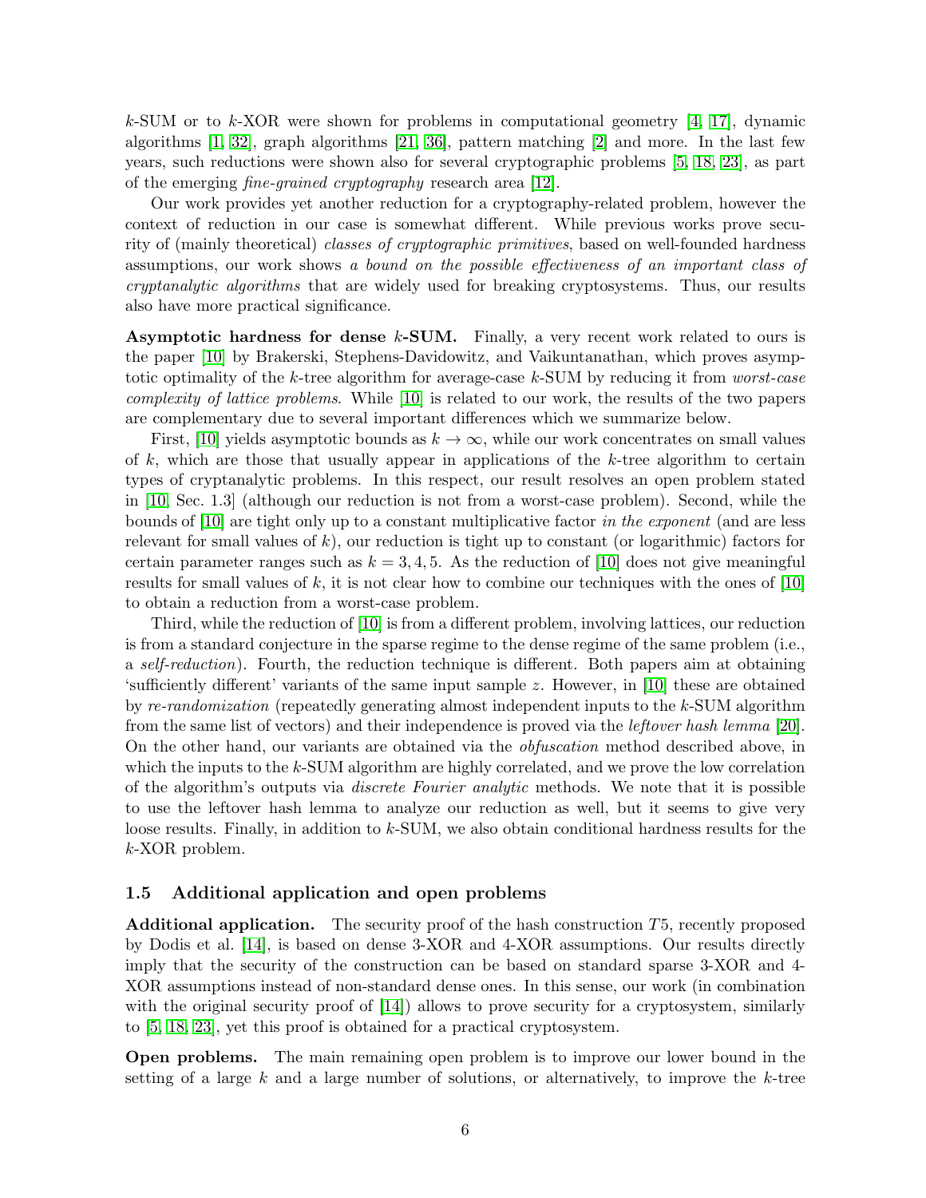$k$-SUM or to $k$-XOR were shown for problems in computational geometry [4, 17], dynamic algorithms [1, 32], graph algorithms [21, 36], pattern matching [2] and more. In the last few years, such reductions were shown also for several cryptographic problems [5, 18, 23], as part of the emerging *fine-grained cryptography* research area [12].

Our work provides yet another reduction for a cryptography-related problem, however the context of reduction in our case is somewhat different. While previous works prove security of (mainly theoretical) *classes of cryptographic primitives*, based on well-founded hardness assumptions, our work shows *a bound on the possible effectiveness of an important class of cryptanalytic algorithms* that are widely used for breaking cryptosystems. Thus, our results also have more practical significance.

**Asymptotic hardness for dense $k$-SUM.** Finally, a very recent work related to ours is the paper [10] by Brakerski, Stephens-Davidowitz, and Vaikuntanathan, which proves asymptotic optimality of the $k$-tree algorithm for average-case $k$-SUM by reducing it from *worst-case complexity of lattice problems*. While [10] is related to our work, the results of the two papers are complementary due to several important differences which we summarize below.

First, [10] yields asymptotic bounds as $k \to \infty$, while our work concentrates on small values of $k$, which are those that usually appear in applications of the $k$-tree algorithm to certain types of cryptanalytic problems. In this respect, our result resolves an open problem stated in [10, Sec. 1.3] (although our reduction is not from a worst-case problem). Second, while the bounds of [10] are tight only up to a constant multiplicative factor *in the exponent* (and are less relevant for small values of $k$), our reduction is tight up to constant (or logarithmic) factors for certain parameter ranges such as $k = 3, 4, 5$. As the reduction of [10] does not give meaningful results for small values of $k$, it is not clear how to combine our techniques with the ones of [10] to obtain a reduction from a worst-case problem.

Third, while the reduction of [10] is from a different problem, involving lattices, our reduction is from a standard conjecture in the sparse regime to the dense regime of the same problem (i.e., a *self-reduction*). Fourth, the reduction technique is different. Both papers aim at obtaining 'sufficiently different' variants of the same input sample $z$. However, in [10] these are obtained by *re-randomization* (repeatedly generating almost independent inputs to the $k$-SUM algorithm from the same list of vectors) and their independence is proved via the *leftover hash lemma* [20]. On the other hand, our variants are obtained via the *obfuscation* method described above, in which the inputs to the $k$-SUM algorithm are highly correlated, and we prove the low correlation of the algorithm's outputs via *discrete Fourier analytic* methods. We note that it is possible to use the leftover hash lemma to analyze our reduction as well, but it seems to give very loose results. Finally, in addition to $k$-SUM, we also obtain conditional hardness results for the $k$-XOR problem.

### 1.5 Additional application and open problems

**Additional application.** The security proof of the hash construction $T5$, recently proposed by Dodis et al. [14], is based on dense 3-XOR and 4-XOR assumptions. Our results directly imply that the security of the construction can be based on standard sparse 3-XOR and 4-XOR assumptions instead of non-standard dense ones. In this sense, our work (in combination with the original security proof of [14]) allows to prove security for a cryptosystem, similarly to [5, 18, 23], yet this proof is obtained for a practical cryptosystem.

**Open problems.** The main remaining open problem is to improve our lower bound in the setting of a large $k$ and a large number of solutions, or alternatively, to improve the $k$-tree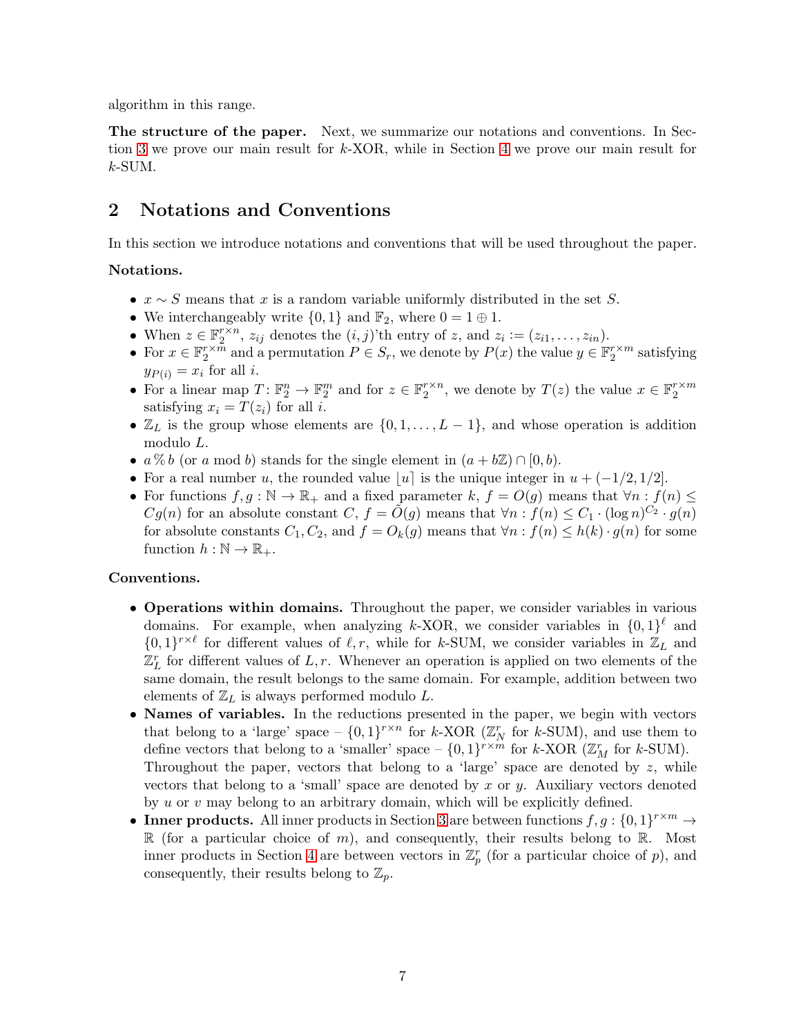algorithm in this range.

**The structure of the paper.** Next, we summarize our notations and conventions. In Section 3 we prove our main result for $k$-XOR, while in Section 4 we prove our main result for $k$-SUM.

## 2 Notations and Conventions

In this section we introduce notations and conventions that will be used throughout the paper.

**Notations.**

- $x \sim S$ means that $x$ is a random variable uniformly distributed in the set $S$.
- We interchangeably write $\{0,1\}$ and $\mathbb{F}_2$, where $0 = 1 \oplus 1$.
- When $z \in \mathbb{F}_2^{r \times n}$, $z_{ij}$ denotes the $(i,j)$'th entry of $z$, and $z_i := (z_{i1}, \ldots, z_{in})$.
- For $x \in \mathbb{F}_2^{r \times m}$ and a permutation $P \in S_r$, we denote by $P(x)$ the value $y \in \mathbb{F}_2^{r \times m}$ satisfying $y_{P(i)} = x_i$ for all $i$.
- For a linear map $T \colon \mathbb{F}_2^n \to \mathbb{F}_2^m$ and for $z \in \mathbb{F}_2^{r \times n}$, we denote by $T(z)$ the value $x \in \mathbb{F}_2^{r \times m}$ satisfying $x_i = T(z_i)$ for all $i$.
- $\mathbb{Z}_L$ is the group whose elements are $\{0, 1, \ldots, L-1\}$, and whose operation is addition modulo $L$.
- $a \,\%\, b$ (or $a \bmod b$) stands for the single element in $(a + b\mathbb{Z}) \cap [0, b)$.
- For a real number $u$, the rounded value $\lfloor u \rceil$ is the unique integer in $u + (-1/2, 1/2]$.
- For functions $f, g : \mathbb{N} \to \mathbb{R}_+$ and a fixed parameter $k$, $f = O(g)$ means that $\forall n : f(n) \leq Cg(n)$ for an absolute constant $C$, $f = \tilde{O}(g)$ means that $\forall n : f(n) \leq C_1 \cdot (\log n)^{C_2} \cdot g(n)$ for absolute constants $C_1, C_2$, and $f = O_k(g)$ means that $\forall n : f(n) \leq h(k) \cdot g(n)$ for some function $h : \mathbb{N} \to \mathbb{R}_+$.

**Conventions.**

- **Operations within domains.** Throughout the paper, we consider variables in various domains. For example, when analyzing $k$-XOR, we consider variables in $\{0,1\}^{\ell}$ and $\{0,1\}^{r \times \ell}$ for different values of $\ell, r$, while for $k$-SUM, we consider variables in $\mathbb{Z}_L$ and $\mathbb{Z}_L^r$ for different values of $L, r$. Whenever an operation is applied on two elements of the same domain, the result belongs to the same domain. For example, addition between two elements of $\mathbb{Z}_L$ is always performed modulo $L$.
- **Names of variables.** In the reductions presented in the paper, we begin with vectors that belong to a 'large' space – $\{0,1\}^{r \times n}$ for $k$-XOR ($\mathbb{Z}_N^r$ for $k$-SUM), and use them to define vectors that belong to a 'smaller' space – $\{0,1\}^{r \times m}$ for $k$-XOR ($\mathbb{Z}_M^r$ for $k$-SUM). Throughout the paper, vectors that belong to a 'large' space are denoted by $z$, while vectors that belong to a 'small' space are denoted by $x$ or $y$. Auxiliary vectors denoted by $u$ or $v$ may belong to an arbitrary domain, which will be explicitly defined.
- **Inner products.** All inner products in Section 3 are between functions $f, g : \{0,1\}^{r \times m} \to \mathbb{R}$ (for a particular choice of $m$), and consequently, their results belong to $\mathbb{R}$. Most inner products in Section 4 are between vectors in $\mathbb{Z}_p^r$ (for a particular choice of $p$), and consequently, their results belong to $\mathbb{Z}_p$.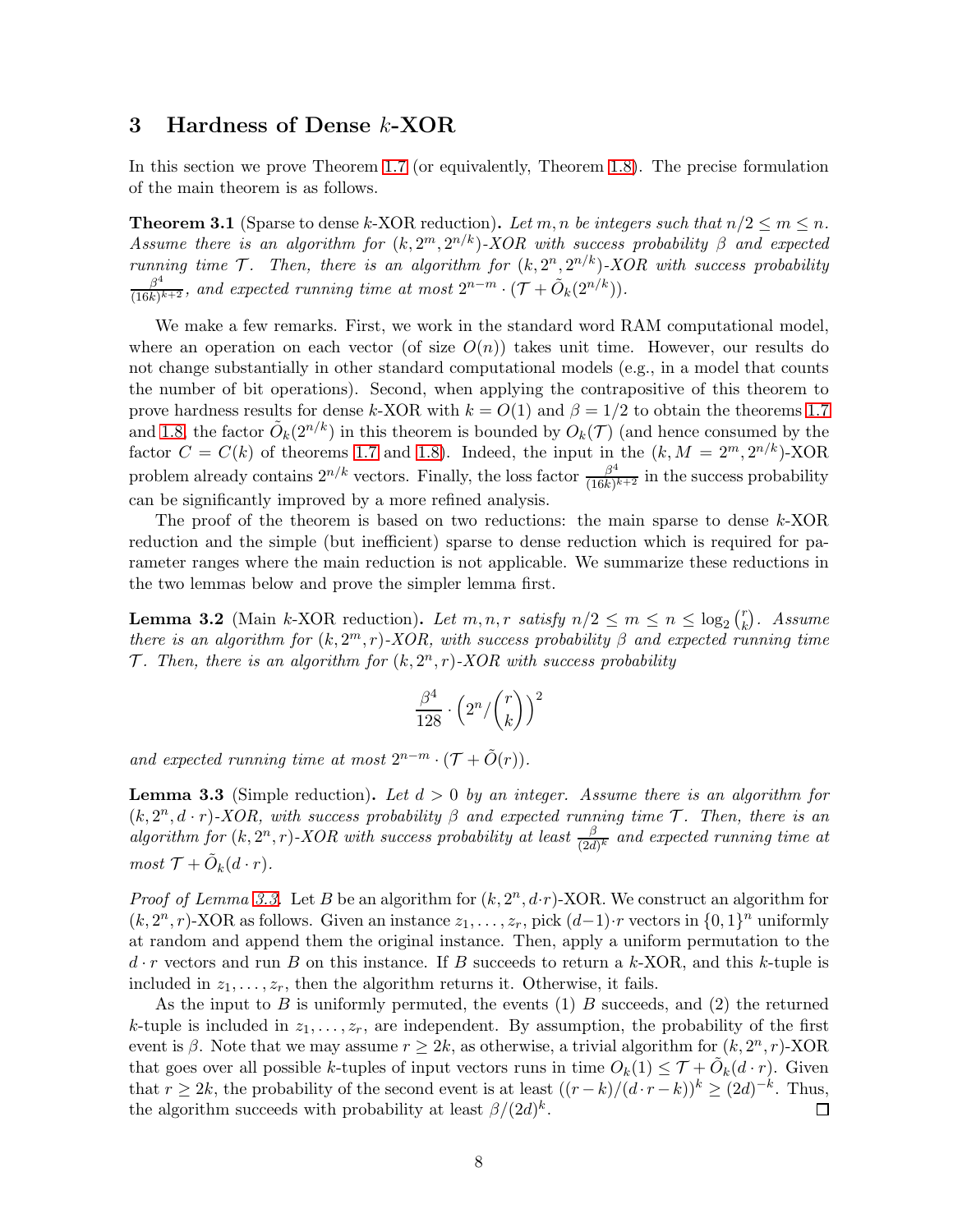## 3 Hardness of Dense $k$-XOR

In this section we prove Theorem 1.7 (or equivalently, Theorem 1.8). The precise formulation of the main theorem is as follows.

**Theorem 3.1** (Sparse to dense $k$-XOR reduction)**.** *Let $m, n$ be integers such that $n/2 \le m \le n$. Assume there is an algorithm for $(k, 2^m, 2^{n/k})$-XOR with success probability $\beta$ and expected running time $\mathcal{T}$. Then, there is an algorithm for $(k, 2^n, 2^{n/k})$-XOR with success probability $\frac{\beta^4}{(16k)^{k+2}}$, and expected running time at most $2^{n-m} \cdot (\mathcal{T} + \tilde{O}_k(2^{n/k}))$.*

We make a few remarks. First, we work in the standard word RAM computational model, where an operation on each vector (of size $O(n)$) takes unit time. However, our results do not change substantially in other standard computational models (e.g., in a model that counts the number of bit operations). Second, when applying the contrapositive of this theorem to prove hardness results for dense $k$-XOR with $k = O(1)$ and $\beta = 1/2$ to obtain the theorems 1.7 and 1.8, the factor $\tilde{O}_k(2^{n/k})$ in this theorem is bounded by $O_k(\mathcal{T})$ (and hence consumed by the factor $C = C(k)$ of theorems 1.7 and 1.8). Indeed, the input in the $(k, M = 2^m, 2^{n/k})$-XOR problem already contains $2^{n/k}$ vectors. Finally, the loss factor $\frac{\beta^4}{(16k)^{k+2}}$ in the success probability can be significantly improved by a more refined analysis.

The proof of the theorem is based on two reductions: the main sparse to dense $k$-XOR reduction and the simple (but inefficient) sparse to dense reduction which is required for parameter ranges where the main reduction is not applicable. We summarize these reductions in the two lemmas below and prove the simpler lemma first.

**Lemma 3.2** (Main $k$-XOR reduction)**.** *Let $m, n, r$ satisfy $n/2 \le m \le n \le \log_2 \binom{r}{k}$. Assume there is an algorithm for $(k, 2^m, r)$-XOR, with success probability $\beta$ and expected running time $\mathcal{T}$. Then, there is an algorithm for $(k, 2^n, r)$-XOR with success probability*

$$\frac{\beta^4}{128} \cdot \left(2^n / \binom{r}{k}\right)^2$$

*and expected running time at most $2^{n-m} \cdot (\mathcal{T} + \tilde{O}(r))$.*

**Lemma 3.3** (Simple reduction)**.** *Let $d > 0$ by an integer. Assume there is an algorithm for $(k, 2^n, d \cdot r)$-XOR, with success probability $\beta$ and expected running time $\mathcal{T}$. Then, there is an algorithm for $(k, 2^n, r)$-XOR with success probability at least $\frac{\beta}{(2d)^k}$ and expected running time at most $\mathcal{T} + \tilde{O}_k(d \cdot r)$.*

*Proof of Lemma 3.3.* Let $B$ be an algorithm for $(k, 2^n, d \cdot r)$-XOR. We construct an algorithm for $(k, 2^n, r)$-XOR as follows. Given an instance $z_1, \dots, z_r$, pick $(d-1) \cdot r$ vectors in $\{0,1\}^n$ uniformly at random and append them the original instance. Then, apply a uniform permutation to the $d \cdot r$ vectors and run $B$ on this instance. If $B$ succeeds to return a $k$-XOR, and this $k$-tuple is included in $z_1, \dots, z_r$, then the algorithm returns it. Otherwise, it fails.

As the input to $B$ is uniformly permuted, the events (1) $B$ succeeds, and (2) the returned $k$-tuple is included in $z_1, \dots, z_r$, are independent. By assumption, the probability of the first event is $\beta$. Note that we may assume $r \ge 2k$, as otherwise, a trivial algorithm for $(k, 2^n, r)$-XOR that goes over all possible $k$-tuples of input vectors runs in time $O_k(1) \le \mathcal{T} + \tilde{O}_k(d \cdot r)$. Given that $r \ge 2k$, the probability of the second event is at least $((r-k)/(d \cdot r - k))^k \ge (2d)^{-k}$. Thus, the algorithm succeeds with probability at least $\beta/(2d)^k$. $\square$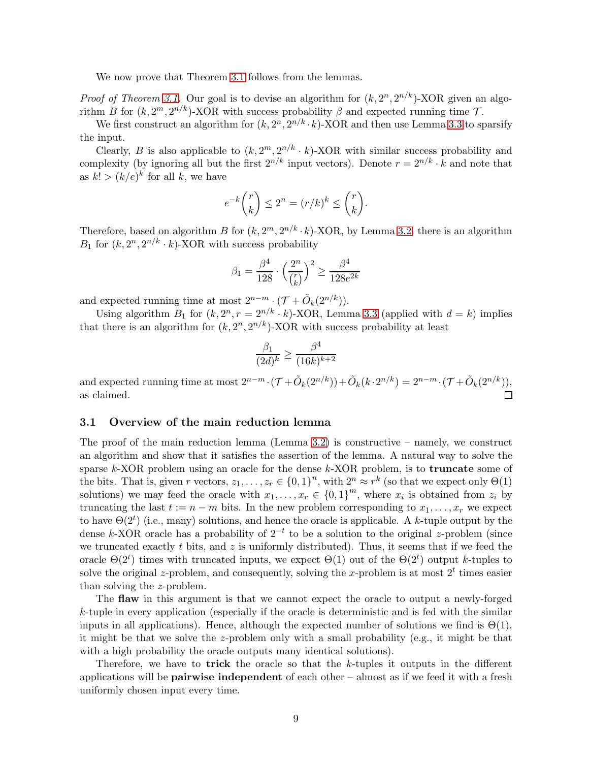We now prove that Theorem 3.1 follows from the lemmas.

*Proof of Theorem 3.1.* Our goal is to devise an algorithm for $(k, 2^n, 2^{n/k})$-XOR given an algorithm $B$ for $(k, 2^m, 2^{n/k})$-XOR with success probability $\beta$ and expected running time $\mathcal{T}$.

We first construct an algorithm for $(k, 2^n, 2^{n/k} \cdot k)$-XOR and then use Lemma 3.3 to sparsify the input.

Clearly, $B$ is also applicable to $(k, 2^m, 2^{n/k} \cdot k)$-XOR with similar success probability and complexity (by ignoring all but the first $2^{n/k}$ input vectors). Denote $r = 2^{n/k} \cdot k$ and note that as $k! > (k/e)^k$ for all $k$, we have

$$e^{-k}\binom{r}{k} \leq 2^n = (r/k)^k \leq \binom{r}{k}.$$

Therefore, based on algorithm $B$ for $(k, 2^m, 2^{n/k} \cdot k)$-XOR, by Lemma 3.2, there is an algorithm $B_1$ for $(k, 2^n, 2^{n/k} \cdot k)$-XOR with success probability

$$\beta_1 = \frac{\beta^4}{128} \cdot \left(\frac{2^n}{\binom{r}{k}}\right)^2 \geq \frac{\beta^4}{128e^{2k}}$$

and expected running time at most $2^{n-m} \cdot (\mathcal{T} + \tilde{O}_k(2^{n/k}))$.

Using algorithm $B_1$ for $(k, 2^n, r = 2^{n/k} \cdot k)$-XOR, Lemma 3.3 (applied with $d = k$) implies that there is an algorithm for $(k, 2^n, 2^{n/k})$-XOR with success probability at least

$$\frac{\beta_1}{(2d)^k} \geq \frac{\beta^4}{(16k)^{k+2}}$$

and expected running time at most $2^{n-m} \cdot (\mathcal{T} + \tilde{O}_k(2^{n/k})) + \tilde{O}_k(k \cdot 2^{n/k}) = 2^{n-m} \cdot (\mathcal{T} + \tilde{O}_k(2^{n/k}))$, as claimed. ∎

### 3.1 Overview of the main reduction lemma

The proof of the main reduction lemma (Lemma 3.2) is constructive – namely, we construct an algorithm and show that it satisfies the assertion of the lemma. A natural way to solve the sparse $k$-XOR problem using an oracle for the dense $k$-XOR problem, is to **truncate** some of the bits. That is, given $r$ vectors, $z_1, \ldots, z_r \in \{0,1\}^n$, with $2^n \approx r^k$ (so that we expect only $\Theta(1)$ solutions) we may feed the oracle with $x_1, \ldots, x_r \in \{0,1\}^m$, where $x_i$ is obtained from $z_i$ by truncating the last $t := n - m$ bits. In the new problem corresponding to $x_1, \ldots, x_r$ we expect to have $\Theta(2^t)$ (i.e., many) solutions, and hence the oracle is applicable. A $k$-tuple output by the dense $k$-XOR oracle has a probability of $2^{-t}$ to be a solution to the original $z$-problem (since we truncated exactly $t$ bits, and $z$ is uniformly distributed). Thus, it seems that if we feed the oracle $\Theta(2^t)$ times with truncated inputs, we expect $\Theta(1)$ out of the $\Theta(2^t)$ output $k$-tuples to solve the original $z$-problem, and consequently, solving the $x$-problem is at most $2^t$ times easier than solving the $z$-problem.

The **flaw** in this argument is that we cannot expect the oracle to output a newly-forged $k$-tuple in every application (especially if the oracle is deterministic and is fed with the similar inputs in all applications). Hence, although the expected number of solutions we find is $\Theta(1)$, it might be that we solve the $z$-problem only with a small probability (e.g., it might be that with a high probability the oracle outputs many identical solutions).

Therefore, we have to **trick** the oracle so that the $k$-tuples it outputs in the different applications will be **pairwise independent** of each other – almost as if we feed it with a fresh uniformly chosen input every time.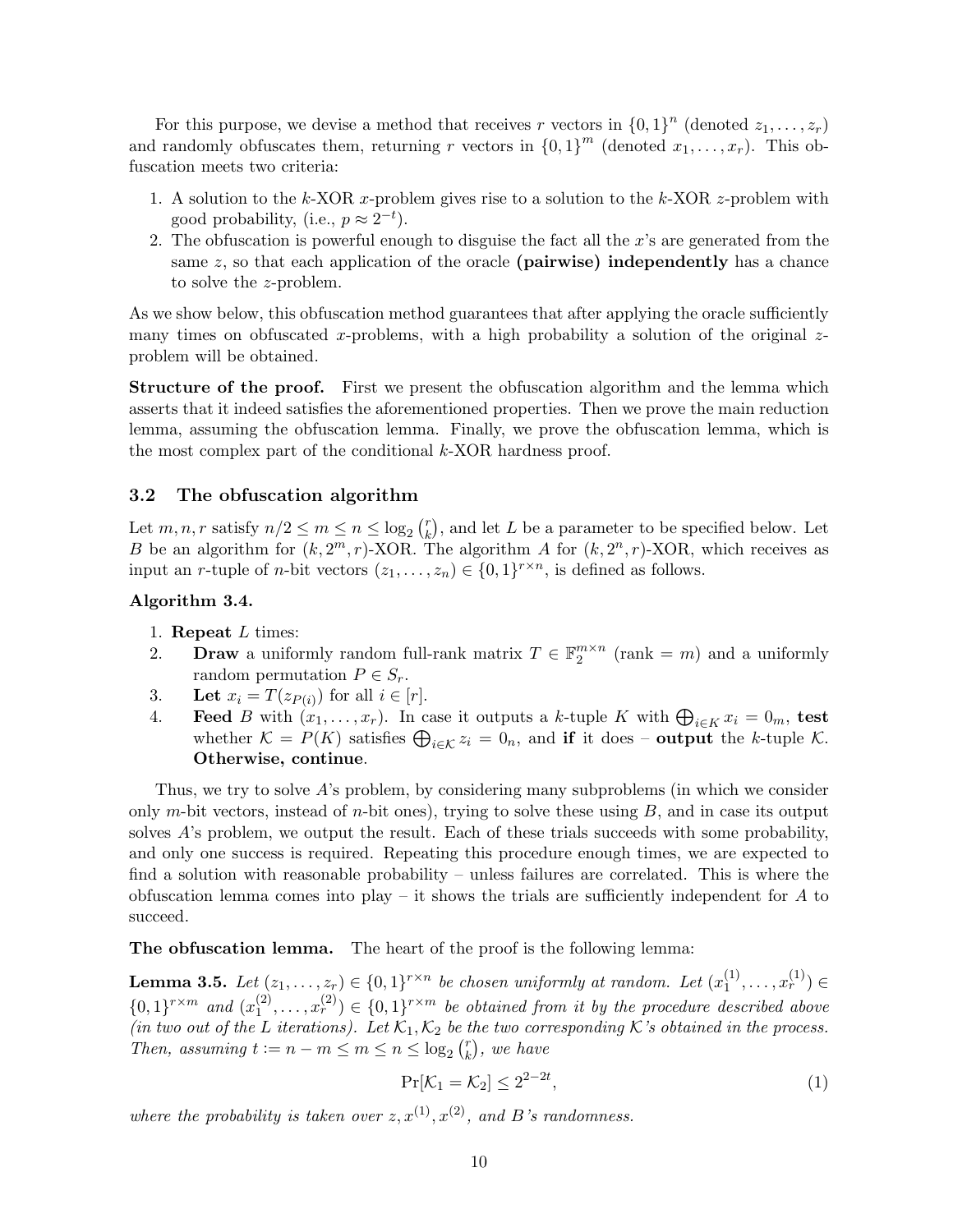For this purpose, we devise a method that receives $r$ vectors in $\{0,1\}^n$ (denoted $z_1, \ldots, z_r$) and randomly obfuscates them, returning $r$ vectors in $\{0,1\}^m$ (denoted $x_1, \ldots, x_r$). This obfuscation meets two criteria:

1. A solution to the $k$-XOR $x$-problem gives rise to a solution to the $k$-XOR $z$-problem with good probability, (i.e., $p \approx 2^{-t}$).
2. The obfuscation is powerful enough to disguise the fact all the $x$'s are generated from the same $z$, so that each application of the oracle **(pairwise) independently** has a chance to solve the $z$-problem.

As we show below, this obfuscation method guarantees that after applying the oracle sufficiently many times on obfuscated $x$-problems, with a high probability a solution of the original $z$-problem will be obtained.

**Structure of the proof.** First we present the obfuscation algorithm and the lemma which asserts that it indeed satisfies the aforementioned properties. Then we prove the main reduction lemma, assuming the obfuscation lemma. Finally, we prove the obfuscation lemma, which is the most complex part of the conditional $k$-XOR hardness proof.

### 3.2 The obfuscation algorithm

Let $m, n, r$ satisfy $n/2 \leq m \leq n \leq \log_2 \binom{r}{k}$, and let $L$ be a parameter to be specified below. Let $B$ be an algorithm for $(k, 2^m, r)$-XOR. The algorithm $A$ for $(k, 2^n, r)$-XOR, which receives as input an $r$-tuple of $n$-bit vectors $(z_1, \ldots, z_n) \in \{0,1\}^{r \times n}$, is defined as follows.

**Algorithm 3.4.**

1. **Repeat** $L$ times:
2. **Draw** a uniformly random full-rank matrix $T \in \mathbb{F}_2^{m \times n}$ (rank $= m$) and a uniformly random permutation $P \in S_r$.
3. **Let** $x_i = T(z_{P(i)})$ for all $i \in [r]$.
4. **Feed** $B$ with $(x_1, \ldots, x_r)$. In case it outputs a $k$-tuple $K$ with $\bigoplus_{i \in K} x_i = 0_m$, **test** whether $\mathcal{K} = P(K)$ satisfies $\bigoplus_{i \in \mathcal{K}} z_i = 0_n$, and **if** it does – **output** the $k$-tuple $\mathcal{K}$. **Otherwise, continue**.

Thus, we try to solve $A$'s problem, by considering many subproblems (in which we consider only $m$-bit vectors, instead of $n$-bit ones), trying to solve these using $B$, and in case its output solves $A$'s problem, we output the result. Each of these trials succeeds with some probability, and only one success is required. Repeating this procedure enough times, we are expected to find a solution with reasonable probability – unless failures are correlated. This is where the obfuscation lemma comes into play – it shows the trials are sufficiently independent for $A$ to succeed.

**The obfuscation lemma.** The heart of the proof is the following lemma:

**Lemma 3.5.** *Let $(z_1, \ldots, z_r) \in \{0,1\}^{r \times n}$ be chosen uniformly at random. Let $(x_1^{(1)}, \ldots, x_r^{(1)}) \in \{0,1\}^{r \times m}$ and $(x_1^{(2)}, \ldots, x_r^{(2)}) \in \{0,1\}^{r \times m}$ be obtained from it by the procedure described above (in two out of the $L$ iterations). Let $\mathcal{K}_1, \mathcal{K}_2$ be the two corresponding $\mathcal{K}$'s obtained in the process. Then, assuming $t := n - m \leq m \leq n \leq \log_2 \binom{r}{k}$, we have*

$$\Pr[\mathcal{K}_1 = \mathcal{K}_2] \leq 2^{2-2t}, \tag{1}$$

*where the probability is taken over $z, x^{(1)}, x^{(2)}$, and $B$'s randomness.*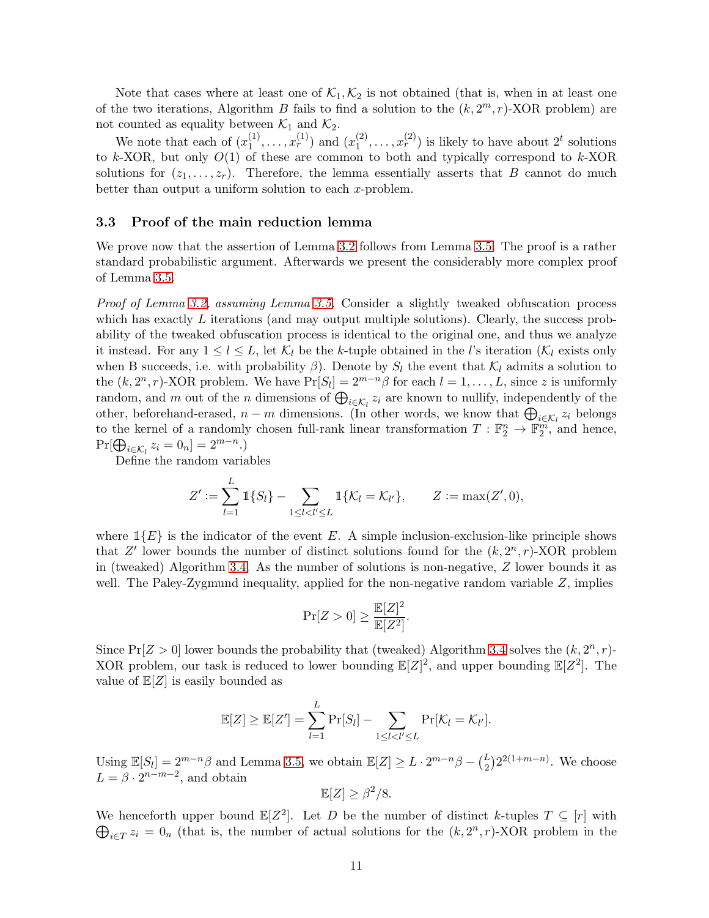Note that cases where at least one of $\mathcal{K}_1, \mathcal{K}_2$ is not obtained (that is, when in at least one of the two iterations, Algorithm $B$ fails to find a solution to the $(k, 2^m, r)$-XOR problem) are not counted as equality between $\mathcal{K}_1$ and $\mathcal{K}_2$.

We note that each of $(x_1^{(1)}, \ldots, x_r^{(1)})$ and $(x_1^{(2)}, \ldots, x_r^{(2)})$ is likely to have about $2^t$ solutions to $k$-XOR, but only $O(1)$ of these are common to both and typically correspond to $k$-XOR solutions for $(z_1, \ldots, z_r)$. Therefore, the lemma essentially asserts that $B$ cannot do much better than output a uniform solution to each $x$-problem.

### 3.3 Proof of the main reduction lemma

We prove now that the assertion of Lemma 3.2 follows from Lemma 3.5. The proof is a rather standard probabilistic argument. Afterwards we present the considerably more complex proof of Lemma 3.5.

*Proof of Lemma 3.2, assuming Lemma 3.5.* Consider a slightly tweaked obfuscation process which has exactly $L$ iterations (and may output multiple solutions). Clearly, the success probability of the tweaked obfuscation process is identical to the original one, and thus we analyze it instead. For any $1 \leq l \leq L$, let $\mathcal{K}_l$ be the $k$-tuple obtained in the $l$'s iteration ($\mathcal{K}_l$ exists only when B succeeds, i.e. with probability $\beta$). Denote by $S_l$ the event that $\mathcal{K}_l$ admits a solution to the $(k, 2^n, r)$-XOR problem. We have $\Pr[S_l] = 2^{m-n}\beta$ for each $l = 1, \ldots, L$, since $z$ is uniformly random, and $m$ out of the $n$ dimensions of $\bigoplus_{i \in \mathcal{K}_l} z_i$ are known to nullify, independently of the other, beforehand-erased, $n - m$ dimensions. (In other words, we know that $\bigoplus_{i \in \mathcal{K}_l} z_i$ belongs to the kernel of a randomly chosen full-rank linear transformation $T : \mathbb{F}_2^n \to \mathbb{F}_2^m$, and hence, $\Pr[\bigoplus_{i \in \mathcal{K}_l} z_i = 0_n] = 2^{m-n}$.)

Define the random variables

$$Z' := \sum_{l=1}^{L} \mathbb{1}\{S_l\} - \sum_{1 \leq l < l' \leq L} \mathbb{1}\{\mathcal{K}_l = \mathcal{K}_{l'}\}, \qquad Z := \max(Z', 0),$$

where $\mathbb{1}\{E\}$ is the indicator of the event $E$. A simple inclusion-exclusion-like principle shows that $Z'$ lower bounds the number of distinct solutions found for the $(k, 2^n, r)$-XOR problem in (tweaked) Algorithm 3.4. As the number of solutions is non-negative, $Z$ lower bounds it as well. The Paley-Zygmund inequality, applied for the non-negative random variable $Z$, implies

$$\Pr[Z > 0] \geq \frac{\mathbb{E}[Z]^2}{\mathbb{E}[Z^2]}.$$

Since $\Pr[Z > 0]$ lower bounds the probability that (tweaked) Algorithm 3.4 solves the $(k, 2^n, r)$-XOR problem, our task is reduced to lower bounding $\mathbb{E}[Z]^2$, and upper bounding $\mathbb{E}[Z^2]$. The value of $\mathbb{E}[Z]$ is easily bounded as

$$\mathbb{E}[Z] \geq \mathbb{E}[Z'] = \sum_{l=1}^{L} \Pr[S_l] - \sum_{1 \leq l < l' \leq L} \Pr[\mathcal{K}_l = \mathcal{K}_{l'}].$$

Using $\mathbb{E}[S_l] = 2^{m-n}\beta$ and Lemma 3.5, we obtain $\mathbb{E}[Z] \geq L \cdot 2^{m-n}\beta - \binom{L}{2} 2^{2(1+m-n)}$. We choose $L = \beta \cdot 2^{n-m-2}$, and obtain

$$\mathbb{E}[Z] \geq \beta^2/8.$$

We henceforth upper bound $\mathbb{E}[Z^2]$. Let $D$ be the number of distinct $k$-tuples $T \subseteq [r]$ with $\bigoplus_{i \in T} z_i = 0_n$ (that is, the number of actual solutions for the $(k, 2^n, r)$-XOR problem in the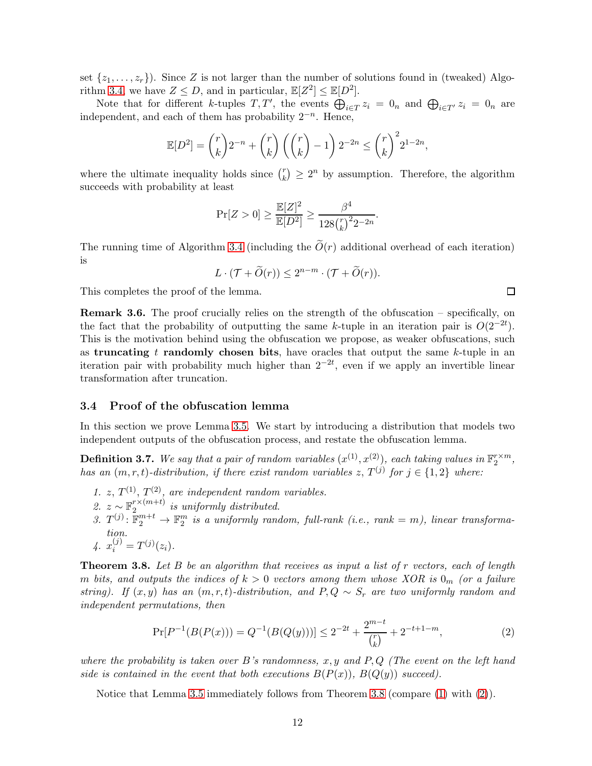set $\{z_1, \dots, z_r\}$). Since $Z$ is not larger than the number of solutions found in (tweaked) Algorithm 3.4, we have $Z \leq D$, and in particular, $\mathbb{E}[Z^2] \leq \mathbb{E}[D^2]$.

Note that for different $k$-tuples $T, T'$, the events $\bigoplus_{i \in T} z_i = 0_n$ and $\bigoplus_{i \in T'} z_i = 0_n$ are independent, and each of them has probability $2^{-n}$. Hence,

$$\mathbb{E}[D^2] = \binom{r}{k} 2^{-n} + \binom{r}{k} \left( \binom{r}{k} - 1 \right) 2^{-2n} \leq \binom{r}{k}^2 2^{1-2n},$$

where the ultimate inequality holds since $\binom{r}{k} \geq 2^n$ by assumption. Therefore, the algorithm succeeds with probability at least

$$\Pr[Z > 0] \geq \frac{\mathbb{E}[Z]^2}{\mathbb{E}[D^2]} \geq \frac{\beta^4}{128 \binom{r}{k}^2 2^{-2n}}.$$

The running time of Algorithm 3.4 (including the $\widetilde{O}(r)$ additional overhead of each iteration) is

$$L \cdot (\mathcal{T} + \widetilde{O}(r)) \leq 2^{n-m} \cdot (\mathcal{T} + \widetilde{O}(r)).$$

This completes the proof of the lemma. □

**Remark 3.6.** The proof crucially relies on the strength of the obfuscation – specifically, on the fact that the probability of outputting the same $k$-tuple in an iteration pair is $O(2^{-2t})$. This is the motivation behind using the obfuscation we propose, as weaker obfuscations, such as **truncating** $t$ **randomly chosen bits**, have oracles that output the same $k$-tuple in an iteration pair with probability much higher than $2^{-2t}$, even if we apply an invertible linear transformation after truncation.

### 3.4 Proof of the obfuscation lemma

In this section we prove Lemma 3.5. We start by introducing a distribution that models two independent outputs of the obfuscation process, and restate the obfuscation lemma.

**Definition 3.7.** *We say that a pair of random variables $(x^{(1)}, x^{(2)})$, each taking values in $\mathbb{F}_2^{r \times m}$, has an $(m, r, t)$-distribution, if there exist random variables $z$, $T^{(j)}$ for $j \in \{1, 2\}$ where:*

1. *$z$, $T^{(1)}$, $T^{(2)}$, are independent random variables.*
2. *$z \sim \mathbb{F}_2^{r \times (m+t)}$ is uniformly distributed.*
3. *$T^{(j)} \colon \mathbb{F}_2^{m+t} \to \mathbb{F}_2^m$ is a uniformly random, full-rank (i.e., rank $= m$), linear transformation.*
4. *$x_i^{(j)} = T^{(j)}(z_i)$.*

**Theorem 3.8.** *Let $B$ be an algorithm that receives as input a list of $r$ vectors, each of length $m$ bits, and outputs the indices of $k > 0$ vectors among them whose XOR is $0_m$ (or a failure string). If $(x, y)$ has an $(m, r, t)$-distribution, and $P, Q \sim S_r$ are two uniformly random and independent permutations, then*

$$\Pr[P^{-1}(B(P(x))) = Q^{-1}(B(Q(y)))] \leq 2^{-2t} + \frac{2^{m-t}}{\binom{r}{k}} + 2^{-t+1-m}, \tag{2}$$

*where the probability is taken over $B$'s randomness, $x, y$ and $P, Q$ (The event on the left hand side is contained in the event that both executions $B(P(x))$, $B(Q(y))$ succeed).*

Notice that Lemma 3.5 immediately follows from Theorem 3.8 (compare (1) with (2)).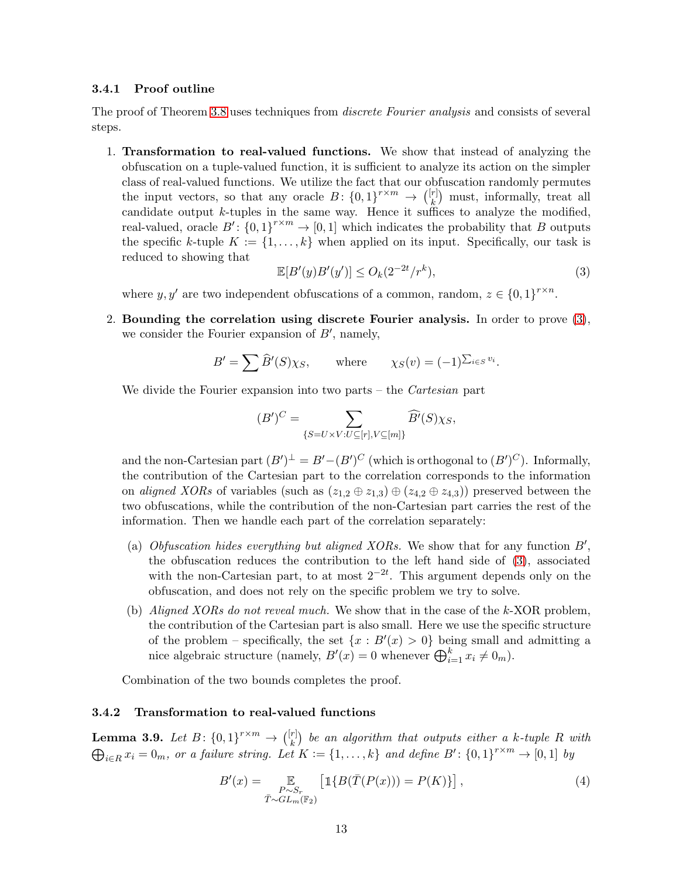### 3.4.1 Proof outline

The proof of Theorem 3.8 uses techniques from *discrete Fourier analysis* and consists of several steps.

1. **Transformation to real-valued functions.** We show that instead of analyzing the obfuscation on a tuple-valued function, it is sufficient to analyze its action on the simpler class of real-valued functions. We utilize the fact that our obfuscation randomly permutes the input vectors, so that any oracle $B\colon \{0,1\}^{r\times m} \to \binom{[r]}{k}$ must, informally, treat all candidate output $k$-tuples in the same way. Hence it suffices to analyze the modified, real-valued, oracle $B'\colon \{0,1\}^{r\times m} \to [0,1]$ which indicates the probability that $B$ outputs the specific $k$-tuple $K := \{1,\dots,k\}$ when applied on its input. Specifically, our task is reduced to showing that
$$\mathbb{E}[B'(y)B'(y')] \le O_k(2^{-2t}/r^k), \tag{3}$$
where $y, y'$ are two independent obfuscations of a common, random, $z \in \{0,1\}^{r\times n}$.

2. **Bounding the correlation using discrete Fourier analysis.** In order to prove (3), we consider the Fourier expansion of $B'$, namely,
$$B' = \sum \widehat{B}'(S)\chi_S, \qquad \text{where} \qquad \chi_S(v) = (-1)^{\sum_{i\in S} v_i}.$$
We divide the Fourier expansion into two parts – the *Cartesian* part
$$(B')^C = \sum_{\{S=U\times V : U\subseteq[r], V\subseteq[m]\}} \widehat{B'}(S)\chi_S,$$
and the non-Cartesian part $(B')^\perp = B' - (B')^C$ (which is orthogonal to $(B')^C$). Informally, the contribution of the Cartesian part to the correlation corresponds to the information on *aligned XORs* of variables (such as $(z_{1,2}\oplus z_{1,3}) \oplus (z_{4,2}\oplus z_{4,3})$) preserved between the two obfuscations, while the contribution of the non-Cartesian part carries the rest of the information. Then we handle each part of the correlation separately:

   (a) *Obfuscation hides everything but aligned XORs.* We show that for any function $B'$, the obfuscation reduces the contribution to the left hand side of (3), associated with the non-Cartesian part, to at most $2^{-2t}$. This argument depends only on the obfuscation, and does not rely on the specific problem we try to solve.

   (b) *Aligned XORs do not reveal much.* We show that in the case of the $k$-XOR problem, the contribution of the Cartesian part is also small. Here we use the specific structure of the problem – specifically, the set $\{x : B'(x) > 0\}$ being small and admitting a nice algebraic structure (namely, $B'(x) = 0$ whenever $\bigoplus_{i=1}^k x_i \neq 0_m$).

   Combination of the two bounds completes the proof.

### 3.4.2 Transformation to real-valued functions

**Lemma 3.9.** *Let $B\colon \{0,1\}^{r\times m} \to \binom{[r]}{k}$ be an algorithm that outputs either a $k$-tuple $R$ with $\bigoplus_{i\in R} x_i = 0_m$, or a failure string. Let $K := \{1,\dots,k\}$ and define $B'\colon \{0,1\}^{r\times m} \to [0,1]$ by*
$$B'(x) = \mathop{\mathbb{E}}_{\substack{P\sim S_r\\ \bar{T}\sim GL_m(\mathbb{F}_2)}} \left[\mathbb{1}\{B(\bar{T}(P(x))) = P(K)\}\right], \tag{4}$$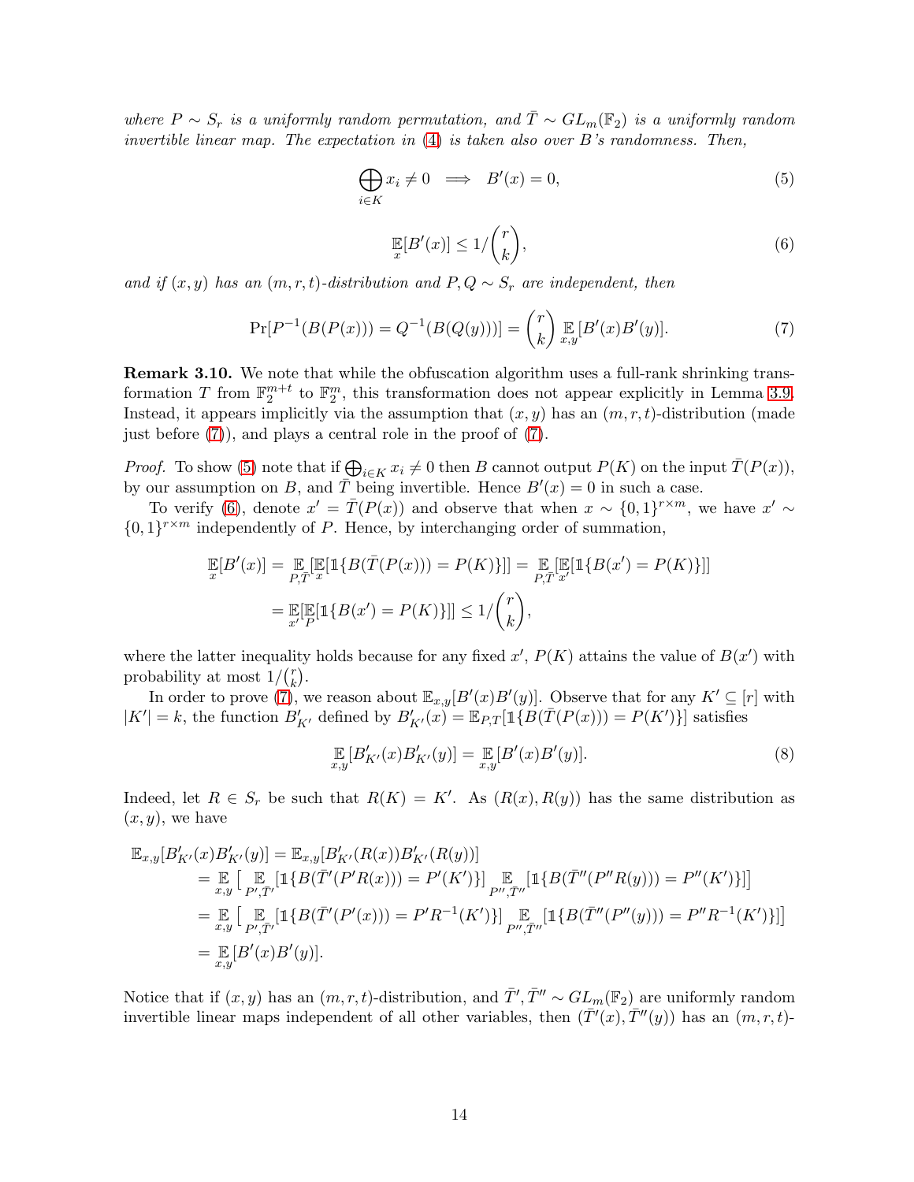*where $P \sim S_r$ is a uniformly random permutation, and $\bar{T} \sim GL_m(\mathbb{F}_2)$ is a uniformly random invertible linear map. The expectation in (4) is taken also over B's randomness. Then,*

$$\bigoplus_{i \in K} x_i \neq 0 \implies B'(x) = 0, \tag{5}$$

$$\mathop{\mathbb{E}}_{x}[B'(x)] \leq 1/\binom{r}{k}, \tag{6}$$

*and if $(x, y)$ has an $(m, r, t)$-distribution and $P, Q \sim S_r$ are independent, then*

$$\Pr[P^{-1}(B(P(x))) = Q^{-1}(B(Q(y)))] = \binom{r}{k} \mathop{\mathbb{E}}_{x,y}[B'(x)B'(y)]. \tag{7}$$

**Remark 3.10.** We note that while the obfuscation algorithm uses a full-rank shrinking transformation $T$ from $\mathbb{F}_2^{m+t}$ to $\mathbb{F}_2^m$, this transformation does not appear explicitly in Lemma 3.9. Instead, it appears implicitly via the assumption that $(x, y)$ has an $(m, r, t)$-distribution (made just before (7)), and plays a central role in the proof of (7).

*Proof.* To show (5) note that if $\bigoplus_{i \in K} x_i \neq 0$ then $B$ cannot output $P(K)$ on the input $\bar{T}(P(x))$, by our assumption on $B$, and $\bar{T}$ being invertible. Hence $B'(x) = 0$ in such a case.

To verify (6), denote $x' = \bar{T}(P(x))$ and observe that when $x \sim \{0,1\}^{r \times m}$, we have $x' \sim \{0,1\}^{r \times m}$ independently of $P$. Hence, by interchanging order of summation,

$$\begin{aligned}
\mathop{\mathbb{E}}_{x}[B'(x)] &= \mathop{\mathbb{E}}_{P,\bar{T}}[\mathop{\mathbb{E}}_{x}[\mathbb{1}\{B(\bar{T}(P(x))) = P(K)\}]] = \mathop{\mathbb{E}}_{P,\bar{T}}[\mathop{\mathbb{E}}_{x'}[\mathbb{1}\{B(x') = P(K)\}]] \\
&= \mathop{\mathbb{E}}_{x'}[\mathop{\mathbb{E}}_{P}[\mathbb{1}\{B(x') = P(K)\}]] \leq 1/\binom{r}{k},
\end{aligned}$$

where the latter inequality holds because for any fixed $x'$, $P(K)$ attains the value of $B(x')$ with probability at most $1/\binom{r}{k}$.

In order to prove (7), we reason about $\mathbb{E}_{x,y}[B'(x)B'(y)]$. Observe that for any $K' \subseteq [r]$ with $|K'| = k$, the function $B'_{K'}$ defined by $B'_{K'}(x) = \mathbb{E}_{P,T}[\mathbb{1}\{B(\bar{T}(P(x))) = P(K')\}]$ satisfies

$$\mathop{\mathbb{E}}_{x,y}[B'_{K'}(x)B'_{K'}(y)] = \mathop{\mathbb{E}}_{x,y}[B'(x)B'(y)]. \tag{8}$$

Indeed, let $R \in S_r$ be such that $R(K) = K'$. As $(R(x), R(y))$ has the same distribution as $(x, y)$, we have

$$\begin{aligned}
\mathbb{E}_{x,y}[B'_{K'}(x)B'_{K'}(y)] &= \mathbb{E}_{x,y}[B'_{K'}(R(x))B'_{K'}(R(y))] \\
&= \mathop{\mathbb{E}}_{x,y}\Big[\mathop{\mathbb{E}}_{P',\bar{T}'}[\mathbb{1}\{B(\bar{T}'(P'R(x))) = P'(K')\}] \mathop{\mathbb{E}}_{P'',\bar{T}''}[\mathbb{1}\{B(\bar{T}''(P''R(y))) = P''(K')\}]\Big] \\
&= \mathop{\mathbb{E}}_{x,y}\Big[\mathop{\mathbb{E}}_{P',\bar{T}'}[\mathbb{1}\{B(\bar{T}'(P'(x))) = P'R^{-1}(K')\}] \mathop{\mathbb{E}}_{P'',\bar{T}''}[\mathbb{1}\{B(\bar{T}''(P''(y))) = P''R^{-1}(K')\}]\Big] \\
&= \mathop{\mathbb{E}}_{x,y}[B'(x)B'(y)].
\end{aligned}$$

Notice that if $(x, y)$ has an $(m, r, t)$-distribution, and $\bar{T}', \bar{T}'' \sim GL_m(\mathbb{F}_2)$ are uniformly random invertible linear maps independent of all other variables, then $(\bar{T}'(x), \bar{T}''(y))$ has an $(m, r, t)$-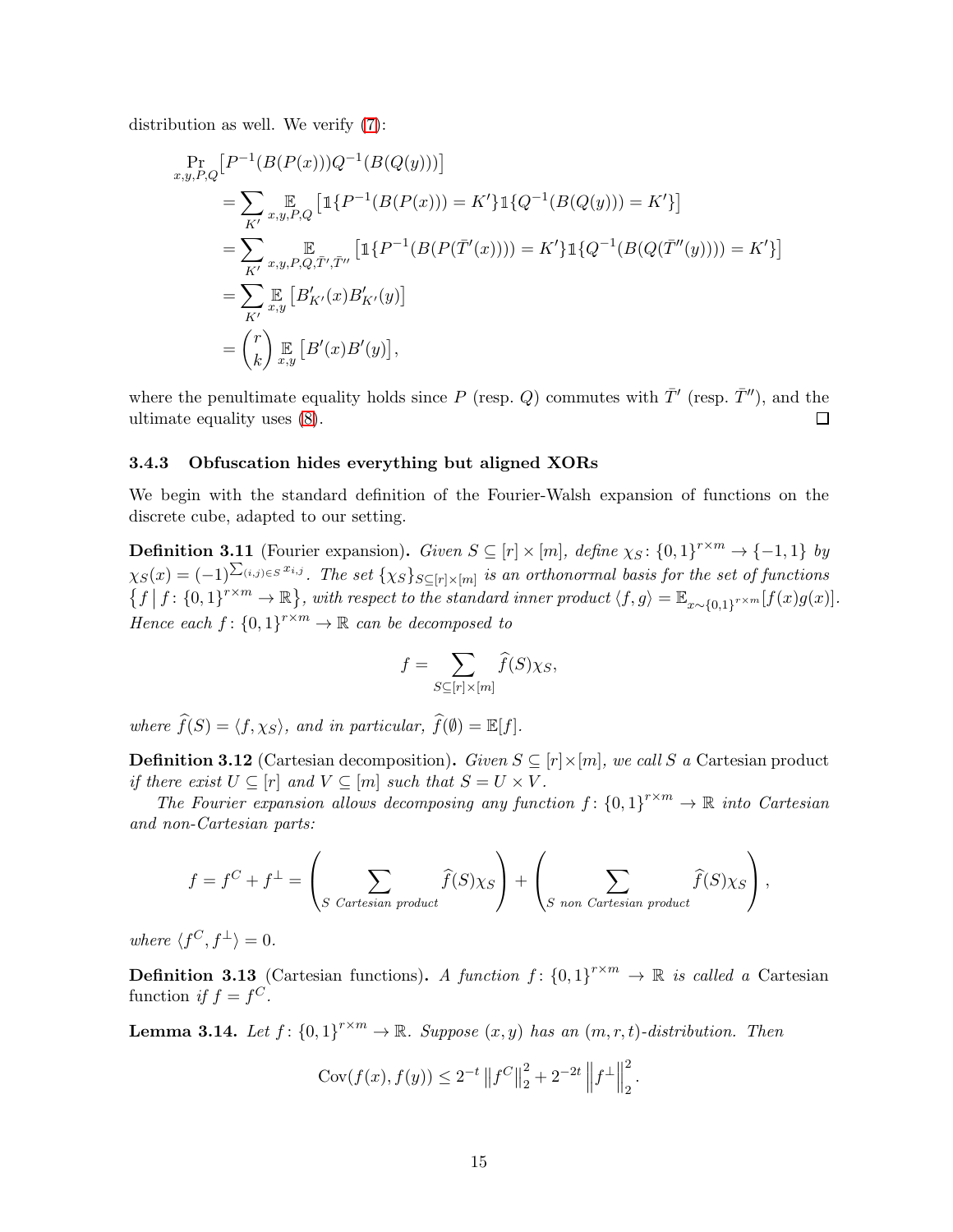distribution as well. We verify (7):

$$
\begin{aligned}
&\Pr_{x,y,P,Q}\big[P^{-1}(B(P(x)))Q^{-1}(B(Q(y)))\big] \\
&\quad= \sum_{K'} \mathop{\mathbb{E}}_{x,y,P,Q}\left[\mathbb{1}\{P^{-1}(B(P(x))) = K'\}\mathbb{1}\{Q^{-1}(B(Q(y))) = K'\}\right] \\
&\quad= \sum_{K'} \mathop{\mathbb{E}}_{x,y,P,Q,\bar{T}',\bar{T}''}\left[\mathbb{1}\{P^{-1}(B(P(\bar{T}'(x)))) = K'\}\mathbb{1}\{Q^{-1}(B(Q(\bar{T}''(y)))) = K'\}\right] \\
&\quad= \sum_{K'} \mathop{\mathbb{E}}_{x,y}\left[B'_{K'}(x)B'_{K'}(y)\right] \\
&\quad= \binom{r}{k} \mathop{\mathbb{E}}_{x,y}\left[B'(x)B'(y)\right],
\end{aligned}
$$

where the penultimate equality holds since $P$ (resp. $Q$) commutes with $\bar{T}'$ (resp. $\bar{T}''$), and the ultimate equality uses (8). ☐

#### 3.4.3 Obfuscation hides everything but aligned XORs

We begin with the standard definition of the Fourier-Walsh expansion of functions on the discrete cube, adapted to our setting.

**Definition 3.11** (Fourier expansion)**.** *Given $S \subseteq [r] \times [m]$, define $\chi_S \colon \{0,1\}^{r\times m} \to \{-1,1\}$ by $\chi_S(x) = (-1)^{\sum_{(i,j)\in S} x_{i,j}}$. The set $\{\chi_S\}_{S\subseteq[r]\times[m]}$ is an orthonormal basis for the set of functions $\{f \mid f\colon \{0,1\}^{r\times m} \to \mathbb{R}\}$, with respect to the standard inner product $\langle f, g\rangle = \mathbb{E}_{x\sim\{0,1\}^{r\times m}}[f(x)g(x)]$. Hence each $f\colon \{0,1\}^{r\times m} \to \mathbb{R}$ can be decomposed to*

$$
f = \sum_{S\subseteq[r]\times[m]} \widehat{f}(S)\chi_S,
$$

*where $\widehat{f}(S) = \langle f, \chi_S\rangle$, and in particular, $\widehat{f}(\emptyset) = \mathbb{E}[f]$.*

**Definition 3.12** (Cartesian decomposition)**.** *Given $S \subseteq [r]\times[m]$, we call $S$ a* Cartesian product *if there exist $U \subseteq [r]$ and $V \subseteq [m]$ such that $S = U \times V$.*

*The Fourier expansion allows decomposing any function $f\colon \{0,1\}^{r\times m} \to \mathbb{R}$ into Cartesian and non-Cartesian parts:*

$$
f = f^C + f^\perp = \left(\sum_{S \text{ Cartesian product}} \widehat{f}(S)\chi_S\right) + \left(\sum_{S \text{ non Cartesian product}} \widehat{f}(S)\chi_S\right),
$$

*where $\langle f^C, f^\perp\rangle = 0$.*

**Definition 3.13** (Cartesian functions)**.** *A function $f\colon \{0,1\}^{r\times m} \to \mathbb{R}$ is called a* Cartesian function *if $f = f^C$.*

**Lemma 3.14.** *Let $f\colon \{0,1\}^{r\times m} \to \mathbb{R}$. Suppose $(x,y)$ has an $(m,r,t)$-distribution. Then*

$$
\operatorname{Cov}(f(x), f(y)) \le 2^{-t}\left\|f^C\right\|_2^2 + 2^{-2t}\left\|f^\perp\right\|_2^2.
$$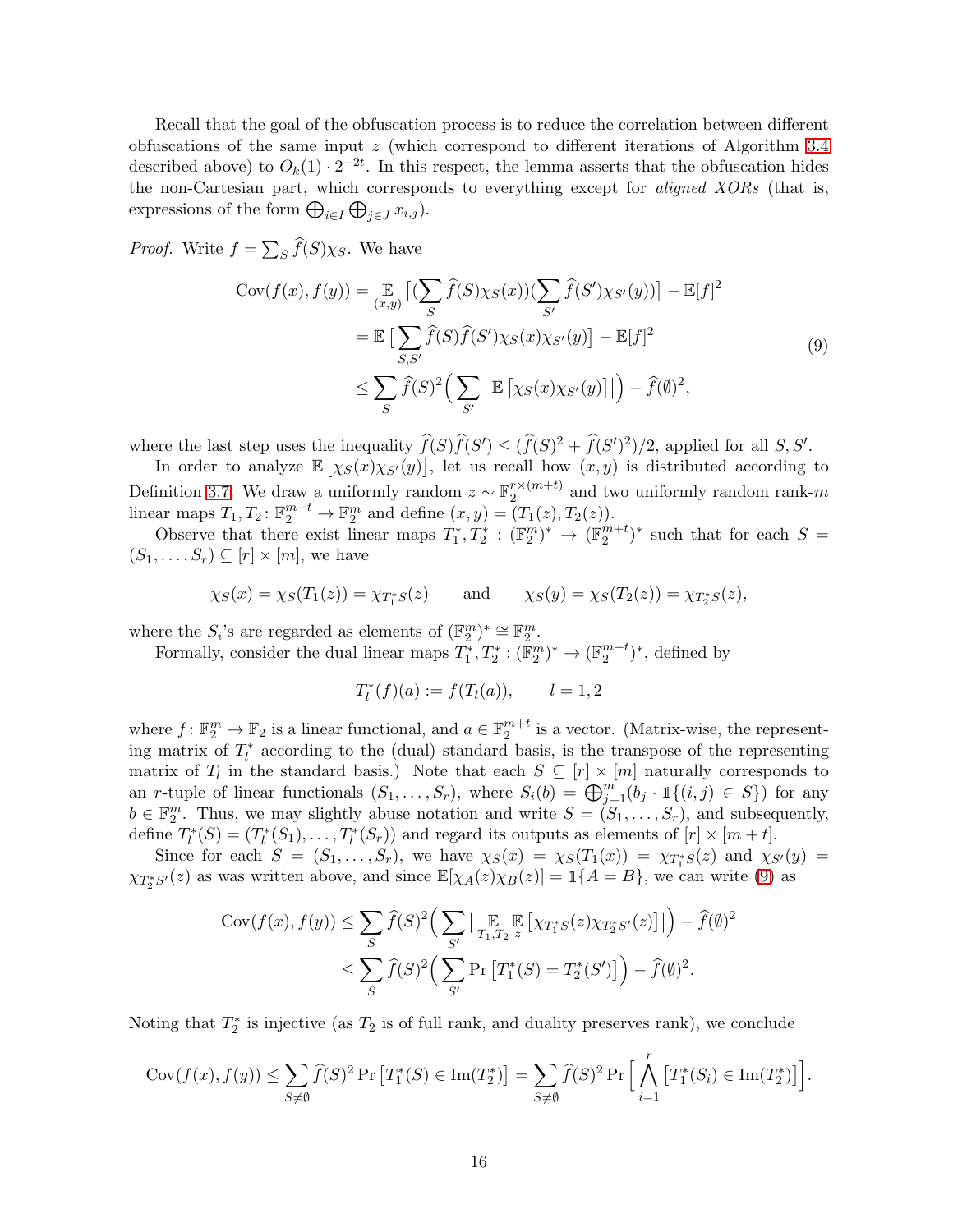Recall that the goal of the obfuscation process is to reduce the correlation between different obfuscations of the same input $z$ (which correspond to different iterations of Algorithm 3.4 described above) to $O_k(1) \cdot 2^{-2t}$. In this respect, the lemma asserts that the obfuscation hides the non-Cartesian part, which corresponds to everything except for *aligned XORs* (that is, expressions of the form $\bigoplus_{i \in I} \bigoplus_{j \in J} x_{i,j}$).

*Proof.* Write $f = \sum_S \widehat{f}(S)\chi_S$. We have

$$
\begin{aligned}
\mathrm{Cov}(f(x), f(y)) &= \mathop{\mathbb{E}}_{(x,y)} \big[ (\sum_S \widehat{f}(S)\chi_S(x))(\sum_{S'} \widehat{f}(S')\chi_{S'}(y)) \big] - \mathbb{E}[f]^2 \\
&= \mathbb{E} \big[ \sum_{S,S'} \widehat{f}(S)\widehat{f}(S')\chi_S(x)\chi_{S'}(y) \big] - \mathbb{E}[f]^2 \\
&\leq \sum_S \widehat{f}(S)^2 \Big( \sum_{S'} \big| \, \mathbb{E} \left[ \chi_S(x)\chi_{S'}(y) \right] \big| \Big) - \widehat{f}(\emptyset)^2,
\end{aligned}
\tag{9}
$$

where the last step uses the inequality $\widehat{f}(S)\widehat{f}(S') \leq (\widehat{f}(S)^2 + \widehat{f}(S')^2)/2$, applied for all $S, S'$.

In order to analyze $\mathbb{E}\left[\chi_S(x)\chi_{S'}(y)\right]$, let us recall how $(x, y)$ is distributed according to Definition 3.7. We draw a uniformly random $z \sim \mathbb{F}_2^{r \times (m+t)}$ and two uniformly random rank-$m$ linear maps $T_1, T_2 \colon \mathbb{F}_2^{m+t} \to \mathbb{F}_2^m$ and define $(x, y) = (T_1(z), T_2(z))$.

Observe that there exist linear maps $T_1^*, T_2^* : (\mathbb{F}_2^m)^* \to (\mathbb{F}_2^{m+t})^*$ such that for each $S = (S_1, \ldots, S_r) \subseteq [r] \times [m]$, we have

$$
\chi_S(x) = \chi_S(T_1(z)) = \chi_{T_1^* S}(z) \qquad \text{and} \qquad \chi_S(y) = \chi_S(T_2(z)) = \chi_{T_2^* S}(z),
$$

where the $S_i$'s are regarded as elements of $(\mathbb{F}_2^m)^* \cong \mathbb{F}_2^m$.

Formally, consider the dual linear maps $T_1^*, T_2^* : (\mathbb{F}_2^m)^* \to (\mathbb{F}_2^{m+t})^*$, defined by

$$
T_l^*(f)(a) := f(T_l(a)), \qquad l = 1, 2
$$

where $f \colon \mathbb{F}_2^m \to \mathbb{F}_2$ is a linear functional, and $a \in \mathbb{F}_2^{m+t}$ is a vector. (Matrix-wise, the representing matrix of $T_l^*$ according to the (dual) standard basis, is the transpose of the representing matrix of $T_l$ in the standard basis.) Note that each $S \subseteq [r] \times [m]$ naturally corresponds to an $r$-tuple of linear functionals $(S_1, \ldots, S_r)$, where $S_i(b) = \bigoplus_{j=1}^m (b_j \cdot \mathbb{1}\{(i,j) \in S\})$ for any $b \in \mathbb{F}_2^m$. Thus, we may slightly abuse notation and write $S = (S_1, \ldots, S_r)$, and subsequently, define $T_l^*(S) = (T_l^*(S_1), \ldots, T_l^*(S_r))$ and regard its outputs as elements of $[r] \times [m+t]$.

Since for each $S = (S_1, \ldots, S_r)$, we have $\chi_S(x) = \chi_S(T_1(x)) = \chi_{T_1^* S}(z)$ and $\chi_{S'}(y) = \chi_{T_2^* S'}(z)$ as was written above, and since $\mathbb{E}[\chi_A(z)\chi_B(z)] = \mathbb{1}\{A = B\}$, we can write (9) as

$$
\begin{aligned}
\mathrm{Cov}(f(x), f(y)) &\leq \sum_S \widehat{f}(S)^2 \Big( \sum_{S'} \big| \mathop{\mathbb{E}}_{T_1, T_2} \mathop{\mathbb{E}}_z \left[ \chi_{T_1^* S}(z)\chi_{T_2^* S'}(z) \right] \big| \Big) - \widehat{f}(\emptyset)^2 \\
&\leq \sum_S \widehat{f}(S)^2 \Big( \sum_{S'} \Pr\left[ T_1^*(S) = T_2^*(S') \right] \Big) - \widehat{f}(\emptyset)^2.
\end{aligned}
$$

Noting that $T_2^*$ is injective (as $T_2$ is of full rank, and duality preserves rank), we conclude

$$
\mathrm{Cov}(f(x), f(y)) \leq \sum_{S \neq \emptyset} \widehat{f}(S)^2 \Pr\left[ T_1^*(S) \in \mathrm{Im}(T_2^*) \right] = \sum_{S \neq \emptyset} \widehat{f}(S)^2 \Pr\Big[ \bigwedge_{i=1}^r \left[ T_1^*(S_i) \in \mathrm{Im}(T_2^*) \right] \Big].
$$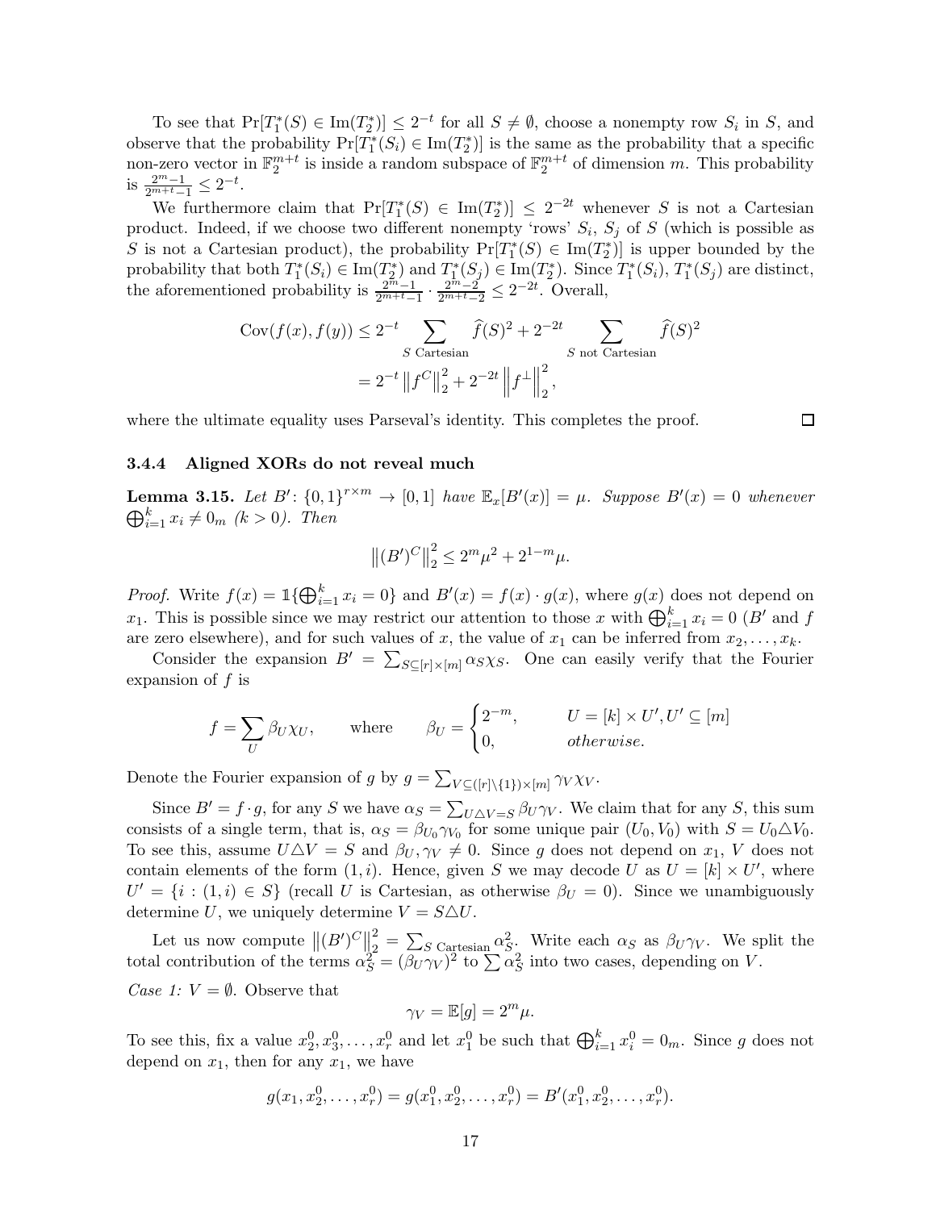To see that $\Pr[T_1^*(S) \in \mathrm{Im}(T_2^*)] \le 2^{-t}$ for all $S \neq \emptyset$, choose a nonempty row $S_i$ in $S$, and observe that the probability $\Pr[T_1^*(S_i) \in \mathrm{Im}(T_2^*)]$ is the same as the probability that a specific non-zero vector in $\mathbb{F}_2^{m+t}$ is inside a random subspace of $\mathbb{F}_2^{m+t}$ of dimension $m$. This probability is $\frac{2^m-1}{2^{m+t}-1} \le 2^{-t}$.

We furthermore claim that $\Pr[T_1^*(S) \in \mathrm{Im}(T_2^*)] \le 2^{-2t}$ whenever $S$ is not a Cartesian product. Indeed, if we choose two different nonempty 'rows' $S_i$, $S_j$ of $S$ (which is possible as $S$ is not a Cartesian product), the probability $\Pr[T_1^*(S) \in \mathrm{Im}(T_2^*)]$ is upper bounded by the probability that both $T_1^*(S_i) \in \mathrm{Im}(T_2^*)$ and $T_1^*(S_j) \in \mathrm{Im}(T_2^*)$. Since $T_1^*(S_i)$, $T_1^*(S_j)$ are distinct, the aforementioned probability is $\frac{2^m-1}{2^{m+t}-1} \cdot \frac{2^m-2}{2^{m+t}-2} \le 2^{-2t}$. Overall,

$$\begin{aligned}
\mathrm{Cov}(f(x), f(y)) &\le 2^{-t} \sum_{S \text{ Cartesian}} \widehat{f}(S)^2 + 2^{-2t} \sum_{S \text{ not Cartesian}} \widehat{f}(S)^2 \\
&= 2^{-t} \left\| f^C \right\|_2^2 + 2^{-2t} \left\| f^{\perp} \right\|_2^2,
\end{aligned}$$

where the ultimate equality uses Parseval's identity. This completes the proof. ☐

### 3.4.4 Aligned XORs do not reveal much

**Lemma 3.15.** *Let $B' \colon \{0,1\}^{r \times m} \to [0,1]$ have $\mathbb{E}_x[B'(x)] = \mu$. Suppose $B'(x) = 0$ whenever $\bigoplus_{i=1}^k x_i \neq 0_m$ ($k > 0$). Then*

$$\left\| (B')^C \right\|_2^2 \le 2^m \mu^2 + 2^{1-m} \mu.$$

*Proof.* Write $f(x) = \mathbb{1}\{\bigoplus_{i=1}^k x_i = 0\}$ and $B'(x) = f(x) \cdot g(x)$, where $g(x)$ does not depend on $x_1$. This is possible since we may restrict our attention to those $x$ with $\bigoplus_{i=1}^k x_i = 0$ ($B'$ and $f$ are zero elsewhere), and for such values of $x$, the value of $x_1$ can be inferred from $x_2, \ldots, x_k$.

Consider the expansion $B' = \sum_{S \subseteq [r] \times [m]} \alpha_S \chi_S$. One can easily verify that the Fourier expansion of $f$ is

$$f = \sum_U \beta_U \chi_U, \qquad \text{where} \qquad \beta_U = \begin{cases} 2^{-m}, & U = [k] \times U', U' \subseteq [m] \\ 0, & \textit{otherwise.} \end{cases}$$

Denote the Fourier expansion of $g$ by $g = \sum_{V \subseteq ([r] \setminus \{1\}) \times [m]} \gamma_V \chi_V$.

Since $B' = f \cdot g$, for any $S$ we have $\alpha_S = \sum_{U \triangle V = S} \beta_U \gamma_V$. We claim that for any $S$, this sum consists of a single term, that is, $\alpha_S = \beta_{U_0} \gamma_{V_0}$ for some unique pair $(U_0, V_0)$ with $S = U_0 \triangle V_0$. To see this, assume $U \triangle V = S$ and $\beta_U, \gamma_V \neq 0$. Since $g$ does not depend on $x_1$, $V$ does not contain elements of the form $(1, i)$. Hence, given $S$ we may decode $U$ as $U = [k] \times U'$, where $U' = \{i : (1, i) \in S\}$ (recall $U$ is Cartesian, as otherwise $\beta_U = 0$). Since we unambiguously determine $U$, we uniquely determine $V = S \triangle U$.

Let us now compute $\left\| (B')^C \right\|_2^2 = \sum_{S \text{ Cartesian}} \alpha_S^2$. Write each $\alpha_S$ as $\beta_U \gamma_V$. We split the total contribution of the terms $\alpha_S^2 = (\beta_U \gamma_V)^2$ to $\sum \alpha_S^2$ into two cases, depending on $V$.

*Case 1: $V = \emptyset$.* Observe that

$$\gamma_V = \mathbb{E}[g] = 2^m \mu.$$

To see this, fix a value $x_2^0, x_3^0, \ldots, x_r^0$ and let $x_1^0$ be such that $\bigoplus_{i=1}^k x_i^0 = 0_m$. Since $g$ does not depend on $x_1$, then for any $x_1$, we have

$$g(x_1, x_2^0, \ldots, x_r^0) = g(x_1^0, x_2^0, \ldots, x_r^0) = B'(x_1^0, x_2^0, \ldots, x_r^0).$$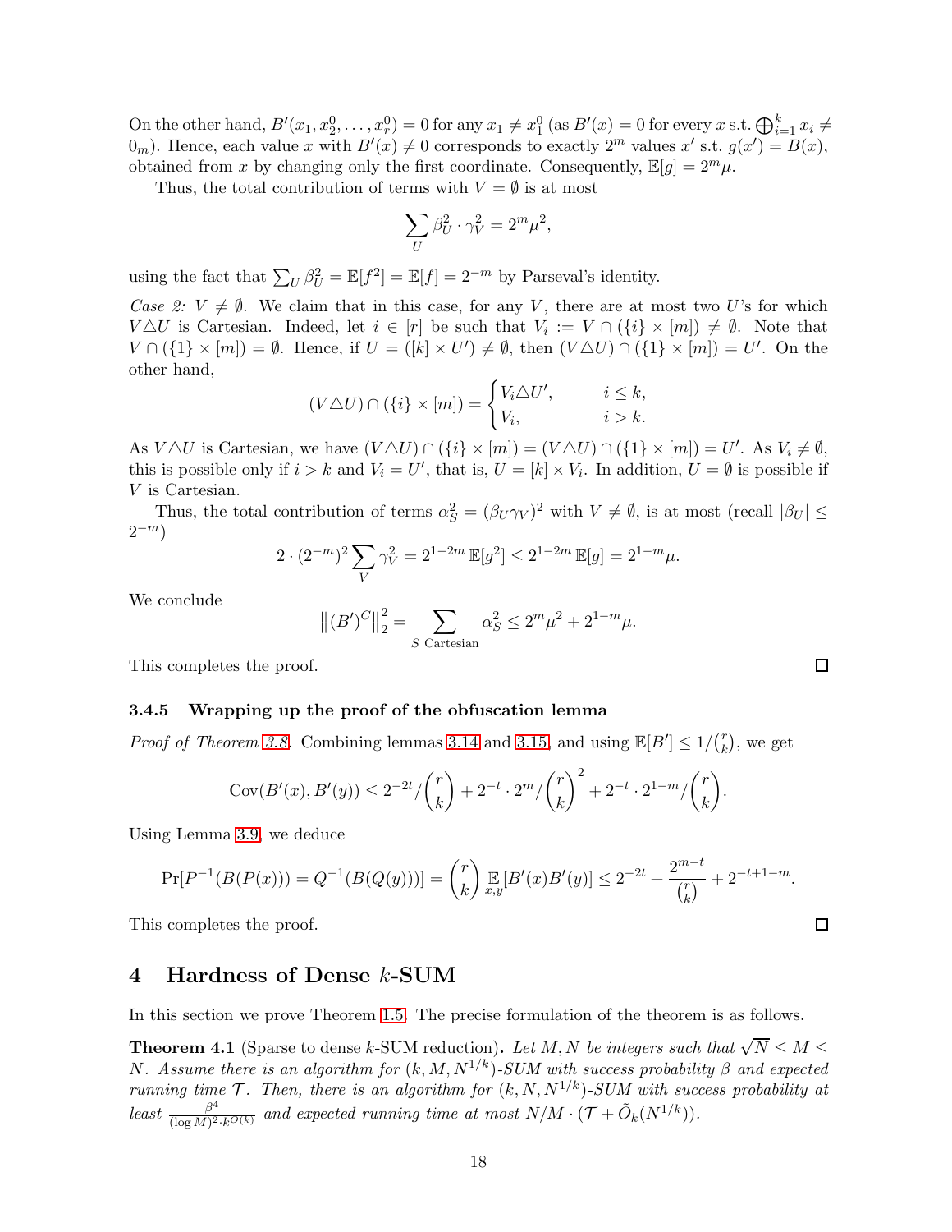On the other hand, $B'(x_1, x_2^0, \ldots, x_r^0) = 0$ for any $x_1 \neq x_1^0$ (as $B'(x) = 0$ for every $x$ s.t. $\bigoplus_{i=1}^k x_i \neq 0_m$). Hence, each value $x$ with $B'(x) \neq 0$ corresponds to exactly $2^m$ values $x'$ s.t. $g(x') = B(x)$, obtained from $x$ by changing only the first coordinate. Consequently, $\mathbb{E}[g] = 2^m \mu$.

Thus, the total contribution of terms with $V = \emptyset$ is at most

$$\sum_U \beta_U^2 \cdot \gamma_V^2 = 2^m \mu^2,$$

using the fact that $\sum_U \beta_U^2 = \mathbb{E}[f^2] = \mathbb{E}[f] = 2^{-m}$ by Parseval's identity.

*Case 2:* $V \neq \emptyset$. We claim that in this case, for any $V$, there are at most two $U$'s for which $V \triangle U$ is Cartesian. Indeed, let $i \in [r]$ be such that $V_i := V \cap (\{i\} \times [m]) \neq \emptyset$. Note that $V \cap (\{1\} \times [m]) = \emptyset$. Hence, if $U = ([k] \times U') \neq \emptyset$, then $(V \triangle U) \cap (\{1\} \times [m]) = U'$. On the other hand,

$$(V \triangle U) \cap (\{i\} \times [m]) = \begin{cases} V_i \triangle U', & i \leq k, \\ V_i, & i > k. \end{cases}$$

As $V \triangle U$ is Cartesian, we have $(V \triangle U) \cap (\{i\} \times [m]) = (V \triangle U) \cap (\{1\} \times [m]) = U'$. As $V_i \neq \emptyset$, this is possible only if $i > k$ and $V_i = U'$, that is, $U = [k] \times V_i$. In addition, $U = \emptyset$ is possible if $V$ is Cartesian.

Thus, the total contribution of terms $\alpha_S^2 = (\beta_U \gamma_V)^2$ with $V \neq \emptyset$, is at most (recall $|\beta_U| \leq 2^{-m}$)

$$2 \cdot (2^{-m})^2 \sum_V \gamma_V^2 = 2^{1-2m} \mathbb{E}[g^2] \leq 2^{1-2m} \mathbb{E}[g] = 2^{1-m} \mu.$$

We conclude

$$\left\| (B')^C \right\|_2^2 = \sum_{S \text{ Cartesian}} \alpha_S^2 \leq 2^m \mu^2 + 2^{1-m} \mu.$$

This completes the proof. □

#### 3.4.5 Wrapping up the proof of the obfuscation lemma

*Proof of Theorem 3.8.* Combining lemmas 3.14 and 3.15, and using $\mathbb{E}[B'] \leq 1/\binom{r}{k}$, we get

$$\mathrm{Cov}(B'(x), B'(y)) \leq 2^{-2t} / \binom{r}{k} + 2^{-t} \cdot 2^m / \binom{r}{k}^2 + 2^{-t} \cdot 2^{1-m} / \binom{r}{k}.$$

Using Lemma 3.9, we deduce

$$\Pr[P^{-1}(B(P(x))) = Q^{-1}(B(Q(y)))] = \binom{r}{k} \mathop{\mathbb{E}}_{x,y}[B'(x)B'(y)] \leq 2^{-2t} + \frac{2^{m-t}}{\binom{r}{k}} + 2^{-t+1-m}.$$

This completes the proof. □

## 4 Hardness of Dense $k$-SUM

In this section we prove Theorem 1.5. The precise formulation of the theorem is as follows.

**Theorem 4.1** (Sparse to dense $k$-SUM reduction)**.** *Let $M, N$ be integers such that $\sqrt{N} \leq M \leq N$. Assume there is an algorithm for $(k, M, N^{1/k})$-SUM with success probability $\beta$ and expected running time $\mathcal{T}$. Then, there is an algorithm for $(k, N, N^{1/k})$-SUM with success probability at least $\frac{\beta^4}{(\log M)^2 \cdot k^{O(k)}}$ and expected running time at most $N/M \cdot (\mathcal{T} + \tilde{O}_k(N^{1/k}))$.*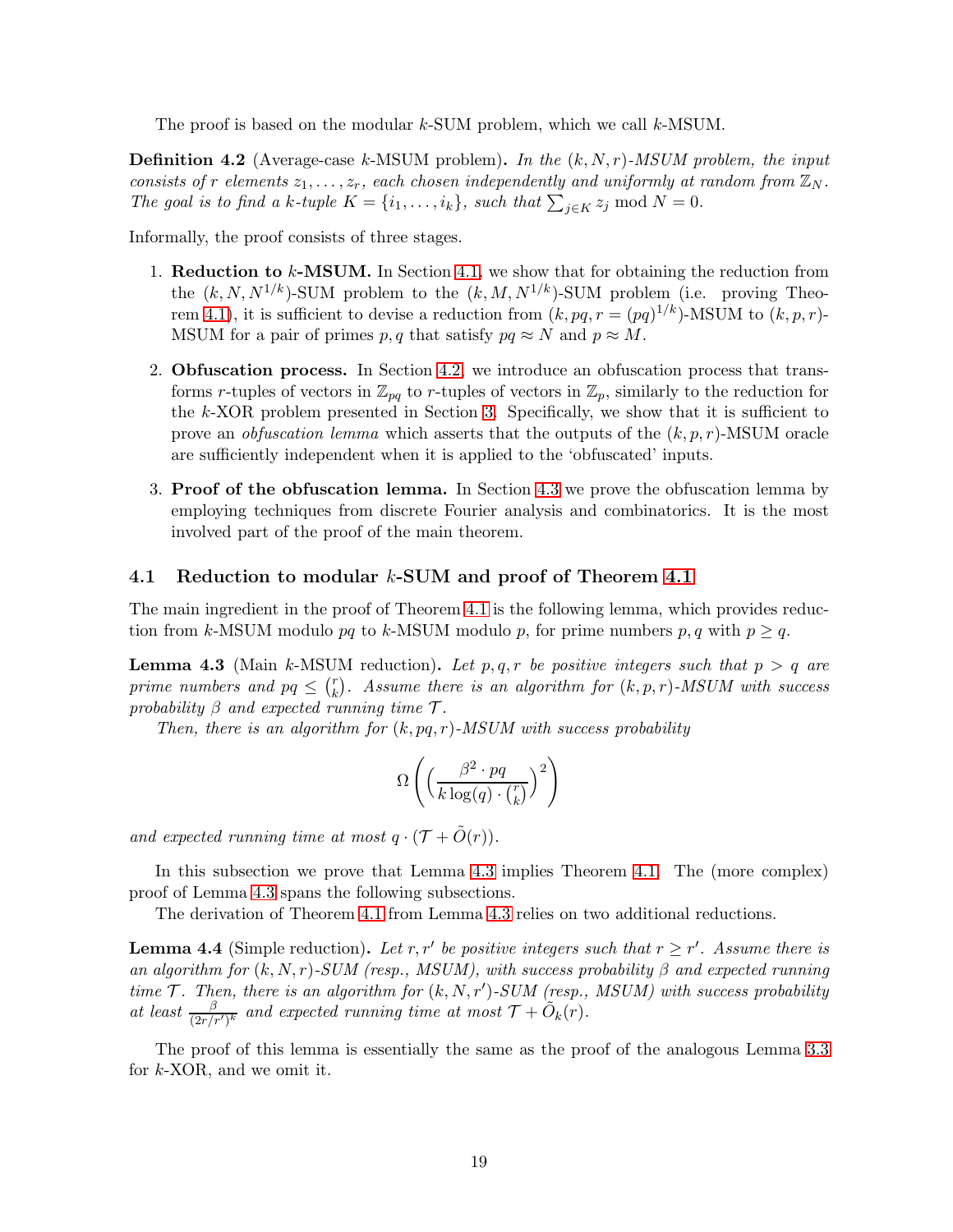The proof is based on the modular $k$-SUM problem, which we call $k$-MSUM.

**Definition 4.2** (Average-case $k$-MSUM problem). *In the $(k, N, r)$-MSUM problem, the input consists of $r$ elements $z_1, \dots, z_r$, each chosen independently and uniformly at random from $\mathbb{Z}_N$. The goal is to find a $k$-tuple $K = \{i_1, \dots, i_k\}$, such that $\sum_{j \in K} z_j \bmod N = 0$.*

Informally, the proof consists of three stages.

1. **Reduction to $k$-MSUM.** In Section 4.1, we show that for obtaining the reduction from the $(k, N, N^{1/k})$-SUM problem to the $(k, M, N^{1/k})$-SUM problem (i.e. proving Theorem 4.1), it is sufficient to devise a reduction from $(k, pq, r = (pq)^{1/k})$-MSUM to $(k, p, r)$-MSUM for a pair of primes $p, q$ that satisfy $pq \approx N$ and $p \approx M$.

2. **Obfuscation process.** In Section 4.2, we introduce an obfuscation process that transforms $r$-tuples of vectors in $\mathbb{Z}_{pq}$ to $r$-tuples of vectors in $\mathbb{Z}_p$, similarly to the reduction for the $k$-XOR problem presented in Section 3. Specifically, we show that it is sufficient to prove an *obfuscation lemma* which asserts that the outputs of the $(k, p, r)$-MSUM oracle are sufficiently independent when it is applied to the 'obfuscated' inputs.

3. **Proof of the obfuscation lemma.** In Section 4.3 we prove the obfuscation lemma by employing techniques from discrete Fourier analysis and combinatorics. It is the most involved part of the proof of the main theorem.

## 4.1 Reduction to modular $k$-SUM and proof of Theorem 4.1

The main ingredient in the proof of Theorem 4.1 is the following lemma, which provides reduction from $k$-MSUM modulo $pq$ to $k$-MSUM modulo $p$, for prime numbers $p, q$ with $p \geq q$.

**Lemma 4.3** (Main $k$-MSUM reduction). *Let $p, q, r$ be positive integers such that $p > q$ are prime numbers and $pq \leq \binom{r}{k}$. Assume there is an algorithm for $(k, p, r)$-MSUM with success probability $\beta$ and expected running time $\mathcal{T}$.*

*Then, there is an algorithm for $(k, pq, r)$-MSUM with success probability*

$$\Omega\left(\Big(\frac{\beta^2 \cdot pq}{k \log(q) \cdot \binom{r}{k}}\Big)^2\right)$$

*and expected running time at most $q \cdot (\mathcal{T} + \tilde{O}(r))$.*

In this subsection we prove that Lemma 4.3 implies Theorem 4.1. The (more complex) proof of Lemma 4.3 spans the following subsections.

The derivation of Theorem 4.1 from Lemma 4.3 relies on two additional reductions.

**Lemma 4.4** (Simple reduction). *Let $r, r'$ be positive integers such that $r \geq r'$. Assume there is an algorithm for $(k, N, r)$-SUM (resp., MSUM), with success probability $\beta$ and expected running time $\mathcal{T}$. Then, there is an algorithm for $(k, N, r')$-SUM (resp., MSUM) with success probability at least $\frac{\beta}{(2r/r')^k}$ and expected running time at most $\mathcal{T} + \tilde{O}_k(r)$.*

The proof of this lemma is essentially the same as the proof of the analogous Lemma 3.3 for $k$-XOR, and we omit it.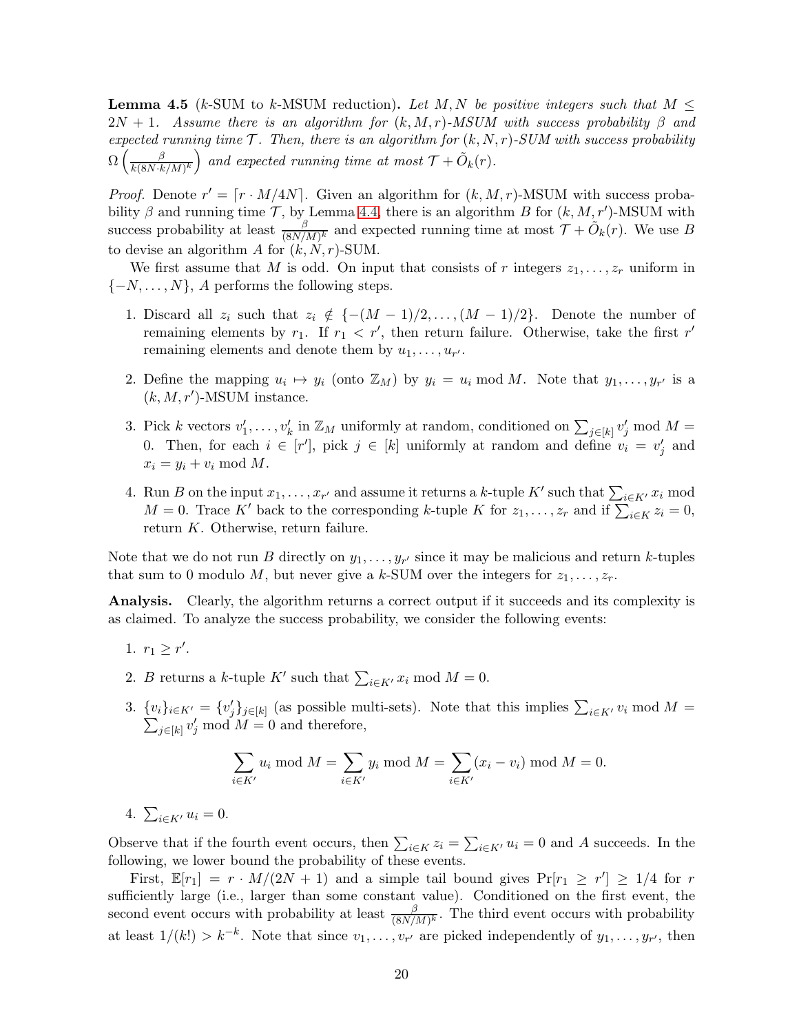**Lemma 4.5** (*k*-SUM to *k*-MSUM reduction)**.** *Let $M, N$ be positive integers such that $M \leq 2N+1$. Assume there is an algorithm for $(k, M, r)$-MSUM with success probability $\beta$ and expected running time $\mathcal{T}$. Then, there is an algorithm for $(k, N, r)$-SUM with success probability $\Omega\left(\frac{\beta}{k(8N \cdot k/M)^k}\right)$ and expected running time at most $\mathcal{T} + \tilde{O}_k(r)$.*

*Proof.* Denote $r' = \lceil r \cdot M/4N \rceil$. Given an algorithm for $(k, M, r)$-MSUM with success probability $\beta$ and running time $\mathcal{T}$, by Lemma 4.4, there is an algorithm $B$ for $(k, M, r')$-MSUM with success probability at least $\frac{\beta}{(8N/M)^k}$ and expected running time at most $\mathcal{T} + \tilde{O}_k(r)$. We use $B$ to devise an algorithm $A$ for $(k, N, r)$-SUM.

We first assume that $M$ is odd. On input that consists of $r$ integers $z_1, \ldots, z_r$ uniform in $\{-N, \ldots, N\}$, $A$ performs the following steps.

1. Discard all $z_i$ such that $z_i \notin \{-(M-1)/2, \ldots, (M-1)/2\}$. Denote the number of remaining elements by $r_1$. If $r_1 < r'$, then return failure. Otherwise, take the first $r'$ remaining elements and denote them by $u_1, \ldots, u_{r'}$.
2. Define the mapping $u_i \mapsto y_i$ (onto $\mathbb{Z}_M$) by $y_i = u_i \bmod M$. Note that $y_1, \ldots, y_{r'}$ is a $(k, M, r')$-MSUM instance.
3. Pick $k$ vectors $v'_1, \ldots, v'_k$ in $\mathbb{Z}_M$ uniformly at random, conditioned on $\sum_{j \in [k]} v'_j \bmod M = 0$. Then, for each $i \in [r']$, pick $j \in [k]$ uniformly at random and define $v_i = v'_j$ and $x_i = y_i + v_i \bmod M$.
4. Run $B$ on the input $x_1, \ldots, x_{r'}$ and assume it returns a $k$-tuple $K'$ such that $\sum_{i \in K'} x_i \bmod M = 0$. Trace $K'$ back to the corresponding $k$-tuple $K$ for $z_1, \ldots, z_r$ and if $\sum_{i \in K} z_i = 0$, return $K$. Otherwise, return failure.

Note that we do not run $B$ directly on $y_1, \ldots, y_{r'}$ since it may be malicious and return $k$-tuples that sum to 0 modulo $M$, but never give a $k$-SUM over the integers for $z_1, \ldots, z_r$.

**Analysis.** Clearly, the algorithm returns a correct output if it succeeds and its complexity is as claimed. To analyze the success probability, we consider the following events:

1. $r_1 \geq r'$.
2. $B$ returns a $k$-tuple $K'$ such that $\sum_{i \in K'} x_i \bmod M = 0$.
3. $\{v_i\}_{i \in K'} = \{v'_j\}_{j \in [k]}$ (as possible multi-sets). Note that this implies $\sum_{i \in K'} v_i \bmod M = \sum_{j \in [k]} v'_j \bmod M = 0$ and therefore,
$$\sum_{i \in K'} u_i \bmod M = \sum_{i \in K'} y_i \bmod M = \sum_{i \in K'} (x_i - v_i) \bmod M = 0.$$
4. $\sum_{i \in K'} u_i = 0$.

Observe that if the fourth event occurs, then $\sum_{i \in K} z_i = \sum_{i \in K'} u_i = 0$ and $A$ succeeds. In the following, we lower bound the probability of these events.

First, $\mathbb{E}[r_1] = r \cdot M/(2N+1)$ and a simple tail bound gives $\Pr[r_1 \geq r'] \geq 1/4$ for $r$ sufficiently large (i.e., larger than some constant value). Conditioned on the first event, the second event occurs with probability at least $\frac{\beta}{(8N/M)^k}$. The third event occurs with probability at least $1/(k!) > k^{-k}$. Note that since $v_1, \ldots, v_{r'}$ are picked independently of $y_1, \ldots, y_{r'}$, then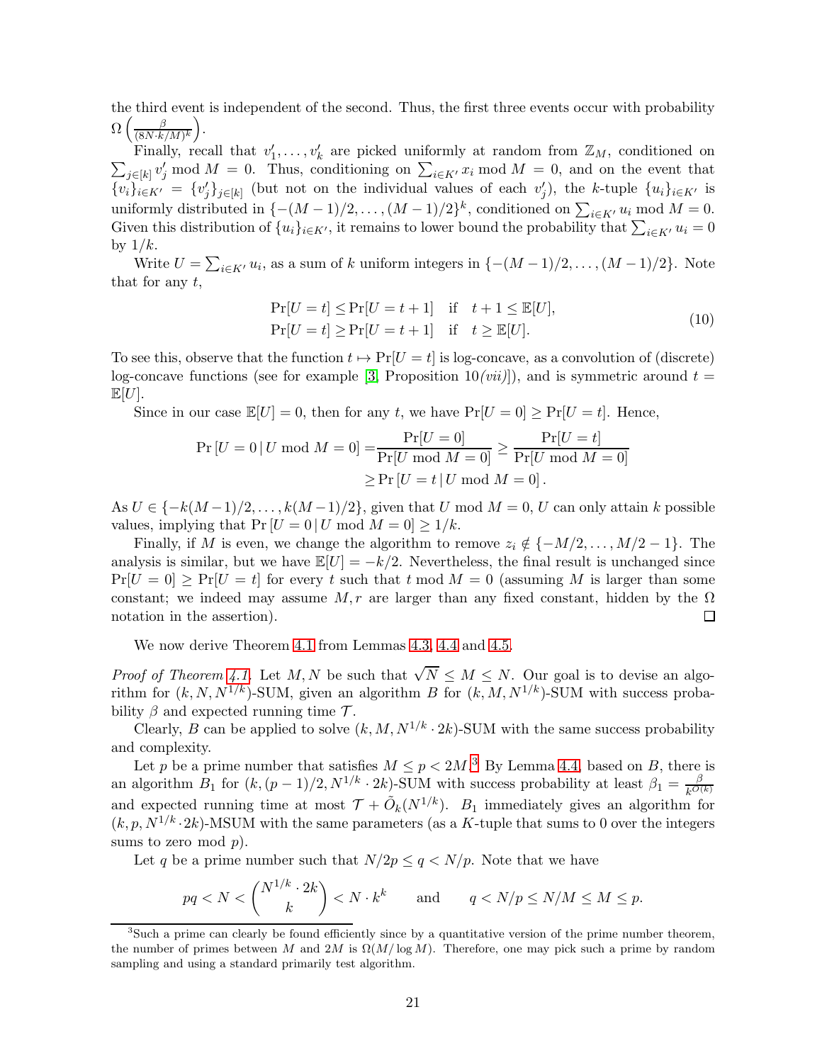the third event is independent of the second. Thus, the first three events occur with probability $\Omega\left(\frac{\beta}{(8N \cdot k/M)^k}\right)$.

Finally, recall that $v'_1, \ldots, v'_k$ are picked uniformly at random from $\mathbb{Z}_M$, conditioned on $\sum_{j \in [k]} v'_j \bmod M = 0$. Thus, conditioning on $\sum_{i \in K'} x_i \bmod M = 0$, and on the event that $\{v_i\}_{i \in K'} = \{v'_j\}_{j \in [k]}$ (but not on the individual values of each $v'_j$), the $k$-tuple $\{u_i\}_{i \in K'}$ is uniformly distributed in $\{-(M-1)/2, \ldots, (M-1)/2\}^k$, conditioned on $\sum_{i \in K'} u_i \bmod M = 0$. Given this distribution of $\{u_i\}_{i \in K'}$, it remains to lower bound the probability that $\sum_{i \in K'} u_i = 0$ by $1/k$.

Write $U = \sum_{i \in K'} u_i$, as a sum of $k$ uniform integers in $\{-(M-1)/2, \ldots, (M-1)/2\}$. Note that for any $t$,

$$
\begin{aligned}
\Pr[U = t] &\le \Pr[U = t+1] \quad \text{if} \quad t+1 \le \mathbb{E}[U], \\
\Pr[U = t] &\ge \Pr[U = t+1] \quad \text{if} \quad t \ge \mathbb{E}[U].
\end{aligned} \tag{10}
$$

To see this, observe that the function $t \mapsto \Pr[U = t]$ is log-concave, as a convolution of (discrete) log-concave functions (see for example [3, Proposition 10*(vii)*]), and is symmetric around $t = \mathbb{E}[U]$.

Since in our case $\mathbb{E}[U] = 0$, then for any $t$, we have $\Pr[U = 0] \ge \Pr[U = t]$. Hence,

$$
\begin{aligned}
\Pr\left[U = 0 \,|\, U \bmod M = 0\right] &= \frac{\Pr[U = 0]}{\Pr[U \bmod M = 0]} \ge \frac{\Pr[U = t]}{\Pr[U \bmod M = 0]} \\
&\ge \Pr\left[U = t \,|\, U \bmod M = 0\right].
\end{aligned}
$$

As $U \in \{-k(M-1)/2, \ldots, k(M-1)/2\}$, given that $U \bmod M = 0$, $U$ can only attain $k$ possible values, implying that $\Pr\left[U = 0 \,|\, U \bmod M = 0\right] \ge 1/k$.

Finally, if $M$ is even, we change the algorithm to remove $z_i \notin \{-M/2, \ldots, M/2 - 1\}$. The analysis is similar, but we have $\mathbb{E}[U] = -k/2$. Nevertheless, the final result is unchanged since $\Pr[U = 0] \ge \Pr[U = t]$ for every $t$ such that $t \bmod M = 0$ (assuming $M$ is larger than some constant; we indeed may assume $M, r$ are larger than any fixed constant, hidden by the $\Omega$ notation in the assertion). □

We now derive Theorem 4.1 from Lemmas 4.3, 4.4 and 4.5.

*Proof of Theorem 4.1.* Let $M, N$ be such that $\sqrt{N} \le M \le N$. Our goal is to devise an algorithm for $(k, N, N^{1/k})$-SUM, given an algorithm $B$ for $(k, M, N^{1/k})$-SUM with success probability $\beta$ and expected running time $\mathcal{T}$.

Clearly, $B$ can be applied to solve $(k, M, N^{1/k} \cdot 2k)$-SUM with the same success probability and complexity.

Let $p$ be a prime number that satisfies $M \le p < 2M$.[3] By Lemma 4.4, based on $B$, there is an algorithm $B_1$ for $(k, (p-1)/2, N^{1/k} \cdot 2k)$-SUM with success probability at least $\beta_1 = \frac{\beta}{k^{O(k)}}$ and expected running time at most $\mathcal{T} + \tilde{O}_k(N^{1/k})$. $B_1$ immediately gives an algorithm for $(k, p, N^{1/k} \cdot 2k)$-MSUM with the same parameters (as a $K$-tuple that sums to 0 over the integers sums to zero mod $p$).

Let $q$ be a prime number such that $N/2p \le q < N/p$. Note that we have

$$
pq < N < \binom{N^{1/k} \cdot 2k}{k} < N \cdot k^k \qquad \text{and} \qquad q < N/p \le N/M \le M \le p.
$$

[3] Such a prime can clearly be found efficiently since by a quantitative version of the prime number theorem, the number of primes between $M$ and $2M$ is $\Omega(M/\log M)$. Therefore, one may pick such a prime by random sampling and using a standard primarily test algorithm.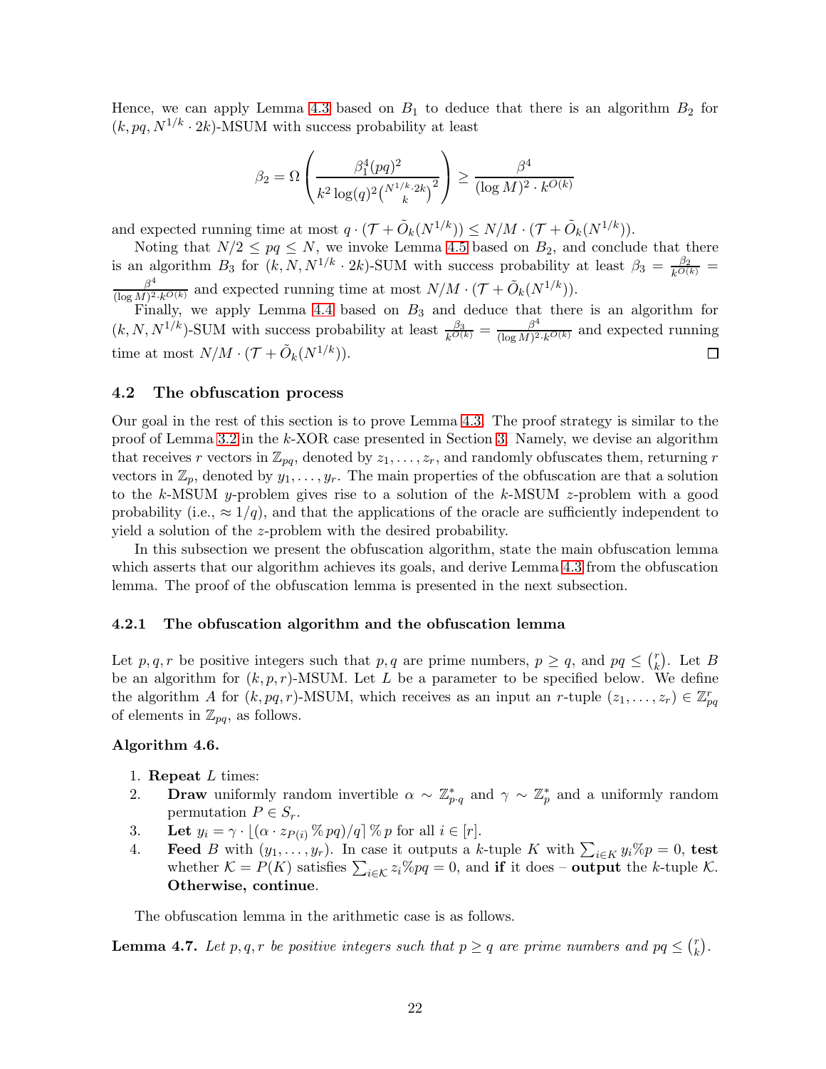Hence, we can apply Lemma 4.3 based on $B_1$ to deduce that there is an algorithm $B_2$ for $(k, pq, N^{1/k} \cdot 2k)$-MSUM with success probability at least

$$\beta_2 = \Omega\left(\frac{\beta_1^4 (pq)^2}{k^2 \log(q)^2 \binom{N^{1/k} \cdot 2k}{k}^2}\right) \geq \frac{\beta^4}{(\log M)^2 \cdot k^{O(k)}}$$

and expected running time at most $q \cdot (\mathcal{T} + \tilde{O}_k(N^{1/k})) \leq N/M \cdot (\mathcal{T} + \tilde{O}_k(N^{1/k}))$.

Noting that $N/2 \leq pq \leq N$, we invoke Lemma 4.5 based on $B_2$, and conclude that there is an algorithm $B_3$ for $(k, N, N^{1/k} \cdot 2k)$-SUM with success probability at least $\beta_3 = \frac{\beta_2}{k^{O(k)}} = \frac{\beta^4}{(\log M)^2 \cdot k^{O(k)}}$ and expected running time at most $N/M \cdot (\mathcal{T} + \tilde{O}_k(N^{1/k}))$.

Finally, we apply Lemma 4.4 based on $B_3$ and deduce that there is an algorithm for $(k, N, N^{1/k})$-SUM with success probability at least $\frac{\beta_3}{k^{O(k)}} = \frac{\beta^4}{(\log M)^2 \cdot k^{O(k)}}$ and expected running time at most $N/M \cdot (\mathcal{T} + \tilde{O}_k(N^{1/k}))$. □

## 4.2 The obfuscation process

Our goal in the rest of this section is to prove Lemma 4.3. The proof strategy is similar to the proof of Lemma 3.2 in the $k$-XOR case presented in Section 3. Namely, we devise an algorithm that receives $r$ vectors in $\mathbb{Z}_{pq}$, denoted by $z_1, \ldots, z_r$, and randomly obfuscates them, returning $r$ vectors in $\mathbb{Z}_p$, denoted by $y_1, \ldots, y_r$. The main properties of the obfuscation are that a solution to the $k$-MSUM $y$-problem gives rise to a solution of the $k$-MSUM $z$-problem with a good probability (i.e., $\approx 1/q$), and that the applications of the oracle are sufficiently independent to yield a solution of the $z$-problem with the desired probability.

In this subsection we present the obfuscation algorithm, state the main obfuscation lemma which asserts that our algorithm achieves its goals, and derive Lemma 4.3 from the obfuscation lemma. The proof of the obfuscation lemma is presented in the next subsection.

### 4.2.1 The obfuscation algorithm and the obfuscation lemma

Let $p, q, r$ be positive integers such that $p, q$ are prime numbers, $p \geq q$, and $pq \leq \binom{r}{k}$. Let $B$ be an algorithm for $(k, p, r)$-MSUM. Let $L$ be a parameter to be specified below. We define the algorithm $A$ for $(k, pq, r)$-MSUM, which receives as an input an $r$-tuple $(z_1, \ldots, z_r) \in \mathbb{Z}_{pq}^r$ of elements in $\mathbb{Z}_{pq}$, as follows.

**Algorithm 4.6.**

1. **Repeat** $L$ times:
2. **Draw** uniformly random invertible $\alpha \sim \mathbb{Z}_{p \cdot q}^*$ and $\gamma \sim \mathbb{Z}_p^*$ and a uniformly random permutation $P \in S_r$.
3. **Let** $y_i = \gamma \cdot \lfloor (\alpha \cdot z_{P(i)} \,\%\, pq)/q \rceil \,\%\, p$ for all $i \in [r]$.
4. **Feed** $B$ with $(y_1, \ldots, y_r)$. In case it outputs a $k$-tuple $K$ with $\sum_{i \in K} y_i \% p = 0$, **test** whether $\mathcal{K} = P(K)$ satisfies $\sum_{i \in \mathcal{K}} z_i \% pq = 0$, and **if** it does – **output** the $k$-tuple $\mathcal{K}$. **Otherwise, continue**.

The obfuscation lemma in the arithmetic case is as follows.

**Lemma 4.7.** *Let $p, q, r$ be positive integers such that $p \geq q$ are prime numbers and $pq \leq \binom{r}{k}$.*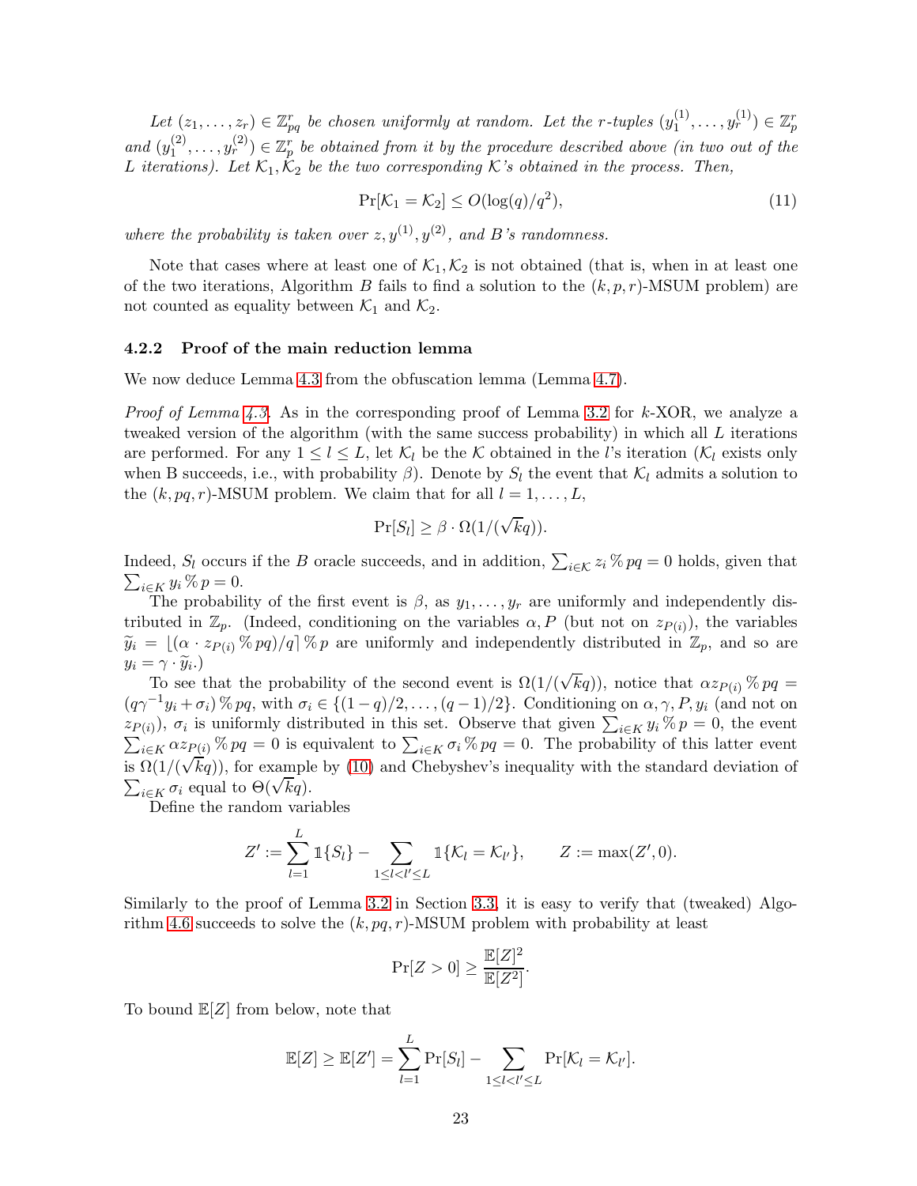*Let $(z_1, \ldots, z_r) \in \mathbb{Z}_{pq}^r$ be chosen uniformly at random. Let the $r$-tuples $(y_1^{(1)}, \ldots, y_r^{(1)}) \in \mathbb{Z}_p^r$ and $(y_1^{(2)}, \ldots, y_r^{(2)}) \in \mathbb{Z}_p^r$ be obtained from it by the procedure described above (in two out of the $L$ iterations). Let $\mathcal{K}_1, \mathcal{K}_2$ be the two corresponding $\mathcal{K}$'s obtained in the process. Then,*

$$\Pr[\mathcal{K}_1 = \mathcal{K}_2] \leq O(\log(q)/q^2), \tag{11}$$

*where the probability is taken over $z, y^{(1)}, y^{(2)}$, and $B$'s randomness.*

Note that cases where at least one of $\mathcal{K}_1, \mathcal{K}_2$ is not obtained (that is, when in at least one of the two iterations, Algorithm $B$ fails to find a solution to the $(k,p,r)$-MSUM problem) are not counted as equality between $\mathcal{K}_1$ and $\mathcal{K}_2$.

### 4.2.2 Proof of the main reduction lemma

We now deduce Lemma 4.3 from the obfuscation lemma (Lemma 4.7).

*Proof of Lemma 4.3.* As in the corresponding proof of Lemma 3.2 for $k$-XOR, we analyze a tweaked version of the algorithm (with the same success probability) in which all $L$ iterations are performed. For any $1 \leq l \leq L$, let $\mathcal{K}_l$ be the $\mathcal{K}$ obtained in the $l$'s iteration ($\mathcal{K}_l$ exists only when B succeeds, i.e., with probability $\beta$). Denote by $S_l$ the event that $\mathcal{K}_l$ admits a solution to the $(k, pq, r)$-MSUM problem. We claim that for all $l = 1, \ldots, L$,

$$\Pr[S_l] \geq \beta \cdot \Omega(1/(\sqrt{k}q)).$$

Indeed, $S_l$ occurs if the $B$ oracle succeeds, and in addition, $\sum_{i \in \mathcal{K}} z_i \,\%\, pq = 0$ holds, given that $\sum_{i \in K} y_i \,\%\, p = 0$.

The probability of the first event is $\beta$, as $y_1, \ldots, y_r$ are uniformly and independently distributed in $\mathbb{Z}_p$. (Indeed, conditioning on the variables $\alpha, P$ (but not on $z_{P(i)}$), the variables $\widetilde{y}_i = \lfloor (\alpha \cdot z_{P(i)} \,\%\, pq)/q \rceil \,\%\, p$ are uniformly and independently distributed in $\mathbb{Z}_p$, and so are $y_i = \gamma \cdot \widetilde{y}_i$.)

To see that the probability of the second event is $\Omega(1/(\sqrt{k}q))$, notice that $\alpha z_{P(i)} \,\%\, pq = (q\gamma^{-1} y_i + \sigma_i) \,\%\, pq$, with $\sigma_i \in \{(1-q)/2, \ldots, (q-1)/2\}$. Conditioning on $\alpha, \gamma, P, y_i$ (and not on $z_{P(i)}$), $\sigma_i$ is uniformly distributed in this set. Observe that given $\sum_{i \in K} y_i \,\%\, p = 0$, the event $\sum_{i \in K} \alpha z_{P(i)} \,\%\, pq = 0$ is equivalent to $\sum_{i \in K} \sigma_i \,\%\, pq = 0$. The probability of this latter event is $\Omega(1/(\sqrt{k}q))$, for example by (10) and Chebyshev's inequality with the standard deviation of $\sum_{i \in K} \sigma_i$ equal to $\Theta(\sqrt{k}q)$.

Define the random variables

$$Z' := \sum_{l=1}^{L} \mathbb{1}\{S_l\} - \sum_{1 \leq l < l' \leq L} \mathbb{1}\{\mathcal{K}_l = \mathcal{K}_{l'}\}, \qquad Z := \max(Z', 0).$$

Similarly to the proof of Lemma 3.2 in Section 3.3, it is easy to verify that (tweaked) Algorithm 4.6 succeeds to solve the $(k, pq, r)$-MSUM problem with probability at least

$$\Pr[Z > 0] \geq \frac{\mathbb{E}[Z]^2}{\mathbb{E}[Z^2]}.$$

To bound $\mathbb{E}[Z]$ from below, note that

$$\mathbb{E}[Z] \geq \mathbb{E}[Z'] = \sum_{l=1}^{L} \Pr[S_l] - \sum_{1 \leq l < l' \leq L} \Pr[\mathcal{K}_l = \mathcal{K}_{l'}].$$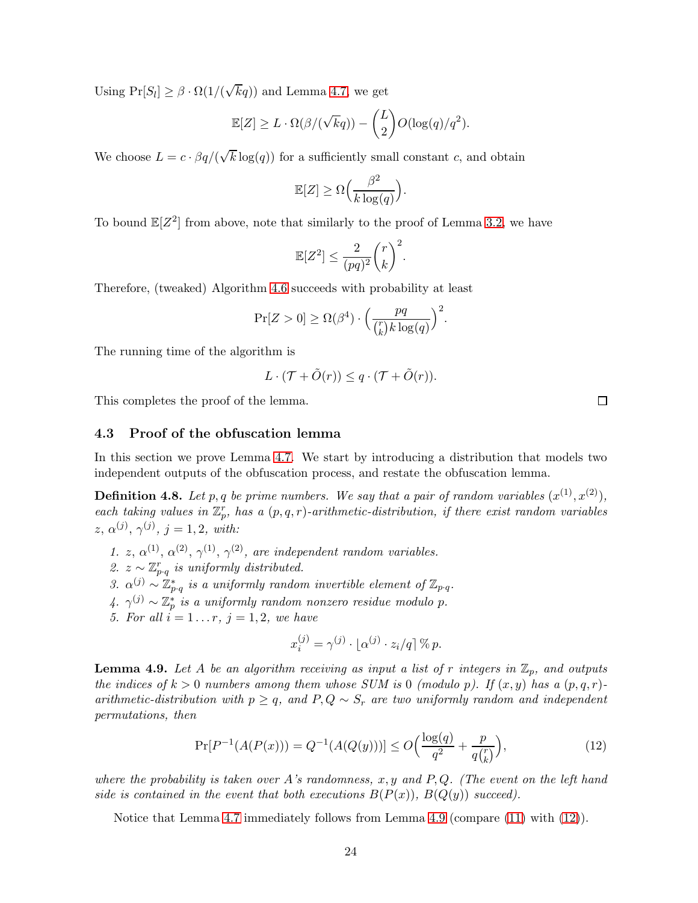Using $\Pr[S_l] \geq \beta \cdot \Omega(1/(\sqrt{k}q))$ and Lemma 4.7, we get

$$\mathbb{E}[Z] \geq L \cdot \Omega(\beta/(\sqrt{k}q)) - \binom{L}{2} O(\log(q)/q^2).$$

We choose $L = c \cdot \beta q/(\sqrt{k}\log(q))$ for a sufficiently small constant $c$, and obtain

$$\mathbb{E}[Z] \geq \Omega\Big(\frac{\beta^2}{k\log(q)}\Big).$$

To bound $\mathbb{E}[Z^2]$ from above, note that similarly to the proof of Lemma 3.2, we have

$$\mathbb{E}[Z^2] \leq \frac{2}{(pq)^2}\binom{r}{k}^2.$$

Therefore, (tweaked) Algorithm 4.6 succeeds with probability at least

$$\Pr[Z > 0] \geq \Omega(\beta^4) \cdot \Big(\frac{pq}{\binom{r}{k} k \log(q)}\Big)^2.$$

The running time of the algorithm is

$$L \cdot (\mathcal{T} + \tilde{O}(r)) \leq q \cdot (\mathcal{T} + \tilde{O}(r)).$$

This completes the proof of the lemma. □

### 4.3 Proof of the obfuscation lemma

In this section we prove Lemma 4.7. We start by introducing a distribution that models two independent outputs of the obfuscation process, and restate the obfuscation lemma.

**Definition 4.8.** *Let $p, q$ be prime numbers. We say that a pair of random variables $(x^{(1)}, x^{(2)})$, each taking values in $\mathbb{Z}_p^r$, has a $(p,q,r)$-arithmetic-distribution, if there exist random variables $z$, $\alpha^{(j)}$, $\gamma^{(j)}$, $j = 1, 2$, with:*

1. *$z$, $\alpha^{(1)}$, $\alpha^{(2)}$, $\gamma^{(1)}$, $\gamma^{(2)}$, are independent random variables.*
2. *$z \sim \mathbb{Z}_{p\cdot q}^r$ is uniformly distributed.*
3. *$\alpha^{(j)} \sim \mathbb{Z}_{p\cdot q}^*$ is a uniformly random invertible element of $\mathbb{Z}_{p\cdot q}$.*
4. *$\gamma^{(j)} \sim \mathbb{Z}_p^*$ is a uniformly random nonzero residue modulo $p$.*
5. *For all $i = 1 \ldots r$, $j = 1, 2$, we have*

$$x_i^{(j)} = \gamma^{(j)} \cdot \lfloor \alpha^{(j)} \cdot z_i / q \rceil \,\%\, p.$$

**Lemma 4.9.** *Let $A$ be an algorithm receiving as input a list of $r$ integers in $\mathbb{Z}_p$, and outputs the indices of $k > 0$ numbers among them whose SUM is 0 (modulo $p$). If $(x, y)$ has a $(p,q,r)$-arithmetic-distribution with $p \geq q$, and $P, Q \sim S_r$ are two uniformly random and independent permutations, then*

$$\Pr[P^{-1}(A(P(x))) = Q^{-1}(A(Q(y)))] \leq O\Big(\frac{\log(q)}{q^2} + \frac{p}{q\binom{r}{k}}\Big), \tag{12}$$

*where the probability is taken over $A$'s randomness, $x, y$ and $P, Q$. (The event on the left hand side is contained in the event that both executions $B(P(x))$, $B(Q(y))$ succeed).*

Notice that Lemma 4.7 immediately follows from Lemma 4.9 (compare (11) with (12)).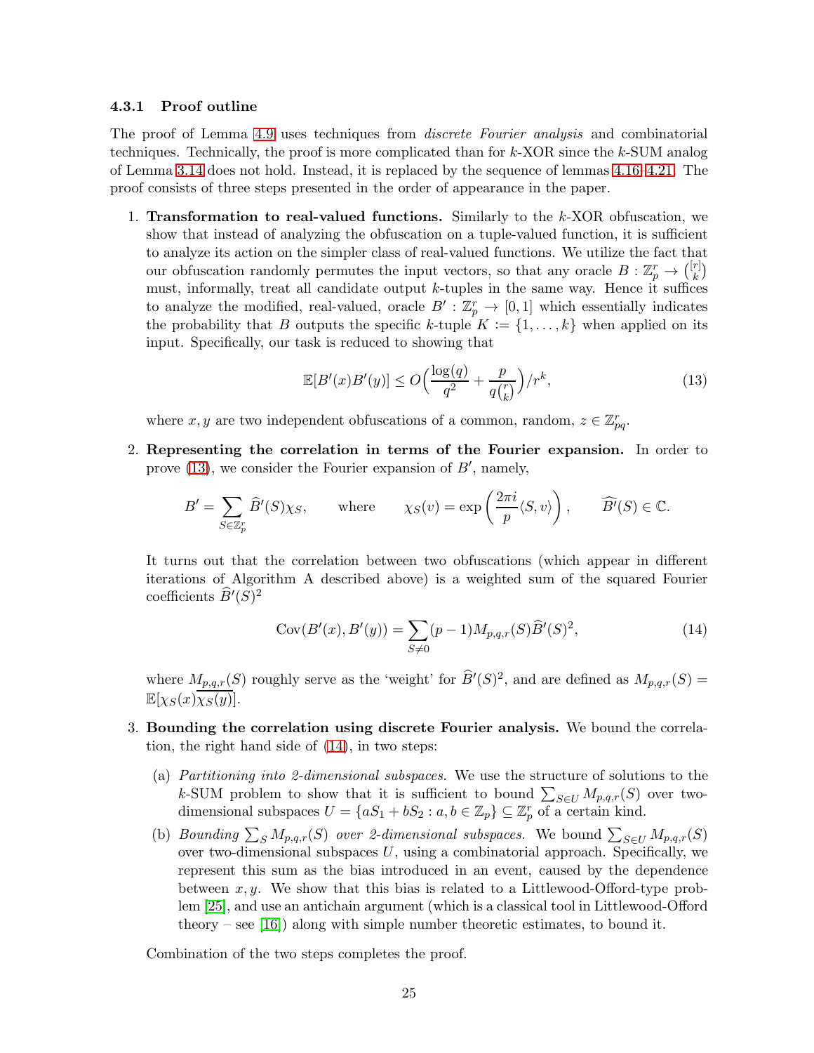### 4.3.1 Proof outline

The proof of Lemma 4.9 uses techniques from *discrete Fourier analysis* and combinatorial techniques. Technically, the proof is more complicated than for $k$-XOR since the $k$-SUM analog of Lemma 3.14 does not hold. Instead, it is replaced by the sequence of lemmas 4.16–4.21. The proof consists of three steps presented in the order of appearance in the paper.

1. **Transformation to real-valued functions.** Similarly to the $k$-XOR obfuscation, we show that instead of analyzing the obfuscation on a tuple-valued function, it is sufficient to analyze its action on the simpler class of real-valued functions. We utilize the fact that our obfuscation randomly permutes the input vectors, so that any oracle $B : \mathbb{Z}_p^r \to \binom{[r]}{k}$ must, informally, treat all candidate output $k$-tuples in the same way. Hence it suffices to analyze the modified, real-valued, oracle $B' : \mathbb{Z}_p^r \to [0,1]$ which essentially indicates the probability that $B$ outputs the specific $k$-tuple $K := \{1, \ldots, k\}$ when applied on its input. Specifically, our task is reduced to showing that

$$\mathbb{E}[B'(x)B'(y)] \leq O\Big(\frac{\log(q)}{q^2} + \frac{p}{q\binom{r}{k}}\Big)/r^k, \tag{13}$$

where $x, y$ are two independent obfuscations of a common, random, $z \in \mathbb{Z}_{pq}^r$.

2. **Representing the correlation in terms of the Fourier expansion.** In order to prove (13), we consider the Fourier expansion of $B'$, namely,

$$B' = \sum_{S \in \mathbb{Z}_p^r} \widehat{B}'(S)\chi_S, \qquad \text{where} \qquad \chi_S(v) = \exp\left(\frac{2\pi i}{p}\langle S, v\rangle\right), \qquad \widehat{B'}(S) \in \mathbb{C}.$$

It turns out that the correlation between two obfuscations (which appear in different iterations of Algorithm A described above) is a weighted sum of the squared Fourier coefficients $\widehat{B}'(S)^2$

$$\mathrm{Cov}(B'(x), B'(y)) = \sum_{S \neq 0} (p-1) M_{p,q,r}(S) \widehat{B}'(S)^2, \tag{14}$$

where $M_{p,q,r}(S)$ roughly serve as the 'weight' for $\widehat{B}'(S)^2$, and are defined as $M_{p,q,r}(S) = \mathbb{E}[\chi_S(x)\overline{\chi_S(y)}]$.

3. **Bounding the correlation using discrete Fourier analysis.** We bound the correlation, the right hand side of (14), in two steps:

   (a) *Partitioning into 2-dimensional subspaces.* We use the structure of solutions to the $k$-SUM problem to show that it is sufficient to bound $\sum_{S \in U} M_{p,q,r}(S)$ over two-dimensional subspaces $U = \{aS_1 + bS_2 : a, b \in \mathbb{Z}_p\} \subseteq \mathbb{Z}_p^r$ of a certain kind.

   (b) *Bounding $\sum_S M_{p,q,r}(S)$ over 2-dimensional subspaces.* We bound $\sum_{S \in U} M_{p,q,r}(S)$ over two-dimensional subspaces $U$, using a combinatorial approach. Specifically, we represent this sum as the bias introduced in an event, caused by the dependence between $x, y$. We show that this bias is related to a Littlewood-Offord-type problem [25], and use an antichain argument (which is a classical tool in Littlewood-Offord theory – see [16]) along with simple number theoretic estimates, to bound it.

Combination of the two steps completes the proof.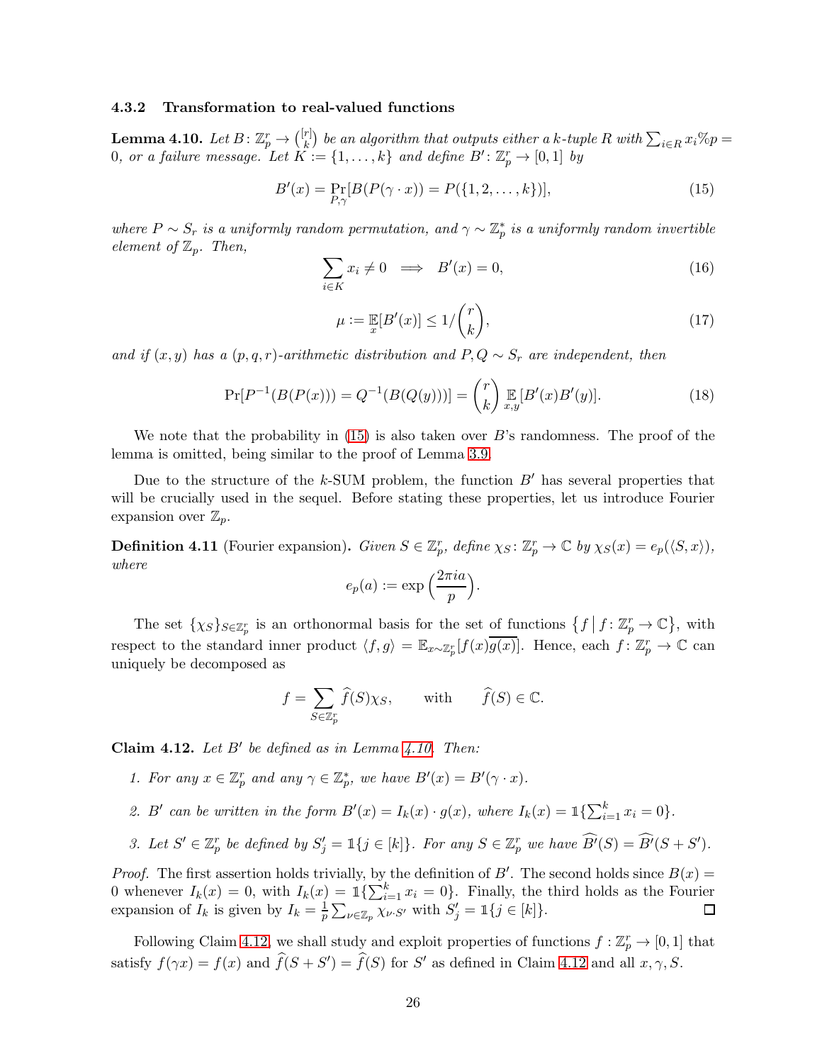### 4.3.2 Transformation to real-valued functions

**Lemma 4.10.** *Let $B\colon \mathbb{Z}_p^r \to \binom{[r]}{k}$ be an algorithm that outputs either a $k$-tuple $R$ with $\sum_{i\in R} x_i \% p = 0$, or a failure message. Let $K := \{1,\dots,k\}$ and define $B'\colon \mathbb{Z}_p^r \to [0,1]$ by*

$$B'(x) = \Pr_{P,\gamma}[B(P(\gamma\cdot x)) = P(\{1,2,\dots,k\})], \tag{15}$$

*where $P \sim S_r$ is a uniformly random permutation, and $\gamma \sim \mathbb{Z}_p^*$ is a uniformly random invertible element of $\mathbb{Z}_p$. Then,*

$$\sum_{i\in K} x_i \neq 0 \implies B'(x) = 0, \tag{16}$$

$$\mu := \mathbb{E}_x[B'(x)] \le 1/\binom{r}{k}, \tag{17}$$

*and if $(x,y)$ has a $(p,q,r)$-arithmetic distribution and $P,Q\sim S_r$ are independent, then*

$$\Pr[P^{-1}(B(P(x))) = Q^{-1}(B(Q(y)))] = \binom{r}{k}\mathbb{E}_{x,y}[B'(x)B'(y)]. \tag{18}$$

We note that the probability in (15) is also taken over $B$'s randomness. The proof of the lemma is omitted, being similar to the proof of Lemma 3.9.

Due to the structure of the $k$-SUM problem, the function $B'$ has several properties that will be crucially used in the sequel. Before stating these properties, let us introduce Fourier expansion over $\mathbb{Z}_p$.

**Definition 4.11** (Fourier expansion)**.** *Given $S\in\mathbb{Z}_p^r$, define $\chi_S\colon \mathbb{Z}_p^r \to \mathbb{C}$ by $\chi_S(x) = e_p(\langle S,x\rangle)$, where*

$$e_p(a) := \exp\Big(\frac{2\pi i a}{p}\Big).$$

The set $\{\chi_S\}_{S\in\mathbb{Z}_p^r}$ is an orthonormal basis for the set of functions $\{f \mid f\colon \mathbb{Z}_p^r \to \mathbb{C}\}$, with respect to the standard inner product $\langle f,g\rangle = \mathbb{E}_{x\sim\mathbb{Z}_p^r}[f(x)\overline{g(x)}]$. Hence, each $f\colon \mathbb{Z}_p^r\to\mathbb{C}$ can uniquely be decomposed as

$$f = \sum_{S\in\mathbb{Z}_p^r} \widehat{f}(S)\chi_S, \qquad \text{with} \qquad \widehat{f}(S)\in\mathbb{C}.$$

**Claim 4.12.** *Let $B'$ be defined as in Lemma 4.10. Then:*

1. *For any $x\in\mathbb{Z}_p^r$ and any $\gamma\in\mathbb{Z}_p^*$, we have $B'(x) = B'(\gamma\cdot x)$.*
2. *$B'$ can be written in the form $B'(x) = I_k(x)\cdot g(x)$, where $I_k(x) = \mathbb{1}\{\sum_{i=1}^k x_i = 0\}$.*
3. *Let $S'\in\mathbb{Z}_p^r$ be defined by $S'_j = \mathbb{1}\{j\in[k]\}$. For any $S\in\mathbb{Z}_p^r$ we have $\widehat{B'}(S) = \widehat{B'}(S+S')$.*

*Proof.* The first assertion holds trivially, by the definition of $B'$. The second holds since $B(x) = 0$ whenever $I_k(x) = 0$, with $I_k(x) = \mathbb{1}\{\sum_{i=1}^k x_i = 0\}$. Finally, the third holds as the Fourier expansion of $I_k$ is given by $I_k = \frac{1}{p}\sum_{\nu\in\mathbb{Z}_p}\chi_{\nu\cdot S'}$ with $S'_j = \mathbb{1}\{j\in[k]\}$. □

Following Claim 4.12, we shall study and exploit properties of functions $f:\mathbb{Z}_p^r\to[0,1]$ that satisfy $f(\gamma x) = f(x)$ and $\widehat{f}(S+S') = \widehat{f}(S)$ for $S'$ as defined in Claim 4.12 and all $x,\gamma,S$.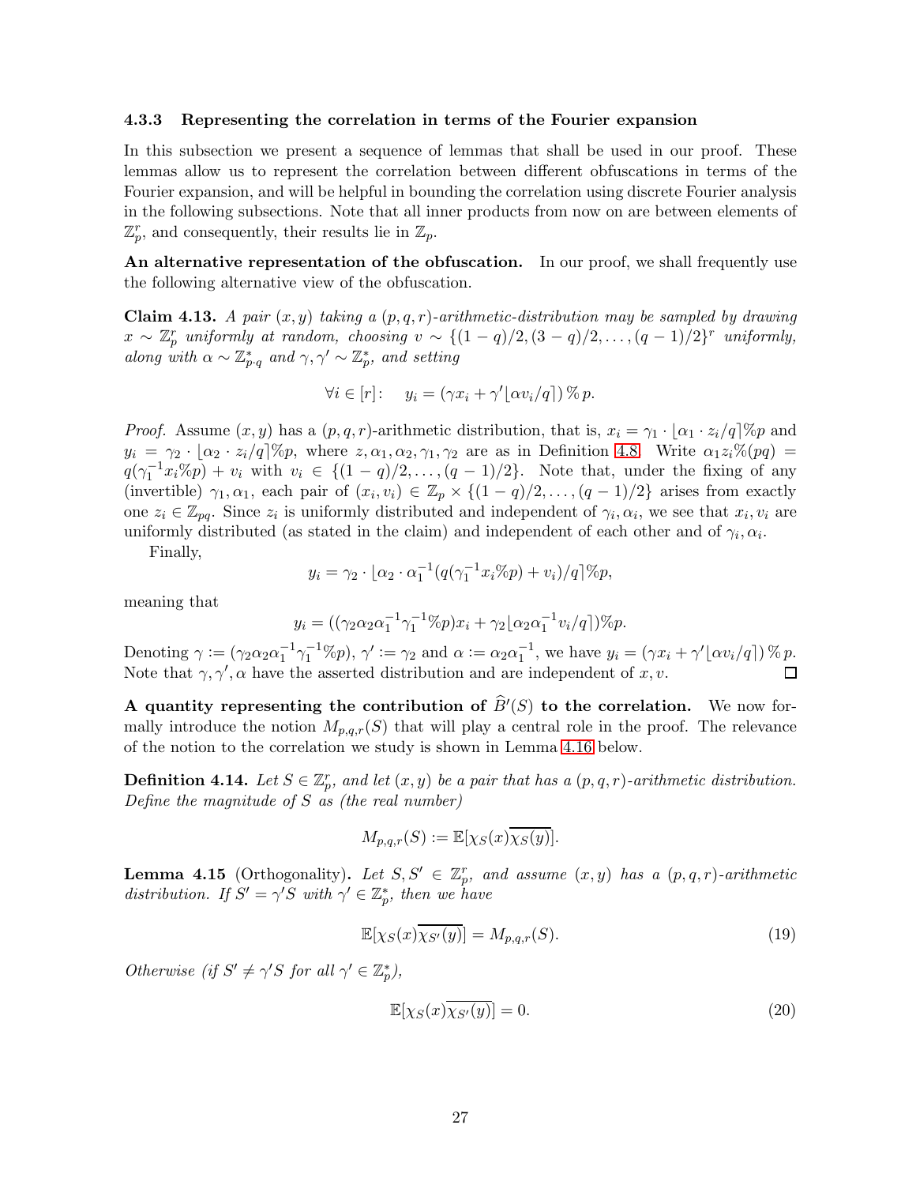### 4.3.3 Representing the correlation in terms of the Fourier expansion

In this subsection we present a sequence of lemmas that shall be used in our proof. These lemmas allow us to represent the correlation between different obfuscations in terms of the Fourier expansion, and will be helpful in bounding the correlation using discrete Fourier analysis in the following subsections. Note that all inner products from now on are between elements of $\mathbb{Z}_p^r$, and consequently, their results lie in $\mathbb{Z}_p$.

**An alternative representation of the obfuscation.** In our proof, we shall frequently use the following alternative view of the obfuscation.

**Claim 4.13.** *A pair $(x, y)$ taking a $(p, q, r)$-arithmetic-distribution may be sampled by drawing $x \sim \mathbb{Z}_p^r$ uniformly at random, choosing $v \sim \{(1-q)/2, (3-q)/2, \ldots, (q-1)/2\}^r$ uniformly, along with $\alpha \sim \mathbb{Z}_{p \cdot q}^*$ and $\gamma, \gamma' \sim \mathbb{Z}_p^*$, and setting*

$$\forall i \in [r]: \quad y_i = (\gamma x_i + \gamma' \lfloor \alpha v_i / q \rceil) \,\%\, p.$$

*Proof.* Assume $(x, y)$ has a $(p, q, r)$-arithmetic distribution, that is, $x_i = \gamma_1 \cdot \lfloor \alpha_1 \cdot z_i / q \rceil \% p$ and $y_i = \gamma_2 \cdot \lfloor \alpha_2 \cdot z_i / q \rceil \% p$, where $z, \alpha_1, \alpha_2, \gamma_1, \gamma_2$ are as in Definition 4.8. Write $\alpha_1 z_i \%(pq) = q(\gamma_1^{-1} x_i \% p) + v_i$ with $v_i \in \{(1-q)/2, \ldots, (q-1)/2\}$. Note that, under the fixing of any (invertible) $\gamma_1, \alpha_1$, each pair of $(x_i, v_i) \in \mathbb{Z}_p \times \{(1-q)/2, \ldots, (q-1)/2\}$ arises from exactly one $z_i \in \mathbb{Z}_{pq}$. Since $z_i$ is uniformly distributed and independent of $\gamma_i, \alpha_i$, we see that $x_i, v_i$ are uniformly distributed (as stated in the claim) and independent of each other and of $\gamma_i, \alpha_i$.

Finally,

$$y_i = \gamma_2 \cdot \lfloor \alpha_2 \cdot \alpha_1^{-1} (q(\gamma_1^{-1} x_i \% p) + v_i) / q \rceil \% p,$$

meaning that

$$y_i = ((\gamma_2 \alpha_2 \alpha_1^{-1} \gamma_1^{-1} \% p) x_i + \gamma_2 \lfloor \alpha_2 \alpha_1^{-1} v_i / q \rceil) \% p.$$

Denoting $\gamma := (\gamma_2 \alpha_2 \alpha_1^{-1} \gamma_1^{-1} \% p)$, $\gamma' := \gamma_2$ and $\alpha := \alpha_2 \alpha_1^{-1}$, we have $y_i = (\gamma x_i + \gamma' \lfloor \alpha v_i / q \rceil) \,\%\, p$. Note that $\gamma, \gamma', \alpha$ have the asserted distribution and are independent of $x, v$. $\square$

**A quantity representing the contribution of $\widehat{B}'(S)$ to the correlation.** We now formally introduce the notion $M_{p,q,r}(S)$ that will play a central role in the proof. The relevance of the notion to the correlation we study is shown in Lemma 4.16 below.

**Definition 4.14.** *Let $S \in \mathbb{Z}_p^r$, and let $(x, y)$ be a pair that has a $(p, q, r)$-arithmetic distribution. Define the magnitude of $S$ as (the real number)*

$$M_{p,q,r}(S) := \mathbb{E}[\chi_S(x) \overline{\chi_S(y)}].$$

**Lemma 4.15** (Orthogonality)**.** *Let $S, S' \in \mathbb{Z}_p^r$, and assume $(x, y)$ has a $(p, q, r)$-arithmetic distribution. If $S' = \gamma' S$ with $\gamma' \in \mathbb{Z}_p^*$, then we have*

$$\mathbb{E}[\chi_S(x) \overline{\chi_{S'}(y)}] = M_{p,q,r}(S). \tag{19}$$

*Otherwise (if $S' \neq \gamma' S$ for all $\gamma' \in \mathbb{Z}_p^*$),*

$$\mathbb{E}[\chi_S(x) \overline{\chi_{S'}(y)}] = 0. \tag{20}$$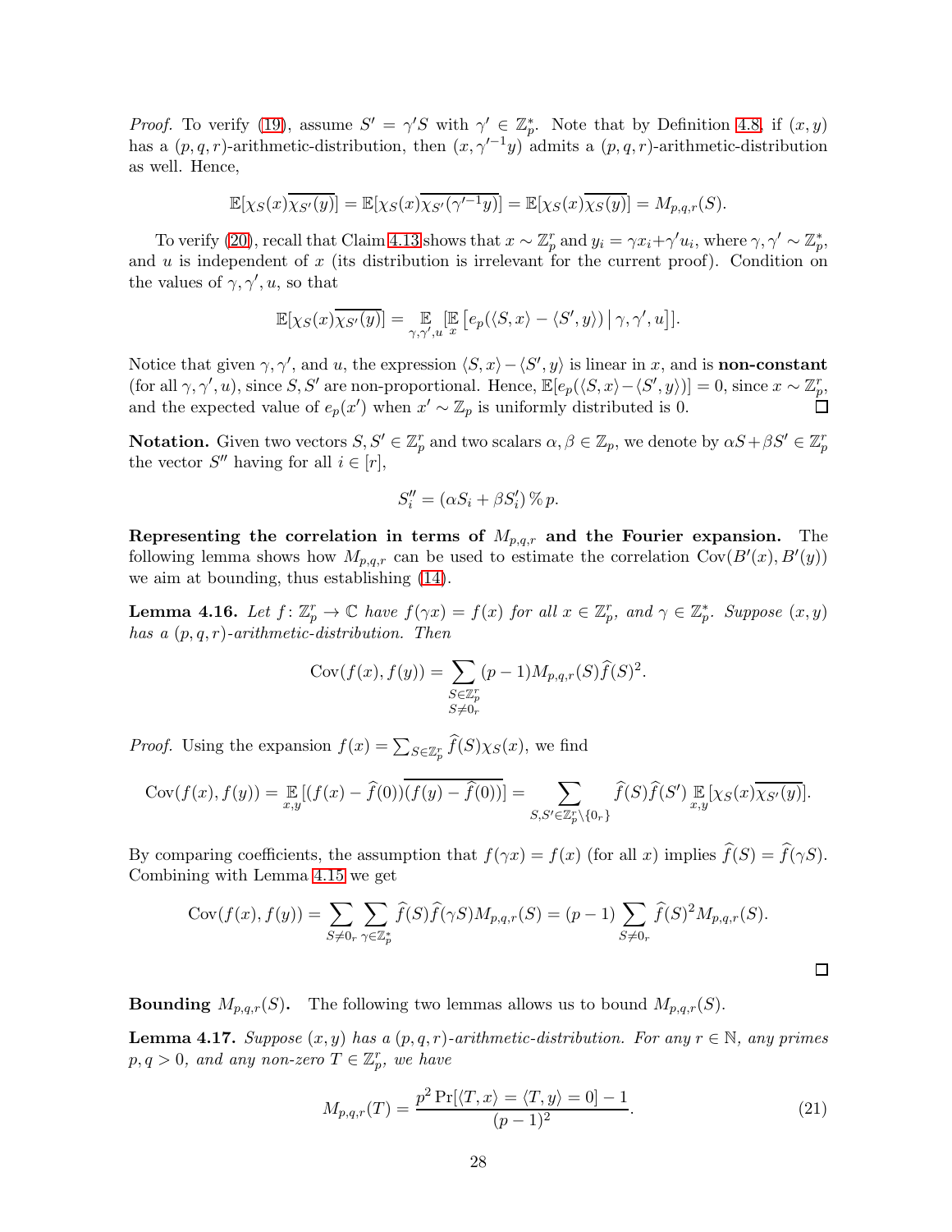*Proof.* To verify (19), assume $S' = \gamma' S$ with $\gamma' \in \mathbb{Z}_p^*$. Note that by Definition 4.8, if $(x, y)$ has a $(p, q, r)$-arithmetic-distribution, then $(x, \gamma'^{-1} y)$ admits a $(p, q, r)$-arithmetic-distribution as well. Hence,

$$\mathbb{E}[\chi_S(x)\overline{\chi_{S'}(y)}] = \mathbb{E}[\chi_S(x)\overline{\chi_{S'}(\gamma'^{-1}y)}] = \mathbb{E}[\chi_S(x)\overline{\chi_S(y)}] = M_{p,q,r}(S).$$

To verify (20), recall that Claim 4.13 shows that $x \sim \mathbb{Z}_p^r$ and $y_i = \gamma x_i + \gamma' u_i$, where $\gamma, \gamma' \sim \mathbb{Z}_p^*$, and $u$ is independent of $x$ (its distribution is irrelevant for the current proof). Condition on the values of $\gamma, \gamma', u$, so that

$$\mathbb{E}[\chi_S(x)\overline{\chi_{S'}(y)}] = \mathop{\mathbb{E}}_{\gamma,\gamma',u}[\mathop{\mathbb{E}}_{x}\left[e_p(\langle S, x\rangle - \langle S', y\rangle) \,\middle|\, \gamma, \gamma', u\right]].$$

Notice that given $\gamma, \gamma'$, and $u$, the expression $\langle S, x\rangle - \langle S', y\rangle$ is linear in $x$, and is **non-constant** (for all $\gamma, \gamma', u$), since $S, S'$ are non-proportional. Hence, $\mathbb{E}[e_p(\langle S, x\rangle - \langle S', y\rangle)] = 0$, since $x \sim \mathbb{Z}_p^r$, and the expected value of $e_p(x')$ when $x' \sim \mathbb{Z}_p$ is uniformly distributed is 0. $\square$

**Notation.** Given two vectors $S, S' \in \mathbb{Z}_p^r$ and two scalars $\alpha, \beta \in \mathbb{Z}_p$, we denote by $\alpha S + \beta S' \in \mathbb{Z}_p^r$ the vector $S''$ having for all $i \in [r]$,

$$S''_i = (\alpha S_i + \beta S'_i) \,\%\, p.$$

**Representing the correlation in terms of $M_{p,q,r}$ and the Fourier expansion.** The following lemma shows how $M_{p,q,r}$ can be used to estimate the correlation $\mathrm{Cov}(B'(x), B'(y))$ we aim at bounding, thus establishing (14).

**Lemma 4.16.** *Let $f \colon \mathbb{Z}_p^r \to \mathbb{C}$ have $f(\gamma x) = f(x)$ for all $x \in \mathbb{Z}_p^r$, and $\gamma \in \mathbb{Z}_p^*$. Suppose $(x, y)$ has a $(p, q, r)$-arithmetic-distribution. Then*

$$\mathrm{Cov}(f(x), f(y)) = \sum_{\substack{S \in \mathbb{Z}_p^r \\ S \neq 0_r}} (p-1) M_{p,q,r}(S) \widehat{f}(S)^2.$$

*Proof.* Using the expansion $f(x) = \sum_{S \in \mathbb{Z}_p^r} \widehat{f}(S)\chi_S(x)$, we find

$$\mathrm{Cov}(f(x), f(y)) = \mathop{\mathbb{E}}_{x,y}[(f(x) - \widehat{f}(0))\overline{(f(y) - \widehat{f}(0))}] = \sum_{S,S' \in \mathbb{Z}_p^r \setminus \{0_r\}} \widehat{f}(S)\widehat{f}(S') \mathop{\mathbb{E}}_{x,y}[\chi_S(x)\overline{\chi_{S'}(y)}].$$

By comparing coefficients, the assumption that $f(\gamma x) = f(x)$ (for all $x$) implies $\widehat{f}(S) = \widehat{f}(\gamma S)$. Combining with Lemma 4.15 we get

$$\mathrm{Cov}(f(x), f(y)) = \sum_{S \neq 0_r} \sum_{\gamma \in \mathbb{Z}_p^*} \widehat{f}(S)\widehat{f}(\gamma S) M_{p,q,r}(S) = (p-1) \sum_{S \neq 0_r} \widehat{f}(S)^2 M_{p,q,r}(S).$$

$\square$

**Bounding $M_{p,q,r}(S)$.** The following two lemmas allows us to bound $M_{p,q,r}(S)$.

**Lemma 4.17.** *Suppose $(x, y)$ has a $(p, q, r)$-arithmetic-distribution. For any $r \in \mathbb{N}$, any primes $p, q > 0$, and any non-zero $T \in \mathbb{Z}_p^r$, we have*

$$M_{p,q,r}(T) = \frac{p^2 \Pr[\langle T, x\rangle = \langle T, y\rangle = 0] - 1}{(p-1)^2}. \tag{21}$$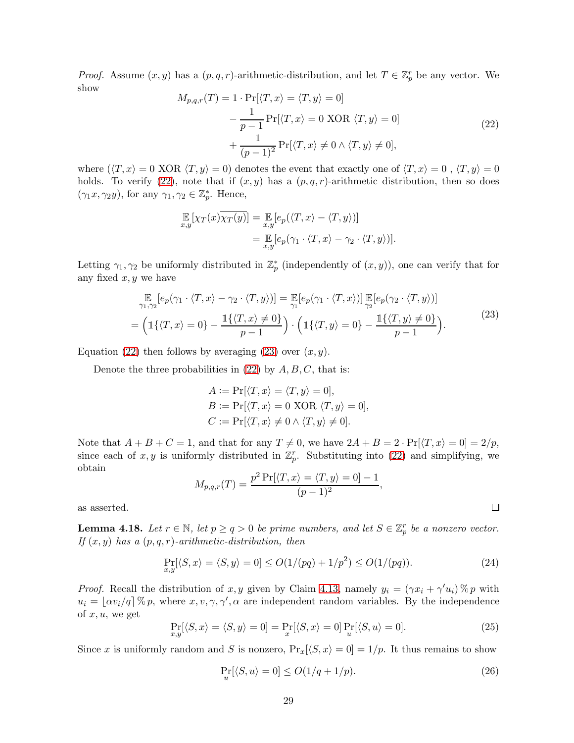*Proof.* Assume $(x, y)$ has a $(p, q, r)$-arithmetic-distribution, and let $T \in \mathbb{Z}_p^r$ be any vector. We show

$$
\begin{aligned}
M_{p,q,r}(T) = 1 \cdot \Pr[\langle T, x\rangle = \langle T, y\rangle = 0] \\
- \frac{1}{p-1} \Pr[\langle T, x\rangle = 0 \text{ XOR } \langle T, y\rangle = 0] \\
+ \frac{1}{(p-1)^2} \Pr[\langle T, x\rangle \neq 0 \wedge \langle T, y\rangle \neq 0],
\end{aligned}
\tag{22}
$$

where ($\langle T, x\rangle = 0$ XOR $\langle T, y\rangle = 0$) denotes the event that exactly one of $\langle T, x\rangle = 0$ , $\langle T, y\rangle = 0$ holds. To verify (22), note that if $(x, y)$ has a $(p, q, r)$-arithmetic distribution, then so does $(\gamma_1 x, \gamma_2 y)$, for any $\gamma_1, \gamma_2 \in \mathbb{Z}_p^*$. Hence,

$$
\begin{aligned}
\mathop{\mathbb{E}}_{x,y}[\chi_T(x)\overline{\chi_T(y)}] &= \mathop{\mathbb{E}}_{x,y}[e_p(\langle T, x\rangle - \langle T, y\rangle)] \\
&= \mathop{\mathbb{E}}_{x,y}[e_p(\gamma_1 \cdot \langle T, x\rangle - \gamma_2 \cdot \langle T, y\rangle)].
\end{aligned}
$$

Letting $\gamma_1, \gamma_2$ be uniformly distributed in $\mathbb{Z}_p^*$ (independently of $(x, y)$), one can verify that for any fixed $x, y$ we have

$$
\begin{aligned}
\mathop{\mathbb{E}}_{\gamma_1,\gamma_2}[e_p(\gamma_1 \cdot \langle T, x\rangle - \gamma_2 \cdot \langle T, y\rangle)] = \mathop{\mathbb{E}}_{\gamma_1}[e_p(\gamma_1 \cdot \langle T, x\rangle)] \mathop{\mathbb{E}}_{\gamma_2}[e_p(\gamma_2 \cdot \langle T, y\rangle)] \\
= \Big(\mathbb{1}\{\langle T, x\rangle = 0\} - \frac{\mathbb{1}\{\langle T, x\rangle \neq 0\}}{p-1}\Big) \cdot \Big(\mathbb{1}\{\langle T, y\rangle = 0\} - \frac{\mathbb{1}\{\langle T, y\rangle \neq 0\}}{p-1}\Big).
\end{aligned}
\tag{23}
$$

Equation (22) then follows by averaging (23) over $(x, y)$.

Denote the three probabilities in (22) by $A, B, C$, that is:

$$
\begin{aligned}
A &:= \Pr[\langle T, x\rangle = \langle T, y\rangle = 0], \\
B &:= \Pr[\langle T, x\rangle = 0 \text{ XOR } \langle T, y\rangle = 0], \\
C &:= \Pr[\langle T, x\rangle \neq 0 \wedge \langle T, y\rangle \neq 0].
\end{aligned}
$$

Note that $A + B + C = 1$, and that for any $T \neq 0$, we have $2A + B = 2 \cdot \Pr[\langle T, x\rangle = 0] = 2/p$, since each of $x, y$ is uniformly distributed in $\mathbb{Z}_p^r$. Substituting into (22) and simplifying, we obtain

$$
M_{p,q,r}(T) = \frac{p^2 \Pr[\langle T, x\rangle = \langle T, y\rangle = 0] - 1}{(p-1)^2},
$$

as asserted. $\square$

**Lemma 4.18.** *Let $r \in \mathbb{N}$, let $p \geq q > 0$ be prime numbers, and let $S \in \mathbb{Z}_p^r$ be a nonzero vector. If $(x, y)$ has a $(p, q, r)$-arithmetic-distribution, then*

$$
\Pr_{x,y}[\langle S, x\rangle = \langle S, y\rangle = 0] \leq O(1/(pq) + 1/p^2) \leq O(1/(pq)). \tag{24}
$$

*Proof.* Recall the distribution of $x, y$ given by Claim 4.13, namely $y_i = (\gamma x_i + \gamma' u_i) \,\%\, p$ with $u_i = \lfloor \alpha v_i / q \rceil \,\%\, p$, where $x, v, \gamma, \gamma', \alpha$ are independent random variables. By the independence of $x, u$, we get

$$
\Pr_{x,y}[\langle S, x\rangle = \langle S, y\rangle = 0] = \Pr_x[\langle S, x\rangle = 0] \Pr_u[\langle S, u\rangle = 0]. \tag{25}
$$

Since $x$ is uniformly random and $S$ is nonzero, $\Pr_x[\langle S, x\rangle = 0] = 1/p$. It thus remains to show

$$
\Pr_u[\langle S, u\rangle = 0] \leq O(1/q + 1/p). \tag{26}
$$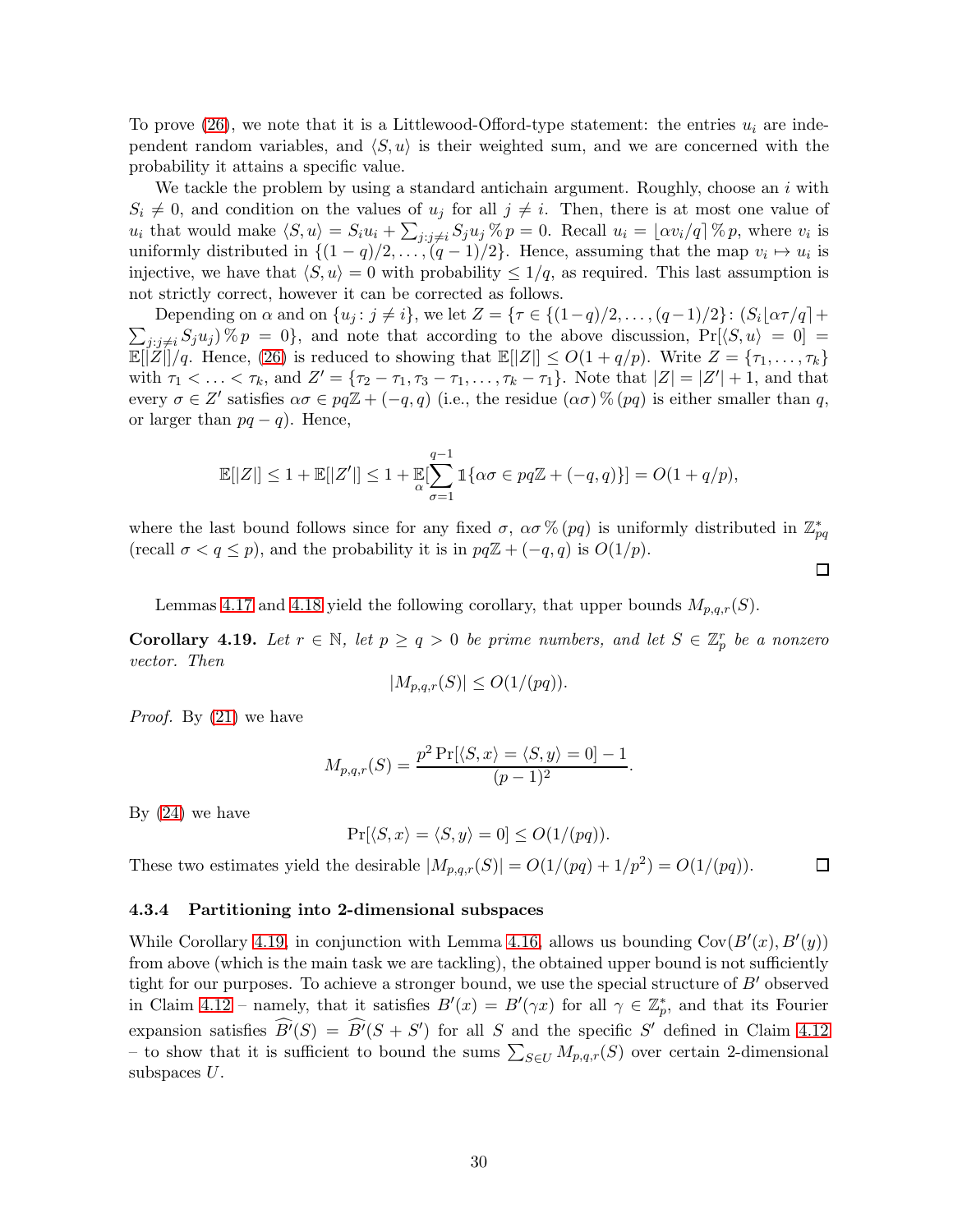To prove (26), we note that it is a Littlewood-Offord-type statement: the entries $u_i$ are independent random variables, and $\langle S, u\rangle$ is their weighted sum, and we are concerned with the probability it attains a specific value.

We tackle the problem by using a standard antichain argument. Roughly, choose an $i$ with $S_i \neq 0$, and condition on the values of $u_j$ for all $j \neq i$. Then, there is at most one value of $u_i$ that would make $\langle S, u\rangle = S_i u_i + \sum_{j:j\neq i} S_j u_j \,\%\, p = 0$. Recall $u_i = \lfloor \alpha v_i/q \rceil \,\%\, p$, where $v_i$ is uniformly distributed in $\{(1-q)/2, \ldots, (q-1)/2\}$. Hence, assuming that the map $v_i \mapsto u_i$ is injective, we have that $\langle S, u\rangle = 0$ with probability $\leq 1/q$, as required. This last assumption is not strictly correct, however it can be corrected as follows.

Depending on $\alpha$ and on $\{u_j : j \neq i\}$, we let $Z = \{\tau \in \{(1-q)/2, \ldots, (q-1)/2\} : (S_i \lfloor \alpha\tau/q \rceil + \sum_{j:j\neq i} S_j u_j) \,\%\, p = 0\}$, and note that according to the above discussion, $\Pr[\langle S, u\rangle = 0] = \mathbb{E}[|Z|]/q$. Hence, (26) is reduced to showing that $\mathbb{E}[|Z|] \leq O(1 + q/p)$. Write $Z = \{\tau_1, \ldots, \tau_k\}$ with $\tau_1 < \ldots < \tau_k$, and $Z' = \{\tau_2 - \tau_1, \tau_3 - \tau_1, \ldots, \tau_k - \tau_1\}$. Note that $|Z| = |Z'| + 1$, and that every $\sigma \in Z'$ satisfies $\alpha\sigma \in pq\mathbb{Z} + (-q, q)$ (i.e., the residue $(\alpha\sigma) \,\%\, (pq)$ is either smaller than $q$, or larger than $pq - q$). Hence,

$$\mathbb{E}[|Z|] \leq 1 + \mathbb{E}[|Z'|] \leq 1 + \mathop{\mathbb{E}}_{\alpha}[\sum_{\sigma=1}^{q-1} \mathbb{1}\{\alpha\sigma \in pq\mathbb{Z} + (-q, q)\}] = O(1 + q/p),$$

where the last bound follows since for any fixed $\sigma$, $\alpha\sigma \,\%\, (pq)$ is uniformly distributed in $\mathbb{Z}^*_{pq}$ (recall $\sigma < q \leq p$), and the probability it is in $pq\mathbb{Z} + (-q, q)$ is $O(1/p)$.

□

Lemmas 4.17 and 4.18 yield the following corollary, that upper bounds $M_{p,q,r}(S)$.

**Corollary 4.19.** *Let $r \in \mathbb{N}$, let $p \geq q > 0$ be prime numbers, and let $S \in \mathbb{Z}_p^r$ be a nonzero vector. Then*

$$|M_{p,q,r}(S)| \leq O(1/(pq)).$$

*Proof.* By (21) we have

$$M_{p,q,r}(S) = \frac{p^2 \Pr[\langle S, x\rangle = \langle S, y\rangle = 0] - 1}{(p-1)^2}.$$

By (24) we have

$$\Pr[\langle S, x\rangle = \langle S, y\rangle = 0] \leq O(1/(pq)).$$

These two estimates yield the desirable $|M_{p,q,r}(S)| = O(1/(pq) + 1/p^2) = O(1/(pq))$. □

### 4.3.4 Partitioning into 2-dimensional subspaces

While Corollary 4.19, in conjunction with Lemma 4.16, allows us bounding $\mathrm{Cov}(B'(x), B'(y))$ from above (which is the main task we are tackling), the obtained upper bound is not sufficiently tight for our purposes. To achieve a stronger bound, we use the special structure of $B'$ observed in Claim 4.12 – namely, that it satisfies $B'(x) = B'(\gamma x)$ for all $\gamma \in \mathbb{Z}_p^*$, and that its Fourier expansion satisfies $\widehat{B'}(S) = \widehat{B'}(S + S')$ for all $S$ and the specific $S'$ defined in Claim 4.12 – to show that it is sufficient to bound the sums $\sum_{S\in U} M_{p,q,r}(S)$ over certain 2-dimensional subspaces $U$.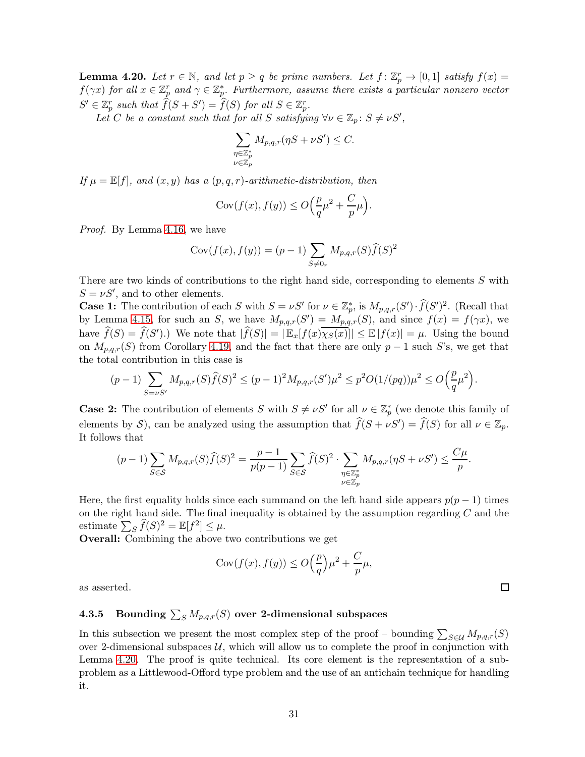**Lemma 4.20.** *Let $r \in \mathbb{N}$, and let $p \geq q$ be prime numbers. Let $f \colon \mathbb{Z}_p^r \to [0,1]$ satisfy $f(x) = f(\gamma x)$ for all $x \in \mathbb{Z}_p^r$ and $\gamma \in \mathbb{Z}_p^*$. Furthermore, assume there exists a particular nonzero vector $S' \in \mathbb{Z}_p^r$ such that $\widehat{f}(S + S') = \widehat{f}(S)$ for all $S \in \mathbb{Z}_p^r$.*

*Let $C$ be a constant such that for all $S$ satisfying $\forall \nu \in \mathbb{Z}_p \colon S \neq \nu S'$,*

$$\sum_{\substack{\eta \in \mathbb{Z}_p^* \\ \nu \in \mathbb{Z}_p}} M_{p,q,r}(\eta S + \nu S') \leq C.$$

*If $\mu = \mathbb{E}[f]$, and $(x, y)$ has a $(p, q, r)$-arithmetic-distribution, then*

$$\mathrm{Cov}(f(x), f(y)) \leq O\Big(\frac{p}{q}\mu^2 + \frac{C}{p}\mu\Big).$$

*Proof.* By Lemma 4.16, we have

$$\mathrm{Cov}(f(x), f(y)) = (p-1)\sum_{S \neq 0_r} M_{p,q,r}(S)\widehat{f}(S)^2$$

There are two kinds of contributions to the right hand side, corresponding to elements $S$ with $S = \nu S'$, and to other elements.

**Case 1:** The contribution of each $S$ with $S = \nu S'$ for $\nu \in \mathbb{Z}_p^*$, is $M_{p,q,r}(S') \cdot \widehat{f}(S')^2$. (Recall that by Lemma 4.15, for such an $S$, we have $M_{p,q,r}(S') = M_{p,q,r}(S)$, and since $f(x) = f(\gamma x)$, we have $\widehat{f}(S) = \widehat{f}(S')$.) We note that $|\widehat{f}(S)| = |\mathbb{E}_x[f(x)\overline{\chi_S(x)}]| \leq \mathbb{E}|f(x)| = \mu$. Using the bound on $M_{p,q,r}(S)$ from Corollary 4.19, and the fact that there are only $p-1$ such $S$'s, we get that the total contribution in this case is

$$(p-1)\sum_{S=\nu S'} M_{p,q,r}(S)\widehat{f}(S)^2 \leq (p-1)^2 M_{p,q,r}(S')\mu^2 \leq p^2 O(1/(pq))\mu^2 \leq O\Big(\frac{p}{q}\mu^2\Big).$$

**Case 2:** The contribution of elements $S$ with $S \neq \nu S'$ for all $\nu \in \mathbb{Z}_p^*$ (we denote this family of elements by $\mathcal{S}$), can be analyzed using the assumption that $\widehat{f}(S + \nu S') = \widehat{f}(S)$ for all $\nu \in \mathbb{Z}_p$. It follows that

$$(p-1)\sum_{S \in \mathcal{S}} M_{p,q,r}(S)\widehat{f}(S)^2 = \frac{p-1}{p(p-1)}\sum_{S \in \mathcal{S}} \widehat{f}(S)^2 \cdot \sum_{\substack{\eta \in \mathbb{Z}_p^* \\ \nu \in \mathbb{Z}_p}} M_{p,q,r}(\eta S + \nu S') \leq \frac{C\mu}{p}.$$

Here, the first equality holds since each summand on the left hand side appears $p(p-1)$ times on the right hand side. The final inequality is obtained by the assumption regarding $C$ and the estimate $\sum_S \widehat{f}(S)^2 = \mathbb{E}[f^2] \leq \mu$.

**Overall:** Combining the above two contributions we get

$$\mathrm{Cov}(f(x), f(y)) \leq O\Big(\frac{p}{q}\Big)\mu^2 + \frac{C}{p}\mu,$$

as asserted. □

### 4.3.5 Bounding $\sum_S M_{p,q,r}(S)$ over 2-dimensional subspaces

In this subsection we present the most complex step of the proof – bounding $\sum_{S \in \mathcal{U}} M_{p,q,r}(S)$ over 2-dimensional subspaces $\mathcal{U}$, which will allow us to complete the proof in conjunction with Lemma 4.20. The proof is quite technical. Its core element is the representation of a sub-problem as a Littlewood-Offord type problem and the use of an antichain technique for handling it.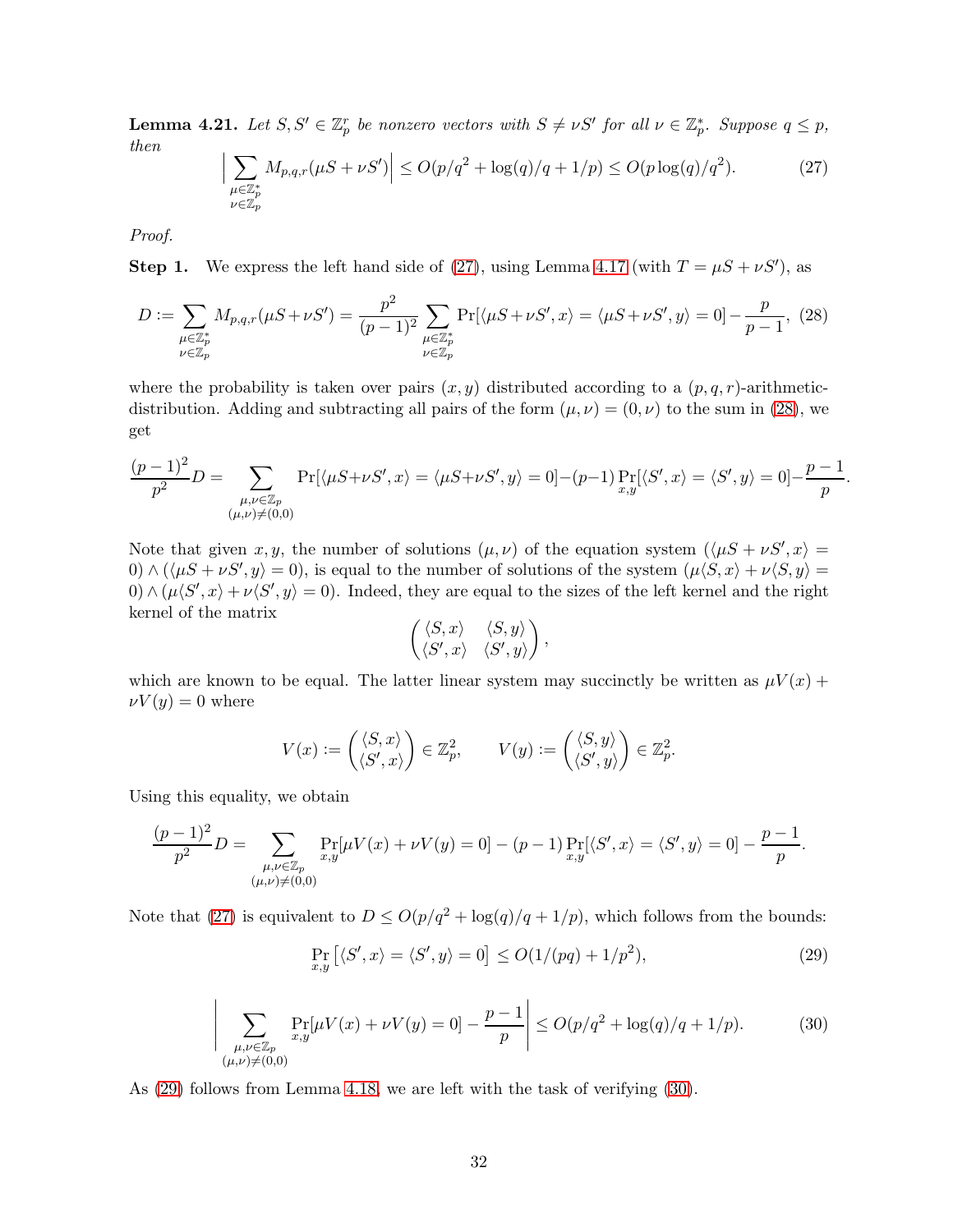**Lemma 4.21.** *Let $S, S' \in \mathbb{Z}_p^r$ be nonzero vectors with $S \neq \nu S'$ for all $\nu \in \mathbb{Z}_p^*$. Suppose $q \leq p$, then*

$$\Big| \sum_{\substack{\mu \in \mathbb{Z}_p^* \\ \nu \in \mathbb{Z}_p}} M_{p,q,r}(\mu S + \nu S') \Big| \leq O(p/q^2 + \log(q)/q + 1/p) \leq O(p \log(q)/q^2). \tag{27}$$

*Proof.*

**Step 1.** We express the left hand side of (27), using Lemma 4.17 (with $T = \mu S + \nu S'$), as

$$D := \sum_{\substack{\mu \in \mathbb{Z}_p^* \\ \nu \in \mathbb{Z}_p}} M_{p,q,r}(\mu S + \nu S') = \frac{p^2}{(p-1)^2} \sum_{\substack{\mu \in \mathbb{Z}_p^* \\ \nu \in \mathbb{Z}_p}} \Pr[\langle \mu S + \nu S', x\rangle = \langle \mu S + \nu S', y\rangle = 0] - \frac{p}{p-1}, \tag{28}$$

where the probability is taken over pairs $(x, y)$ distributed according to a $(p, q, r)$-arithmetic-distribution. Adding and subtracting all pairs of the form $(\mu, \nu) = (0, \nu)$ to the sum in (28), we get

$$\frac{(p-1)^2}{p^2} D = \sum_{\substack{\mu, \nu \in \mathbb{Z}_p \\ (\mu,\nu) \neq (0,0)}} \Pr[\langle \mu S + \nu S', x\rangle = \langle \mu S + \nu S', y\rangle = 0] - (p-1) \Pr_{x,y}[\langle S', x\rangle = \langle S', y\rangle = 0] - \frac{p-1}{p}.$$

Note that given $x, y$, the number of solutions $(\mu, \nu)$ of the equation system $(\langle \mu S + \nu S', x\rangle = 0) \wedge (\langle \mu S + \nu S', y\rangle = 0)$, is equal to the number of solutions of the system $(\mu\langle S, x\rangle + \nu\langle S, y\rangle = 0) \wedge (\mu\langle S', x\rangle + \nu\langle S', y\rangle = 0)$. Indeed, they are equal to the sizes of the left kernel and the right kernel of the matrix

$$\begin{pmatrix} \langle S, x\rangle & \langle S, y\rangle \\ \langle S', x\rangle & \langle S', y\rangle \end{pmatrix},$$

which are known to be equal. The latter linear system may succinctly be written as $\mu V(x) + \nu V(y) = 0$ where

$$V(x) := \begin{pmatrix} \langle S, x\rangle \\ \langle S', x\rangle \end{pmatrix} \in \mathbb{Z}_p^2, \qquad V(y) := \begin{pmatrix} \langle S, y\rangle \\ \langle S', y\rangle \end{pmatrix} \in \mathbb{Z}_p^2.$$

Using this equality, we obtain

$$\frac{(p-1)^2}{p^2} D = \sum_{\substack{\mu, \nu \in \mathbb{Z}_p \\ (\mu,\nu) \neq (0,0)}} \Pr_{x,y}[\mu V(x) + \nu V(y) = 0] - (p-1) \Pr_{x,y}[\langle S', x\rangle = \langle S', y\rangle = 0] - \frac{p-1}{p}.$$

Note that (27) is equivalent to $D \leq O(p/q^2 + \log(q)/q + 1/p)$, which follows from the bounds:

$$\Pr_{x,y}\left[\langle S', x\rangle = \langle S', y\rangle = 0\right] \leq O(1/(pq) + 1/p^2), \tag{29}$$

$$\left| \sum_{\substack{\mu, \nu \in \mathbb{Z}_p \\ (\mu,\nu) \neq (0,0)}} \Pr_{x,y}[\mu V(x) + \nu V(y) = 0] - \frac{p-1}{p} \right| \leq O(p/q^2 + \log(q)/q + 1/p). \tag{30}$$

As (29) follows from Lemma 4.18, we are left with the task of verifying (30).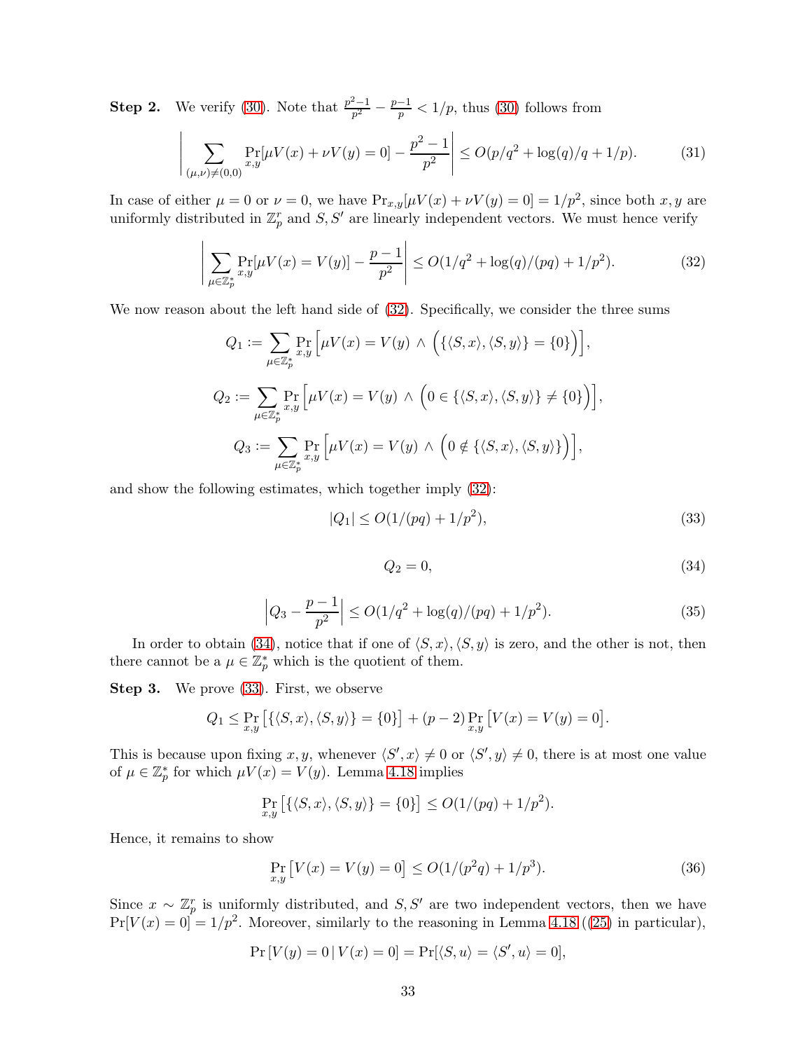**Step 2.** We verify (30). Note that $\frac{p^2-1}{p^2} - \frac{p-1}{p} < 1/p$, thus (30) follows from

$$\left| \sum_{(\mu,\nu)\neq(0,0)} \Pr_{x,y}[\mu V(x) + \nu V(y) = 0] - \frac{p^2-1}{p^2} \right| \leq O(p/q^2 + \log(q)/q + 1/p). \tag{31}$$

In case of either $\mu = 0$ or $\nu = 0$, we have $\Pr_{x,y}[\mu V(x) + \nu V(y) = 0] = 1/p^2$, since both $x, y$ are uniformly distributed in $\mathbb{Z}_p^r$ and $S, S'$ are linearly independent vectors. We must hence verify

$$\left| \sum_{\mu \in \mathbb{Z}_p^*} \Pr_{x,y}[\mu V(x) = V(y)] - \frac{p-1}{p^2} \right| \leq O(1/q^2 + \log(q)/(pq) + 1/p^2). \tag{32}$$

We now reason about the left hand side of (32). Specifically, we consider the three sums

$$Q_1 := \sum_{\mu \in \mathbb{Z}_p^*} \Pr_{x,y}\Big[\mu V(x) = V(y) \,\wedge\, \Big(\{\langle S, x\rangle, \langle S, y\rangle\} = \{0\}\Big)\Big],$$

$$Q_2 := \sum_{\mu \in \mathbb{Z}_p^*} \Pr_{x,y}\Big[\mu V(x) = V(y) \,\wedge\, \Big(0 \in \{\langle S, x\rangle, \langle S, y\rangle\} \neq \{0\}\Big)\Big],$$

$$Q_3 := \sum_{\mu \in \mathbb{Z}_p^*} \Pr_{x,y}\Big[\mu V(x) = V(y) \,\wedge\, \Big(0 \notin \{\langle S, x\rangle, \langle S, y\rangle\}\Big)\Big],$$

and show the following estimates, which together imply (32):

$$|Q_1| \leq O(1/(pq) + 1/p^2), \tag{33}$$

$$Q_2 = 0, \tag{34}$$

$$\left| Q_3 - \frac{p-1}{p^2} \right| \leq O(1/q^2 + \log(q)/(pq) + 1/p^2). \tag{35}$$

In order to obtain (34), notice that if one of $\langle S, x\rangle, \langle S, y\rangle$ is zero, and the other is not, then there cannot be a $\mu \in \mathbb{Z}_p^*$ which is the quotient of them.

**Step 3.** We prove (33). First, we observe

$$Q_1 \leq \Pr_{x,y}\big[\{\langle S, x\rangle, \langle S, y\rangle\} = \{0\}\big] + (p-2)\Pr_{x,y}\big[V(x) = V(y) = 0\big].$$

This is because upon fixing $x, y$, whenever $\langle S', x\rangle \neq 0$ or $\langle S', y\rangle \neq 0$, there is at most one value of $\mu \in \mathbb{Z}_p^*$ for which $\mu V(x) = V(y)$. Lemma 4.18 implies

$$\Pr_{x,y}\big[\{\langle S, x\rangle, \langle S, y\rangle\} = \{0\}\big] \leq O(1/(pq) + 1/p^2).$$

Hence, it remains to show

$$\Pr_{x,y}\big[V(x) = V(y) = 0\big] \leq O(1/(p^2 q) + 1/p^3). \tag{36}$$

Since $x \sim \mathbb{Z}_p^r$ is uniformly distributed, and $S, S'$ are two independent vectors, then we have $\Pr[V(x) = 0] = 1/p^2$. Moreover, similarly to the reasoning in Lemma 4.18 ((25) in particular),

$$\Pr\left[V(y) = 0 \,|\, V(x) = 0\right] = \Pr[\langle S, u\rangle = \langle S', u\rangle = 0],$$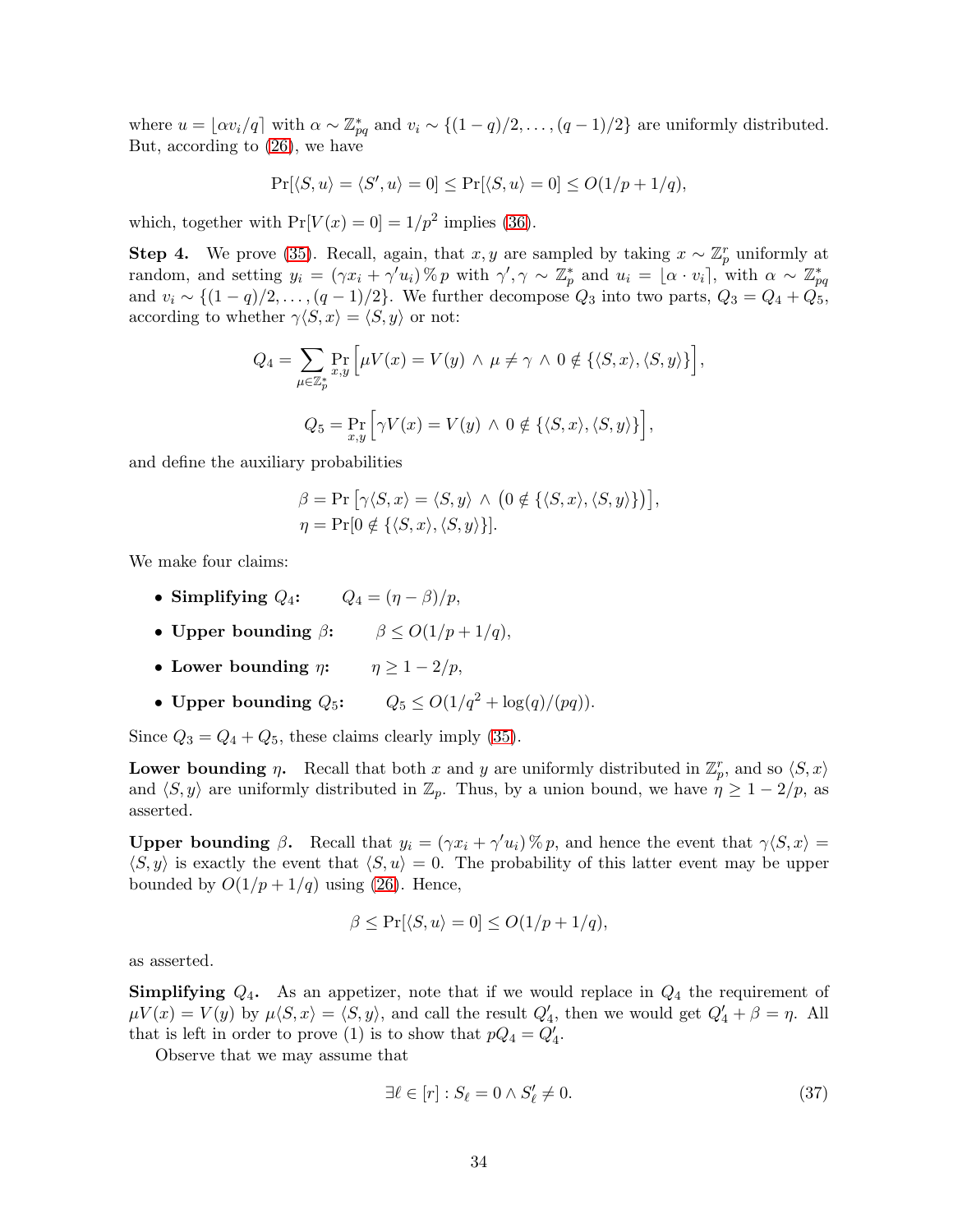where $u = \lfloor \alpha v_i / q \rceil$ with $\alpha \sim \mathbb{Z}_{pq}^*$ and $v_i \sim \{(1-q)/2, \ldots, (q-1)/2\}$ are uniformly distributed. But, according to (26), we have

$$\Pr[\langle S, u \rangle = \langle S', u \rangle = 0] \leq \Pr[\langle S, u \rangle = 0] \leq O(1/p + 1/q),$$

which, together with $\Pr[V(x) = 0] = 1/p^2$ implies (36).

**Step 4.** We prove (35). Recall, again, that $x, y$ are sampled by taking $x \sim \mathbb{Z}_p^r$ uniformly at random, and setting $y_i = (\gamma x_i + \gamma' u_i) \,\%\, p$ with $\gamma', \gamma \sim \mathbb{Z}_p^*$ and $u_i = \lfloor \alpha \cdot v_i \rceil$, with $\alpha \sim \mathbb{Z}_{pq}^*$ and $v_i \sim \{(1-q)/2, \ldots, (q-1)/2\}$. We further decompose $Q_3$ into two parts, $Q_3 = Q_4 + Q_5$, according to whether $\gamma \langle S, x \rangle = \langle S, y \rangle$ or not:

$$Q_4 = \sum_{\mu \in \mathbb{Z}_p^*} \Pr_{x,y}\Big[\mu V(x) = V(y) \,\wedge\, \mu \neq \gamma \,\wedge\, 0 \notin \{\langle S, x \rangle, \langle S, y \rangle\}\Big],$$

$$Q_5 = \Pr_{x,y}\Big[\gamma V(x) = V(y) \,\wedge\, 0 \notin \{\langle S, x \rangle, \langle S, y \rangle\}\Big],$$

and define the auxiliary probabilities

$$\beta = \Pr\big[\gamma \langle S, x \rangle = \langle S, y \rangle \,\wedge\, \big(0 \notin \{\langle S, x \rangle, \langle S, y \rangle\}\big)\big],$$
$$\eta = \Pr[0 \notin \{\langle S, x \rangle, \langle S, y \rangle\}].$$

We make four claims:

- **Simplifying $Q_4$:** $\quad Q_4 = (\eta - \beta)/p$,
- **Upper bounding $\beta$:** $\quad \beta \leq O(1/p + 1/q)$,
- **Lower bounding $\eta$:** $\quad \eta \geq 1 - 2/p$,
- **Upper bounding $Q_5$:** $\quad Q_5 \leq O(1/q^2 + \log(q)/(pq))$.

Since $Q_3 = Q_4 + Q_5$, these claims clearly imply (35).

**Lower bounding $\eta$.** Recall that both $x$ and $y$ are uniformly distributed in $\mathbb{Z}_p^r$, and so $\langle S, x \rangle$ and $\langle S, y \rangle$ are uniformly distributed in $\mathbb{Z}_p$. Thus, by a union bound, we have $\eta \geq 1 - 2/p$, as asserted.

**Upper bounding $\beta$.** Recall that $y_i = (\gamma x_i + \gamma' u_i) \,\%\, p$, and hence the event that $\gamma \langle S, x \rangle = \langle S, y \rangle$ is exactly the event that $\langle S, u \rangle = 0$. The probability of this latter event may be upper bounded by $O(1/p + 1/q)$ using (26). Hence,

$$\beta \leq \Pr[\langle S, u \rangle = 0] \leq O(1/p + 1/q),$$

as asserted.

**Simplifying $Q_4$.** As an appetizer, note that if we would replace in $Q_4$ the requirement of $\mu V(x) = V(y)$ by $\mu \langle S, x \rangle = \langle S, y \rangle$, and call the result $Q_4'$, then we would get $Q_4' + \beta = \eta$. All that is left in order to prove (1) is to show that $pQ_4 = Q_4'$.

Observe that we may assume that

$$\exists \ell \in [r] : S_\ell = 0 \wedge S'_\ell \neq 0. \tag{37}$$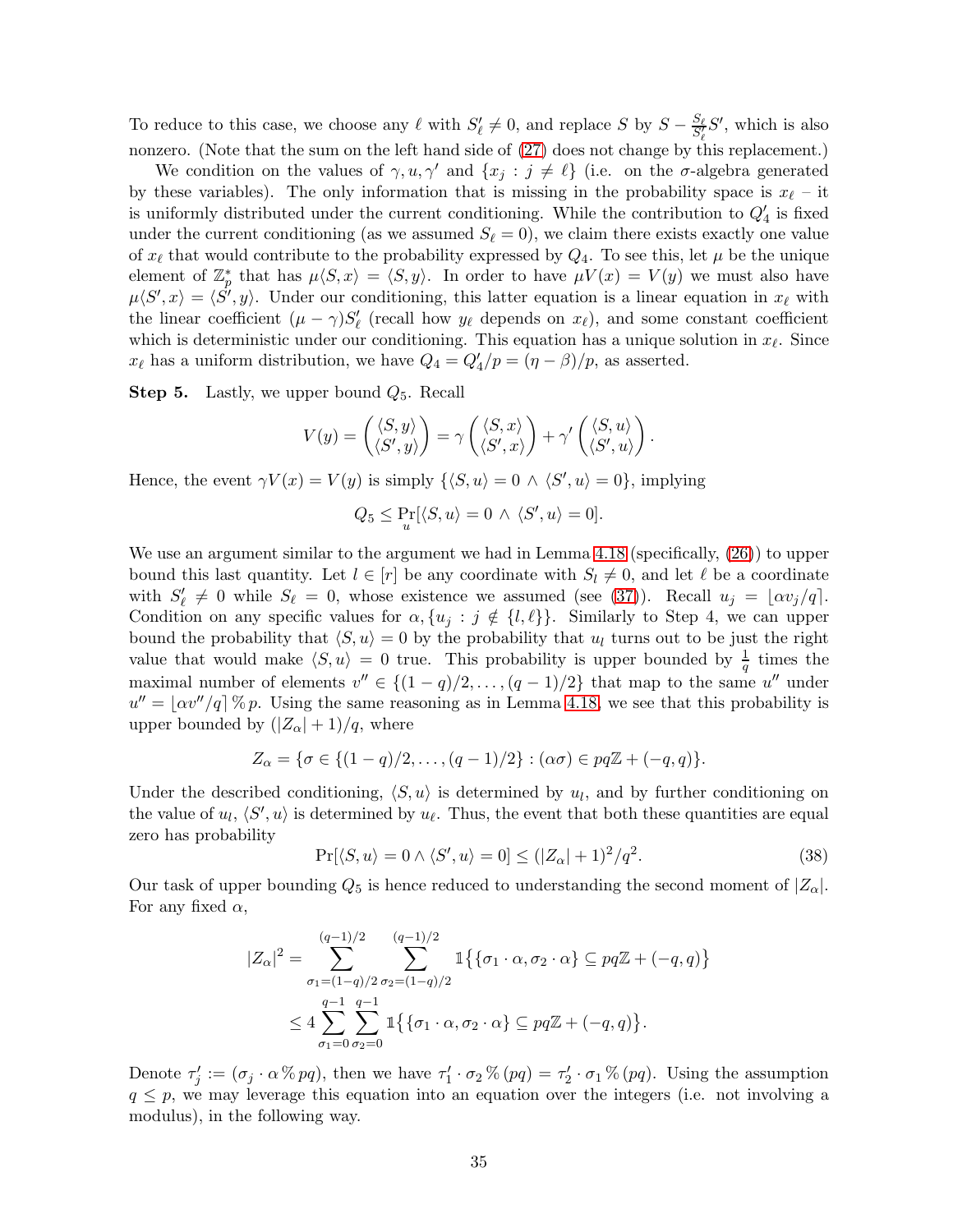To reduce to this case, we choose any $\ell$ with $S'_\ell \neq 0$, and replace $S$ by $S - \frac{S_\ell}{S'_\ell} S'$, which is also nonzero. (Note that the sum on the left hand side of (27) does not change by this replacement.)

We condition on the values of $\gamma, u, \gamma'$ and $\{x_j : j \neq \ell\}$ (i.e. on the $\sigma$-algebra generated by these variables). The only information that is missing in the probability space is $x_\ell$ – it is uniformly distributed under the current conditioning. While the contribution to $Q'_4$ is fixed under the current conditioning (as we assumed $S_\ell = 0$), we claim there exists exactly one value of $x_\ell$ that would contribute to the probability expressed by $Q_4$. To see this, let $\mu$ be the unique element of $\mathbb{Z}_p^*$ that has $\mu\langle S, x\rangle = \langle S, y\rangle$. In order to have $\mu V(x) = V(y)$ we must also have $\mu\langle S', x\rangle = \langle S', y\rangle$. Under our conditioning, this latter equation is a linear equation in $x_\ell$ with the linear coefficient $(\mu - \gamma)S'_\ell$ (recall how $y_\ell$ depends on $x_\ell$), and some constant coefficient which is deterministic under our conditioning. This equation has a unique solution in $x_\ell$. Since $x_\ell$ has a uniform distribution, we have $Q_4 = Q'_4/p = (\eta - \beta)/p$, as asserted.

**Step 5.** Lastly, we upper bound $Q_5$. Recall

$$V(y) = \begin{pmatrix} \langle S, y\rangle \\ \langle S', y\rangle \end{pmatrix} = \gamma \begin{pmatrix} \langle S, x\rangle \\ \langle S', x\rangle \end{pmatrix} + \gamma' \begin{pmatrix} \langle S, u\rangle \\ \langle S', u\rangle \end{pmatrix}.$$

Hence, the event $\gamma V(x) = V(y)$ is simply $\{\langle S, u\rangle = 0 \wedge \langle S', u\rangle = 0\}$, implying

$$Q_5 \leq \Pr_u[\langle S, u\rangle = 0 \wedge \langle S', u\rangle = 0].$$

We use an argument similar to the argument we had in Lemma 4.18 (specifically, (26)) to upper bound this last quantity. Let $l \in [r]$ be any coordinate with $S_l \neq 0$, and let $\ell$ be a coordinate with $S'_\ell \neq 0$ while $S_\ell = 0$, whose existence we assumed (see (37)). Recall $u_j = \lfloor \alpha v_j / q \rceil$. Condition on any specific values for $\alpha, \{u_j : j \notin \{l, \ell\}\}$. Similarly to Step 4, we can upper bound the probability that $\langle S, u\rangle = 0$ by the probability that $u_l$ turns out to be just the right value that would make $\langle S, u\rangle = 0$ true. This probability is upper bounded by $\frac{1}{q}$ times the maximal number of elements $v'' \in \{(1-q)/2, \ldots, (q-1)/2\}$ that map to the same $u''$ under $u'' = \lfloor \alpha v''/q \rceil \,\%\, p$. Using the same reasoning as in Lemma 4.18, we see that this probability is upper bounded by $(|Z_\alpha| + 1)/q$, where

$$Z_\alpha = \{\sigma \in \{(1-q)/2, \ldots, (q-1)/2\} : (\alpha\sigma) \in pq\mathbb{Z} + (-q, q)\}.$$

Under the described conditioning, $\langle S, u\rangle$ is determined by $u_l$, and by further conditioning on the value of $u_l$, $\langle S', u\rangle$ is determined by $u_\ell$. Thus, the event that both these quantities are equal zero has probability

$$\Pr[\langle S, u\rangle = 0 \wedge \langle S', u\rangle = 0] \leq (|Z_\alpha| + 1)^2/q^2. \tag{38}$$

Our task of upper bounding $Q_5$ is hence reduced to understanding the second moment of $|Z_\alpha|$. For any fixed $\alpha$,

$$\begin{aligned}
|Z_\alpha|^2 &= \sum_{\sigma_1=(1-q)/2}^{(q-1)/2} \sum_{\sigma_2=(1-q)/2}^{(q-1)/2} \mathbb{1}\big\{\{\sigma_1 \cdot \alpha, \sigma_2 \cdot \alpha\} \subseteq pq\mathbb{Z} + (-q, q)\big\} \\
&\leq 4 \sum_{\sigma_1=0}^{q-1} \sum_{\sigma_2=0}^{q-1} \mathbb{1}\big\{\{\sigma_1 \cdot \alpha, \sigma_2 \cdot \alpha\} \subseteq pq\mathbb{Z} + (-q, q)\big\}.
\end{aligned}$$

Denote $\tau'_j := (\sigma_j \cdot \alpha \,\%\, pq)$, then we have $\tau'_1 \cdot \sigma_2 \,\%\, (pq) = \tau'_2 \cdot \sigma_1 \,\%\, (pq)$. Using the assumption $q \leq p$, we may leverage this equation into an equation over the integers (i.e. not involving a modulus), in the following way.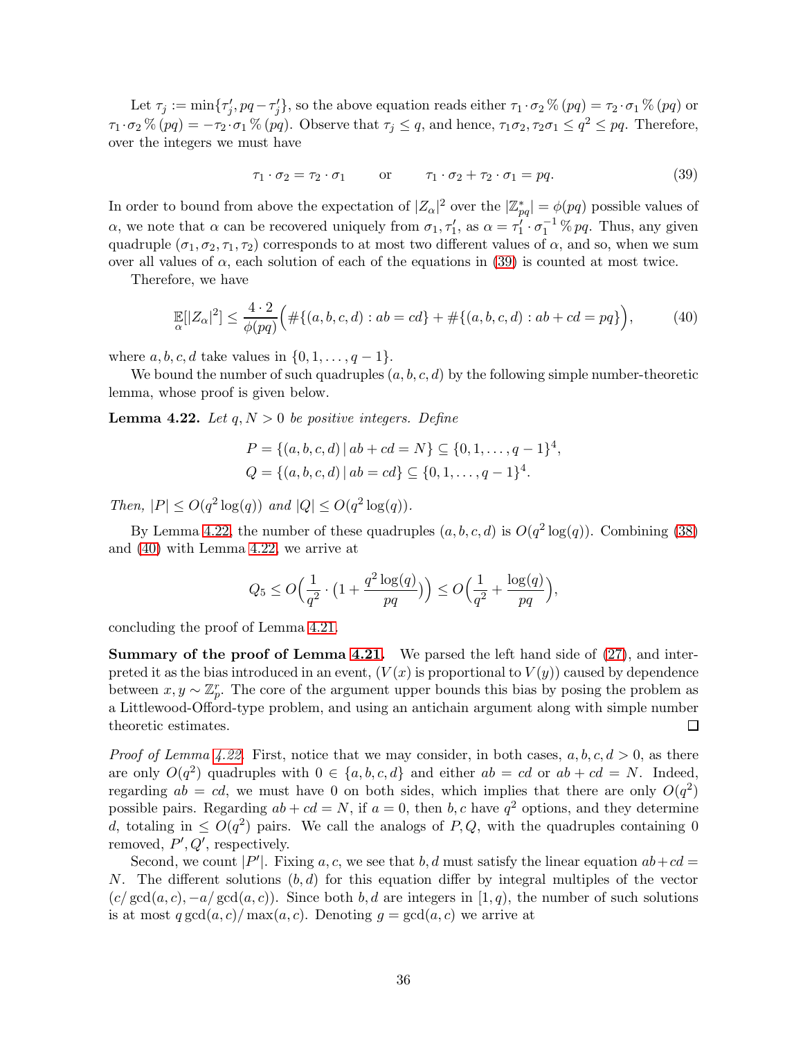Let $\tau_j := \min\{\tau'_j, pq - \tau'_j\}$, so the above equation reads either $\tau_1 \cdot \sigma_2 \,\%\, (pq) = \tau_2 \cdot \sigma_1 \,\%\, (pq)$ or $\tau_1 \cdot \sigma_2 \,\%\, (pq) = -\tau_2 \cdot \sigma_1 \,\%\, (pq)$. Observe that $\tau_j \leq q$, and hence, $\tau_1\sigma_2, \tau_2\sigma_1 \leq q^2 \leq pq$. Therefore, over the integers we must have

$$\tau_1 \cdot \sigma_2 = \tau_2 \cdot \sigma_1 \qquad \text{or} \qquad \tau_1 \cdot \sigma_2 + \tau_2 \cdot \sigma_1 = pq. \tag{39}$$

In order to bound from above the expectation of $|Z_\alpha|^2$ over the $|\mathbb{Z}^*_{pq}| = \phi(pq)$ possible values of $\alpha$, we note that $\alpha$ can be recovered uniquely from $\sigma_1, \tau'_1$, as $\alpha = \tau'_1 \cdot \sigma_1^{-1} \,\%\, pq$. Thus, any given quadruple $(\sigma_1, \sigma_2, \tau_1, \tau_2)$ corresponds to at most two different values of $\alpha$, and so, when we sum over all values of $\alpha$, each solution of each of the equations in (39) is counted at most twice.

Therefore, we have

$$\mathop{\mathbb{E}}_{\alpha}[|Z_\alpha|^2] \leq \frac{4 \cdot 2}{\phi(pq)} \Big( \#\{(a,b,c,d) : ab = cd\} + \#\{(a,b,c,d) : ab + cd = pq\} \Big), \tag{40}$$

where $a, b, c, d$ take values in $\{0, 1, \ldots, q-1\}$.

We bound the number of such quadruples $(a, b, c, d)$ by the following simple number-theoretic lemma, whose proof is given below.

**Lemma 4.22.** *Let $q, N > 0$ be positive integers. Define*

$$P = \{(a,b,c,d) \,|\, ab + cd = N\} \subseteq \{0, 1, \ldots, q-1\}^4,$$
$$Q = \{(a,b,c,d) \,|\, ab = cd\} \subseteq \{0, 1, \ldots, q-1\}^4.$$

*Then, $|P| \leq O(q^2 \log(q))$ and $|Q| \leq O(q^2 \log(q))$.*

By Lemma 4.22, the number of these quadruples $(a, b, c, d)$ is $O(q^2 \log(q))$. Combining (38) and (40) with Lemma 4.22, we arrive at

$$Q_5 \leq O\Big(\frac{1}{q^2} \cdot \big(1 + \frac{q^2 \log(q)}{pq}\big)\Big) \leq O\Big(\frac{1}{q^2} + \frac{\log(q)}{pq}\Big),$$

concluding the proof of Lemma 4.21.

**Summary of the proof of Lemma 4.21.** We parsed the left hand side of (27), and interpreted it as the bias introduced in an event, ($V(x)$ is proportional to $V(y)$) caused by dependence between $x, y \sim \mathbb{Z}_p^r$. The core of the argument upper bounds this bias by posing the problem as a Littlewood-Offord-type problem, and using an antichain argument along with simple number theoretic estimates. $\square$

*Proof of Lemma 4.22.* First, notice that we may consider, in both cases, $a, b, c, d > 0$, as there are only $O(q^2)$ quadruples with $0 \in \{a, b, c, d\}$ and either $ab = cd$ or $ab + cd = N$. Indeed, regarding $ab = cd$, we must have 0 on both sides, which implies that there are only $O(q^2)$ possible pairs. Regarding $ab + cd = N$, if $a = 0$, then $b, c$ have $q^2$ options, and they determine $d$, totaling in $\leq O(q^2)$ pairs. We call the analogs of $P, Q$, with the quadruples containing 0 removed, $P', Q'$, respectively.

Second, we count $|P'|$. Fixing $a, c$, we see that $b, d$ must satisfy the linear equation $ab + cd = N$. The different solutions $(b, d)$ for this equation differ by integral multiples of the vector $(c/\gcd(a,c), -a/\gcd(a,c))$. Since both $b, d$ are integers in $[1, q)$, the number of such solutions is at most $q \gcd(a,c)/\max(a,c)$. Denoting $g = \gcd(a,c)$ we arrive at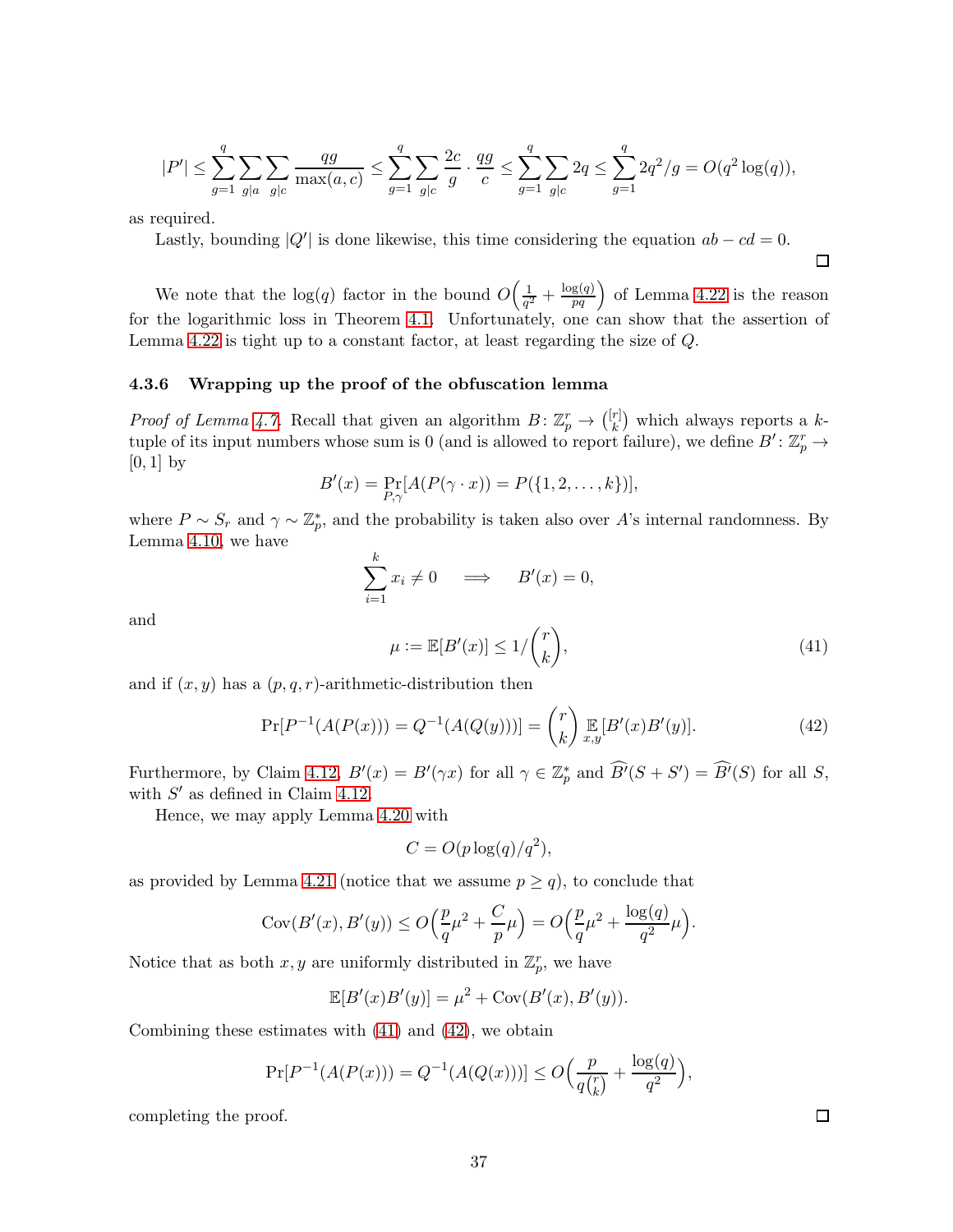$$|P'| \leq \sum_{g=1}^{q} \sum_{g|a} \sum_{g|c} \frac{qg}{\max(a,c)} \leq \sum_{g=1}^{q} \sum_{g|c} \frac{2c}{g} \cdot \frac{qg}{c} \leq \sum_{g=1}^{q} \sum_{g|c} 2q \leq \sum_{g=1}^{q} 2q^2/g = O(q^2 \log(q)),$$

as required.

Lastly, bounding $|Q'|$ is done likewise, this time considering the equation $ab - cd = 0$. □

We note that the $\log(q)$ factor in the bound $O\Big(\frac{1}{q^2} + \frac{\log(q)}{pq}\Big)$ of Lemma 4.22 is the reason for the logarithmic loss in Theorem 4.1. Unfortunately, one can show that the assertion of Lemma 4.22 is tight up to a constant factor, at least regarding the size of $Q$.

### 4.3.6 Wrapping up the proof of the obfuscation lemma

*Proof of Lemma 4.7.* Recall that given an algorithm $B\colon \mathbb{Z}_p^r \to \binom{[r]}{k}$ which always reports a $k$-tuple of its input numbers whose sum is 0 (and is allowed to report failure), we define $B'\colon \mathbb{Z}_p^r \to [0,1]$ by

$$B'(x) = \Pr_{P,\gamma}[A(P(\gamma \cdot x)) = P(\{1, 2, \ldots, k\})],$$

where $P \sim S_r$ and $\gamma \sim \mathbb{Z}_p^*$, and the probability is taken also over $A$'s internal randomness. By Lemma 4.10, we have

$$\sum_{i=1}^{k} x_i \neq 0 \quad \implies \quad B'(x) = 0,$$

and

$$\mu := \mathbb{E}[B'(x)] \leq 1/\binom{r}{k}, \tag{41}$$

and if $(x, y)$ has a $(p, q, r)$-arithmetic-distribution then

$$\Pr[P^{-1}(A(P(x))) = Q^{-1}(A(Q(y)))] = \binom{r}{k} \mathop{\mathbb{E}}_{x,y}[B'(x)B'(y)]. \tag{42}$$

Furthermore, by Claim 4.12, $B'(x) = B'(\gamma x)$ for all $\gamma \in \mathbb{Z}_p^*$ and $\widehat{B'}(S + S') = \widehat{B'}(S)$ for all $S$, with $S'$ as defined in Claim 4.12.

Hence, we may apply Lemma 4.20 with

$$C = O(p \log(q)/q^2),$$

as provided by Lemma 4.21 (notice that we assume $p \geq q$), to conclude that

$$\mathrm{Cov}(B'(x), B'(y)) \leq O\Big(\frac{p}{q}\mu^2 + \frac{C}{p}\mu\Big) = O\Big(\frac{p}{q}\mu^2 + \frac{\log(q)}{q^2}\mu\Big).$$

Notice that as both $x, y$ are uniformly distributed in $\mathbb{Z}_p^r$, we have

$$\mathbb{E}[B'(x)B'(y)] = \mu^2 + \mathrm{Cov}(B'(x), B'(y)).$$

Combining these estimates with (41) and (42), we obtain

$$\Pr[P^{-1}(A(P(x))) = Q^{-1}(A(Q(x)))] \leq O\Big(\frac{p}{q\binom{r}{k}} + \frac{\log(q)}{q^2}\Big),$$

completing the proof. □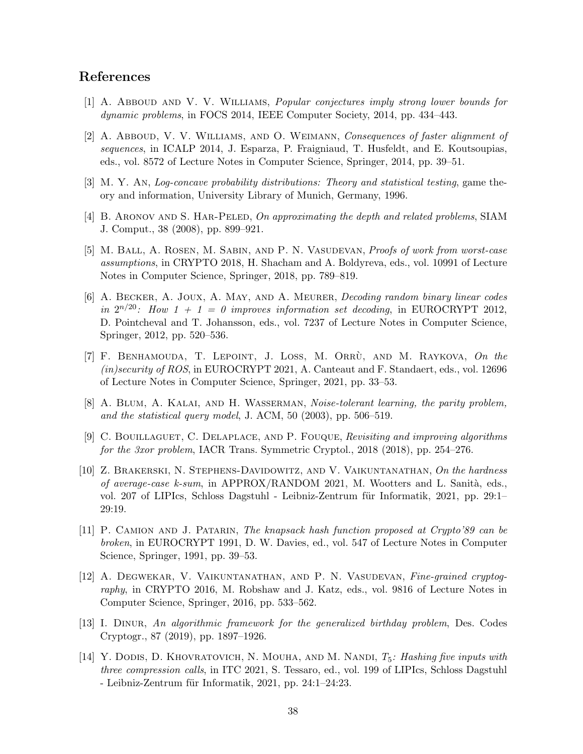## References

[1] A. Abboud and V. V. Williams, *Popular conjectures imply strong lower bounds for dynamic problems*, in FOCS 2014, IEEE Computer Society, 2014, pp. 434–443.

[2] A. Abboud, V. V. Williams, and O. Weimann, *Consequences of faster alignment of sequences*, in ICALP 2014, J. Esparza, P. Fraigniaud, T. Husfeldt, and E. Koutsoupias, eds., vol. 8572 of Lecture Notes in Computer Science, Springer, 2014, pp. 39–51.

[3] M. Y. An, *Log-concave probability distributions: Theory and statistical testing*, game theory and information, University Library of Munich, Germany, 1996.

[4] B. Aronov and S. Har-Peled, *On approximating the depth and related problems*, SIAM J. Comput., 38 (2008), pp. 899–921.

[5] M. Ball, A. Rosen, M. Sabin, and P. N. Vasudevan, *Proofs of work from worst-case assumptions*, in CRYPTO 2018, H. Shacham and A. Boldyreva, eds., vol. 10991 of Lecture Notes in Computer Science, Springer, 2018, pp. 789–819.

[6] A. Becker, A. Joux, A. May, and A. Meurer, *Decoding random binary linear codes in $2^{n/20}$: How 1 + 1 = 0 improves information set decoding*, in EUROCRYPT 2012, D. Pointcheval and T. Johansson, eds., vol. 7237 of Lecture Notes in Computer Science, Springer, 2012, pp. 520–536.

[7] F. Benhamouda, T. Lepoint, J. Loss, M. Orrù, and M. Raykova, *On the (in)security of ROS*, in EUROCRYPT 2021, A. Canteaut and F. Standaert, eds., vol. 12696 of Lecture Notes in Computer Science, Springer, 2021, pp. 33–53.

[8] A. Blum, A. Kalai, and H. Wasserman, *Noise-tolerant learning, the parity problem, and the statistical query model*, J. ACM, 50 (2003), pp. 506–519.

[9] C. Bouillaguet, C. Delaplace, and P. Fouque, *Revisiting and improving algorithms for the 3xor problem*, IACR Trans. Symmetric Cryptol., 2018 (2018), pp. 254–276.

[10] Z. Brakerski, N. Stephens-Davidowitz, and V. Vaikuntanathan, *On the hardness of average-case k-sum*, in APPROX/RANDOM 2021, M. Wootters and L. Sanità, eds., vol. 207 of LIPIcs, Schloss Dagstuhl - Leibniz-Zentrum für Informatik, 2021, pp. 29:1–29:19.

[11] P. Camion and J. Patarin, *The knapsack hash function proposed at Crypto'89 can be broken*, in EUROCRYPT 1991, D. W. Davies, ed., vol. 547 of Lecture Notes in Computer Science, Springer, 1991, pp. 39–53.

[12] A. Degwekar, V. Vaikuntanathan, and P. N. Vasudevan, *Fine-grained cryptography*, in CRYPTO 2016, M. Robshaw and J. Katz, eds., vol. 9816 of Lecture Notes in Computer Science, Springer, 2016, pp. 533–562.

[13] I. Dinur, *An algorithmic framework for the generalized birthday problem*, Des. Codes Cryptogr., 87 (2019), pp. 1897–1926.

[14] Y. Dodis, D. Khovratovich, N. Mouha, and M. Nandi, *$T_5$: Hashing five inputs with three compression calls*, in ITC 2021, S. Tessaro, ed., vol. 199 of LIPIcs, Schloss Dagstuhl - Leibniz-Zentrum für Informatik, 2021, pp. 24:1–24:23.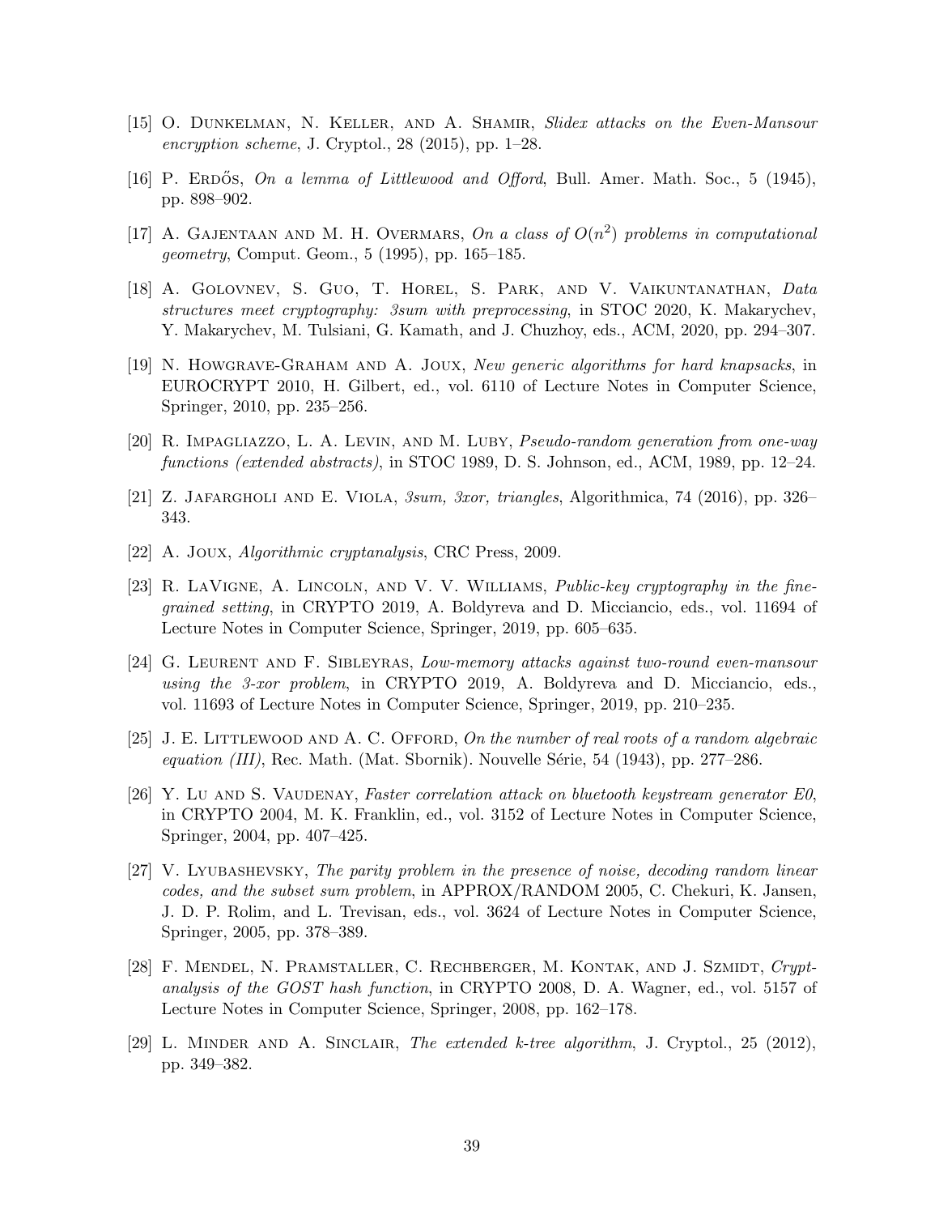[15] O. Dunkelman, N. Keller, and A. Shamir, *Slidex attacks on the Even-Mansour encryption scheme*, J. Cryptol., 28 (2015), pp. 1–28.

[16] P. Erdős, *On a lemma of Littlewood and Offord*, Bull. Amer. Math. Soc., 5 (1945), pp. 898–902.

[17] A. Gajentaan and M. H. Overmars, *On a class of $O(n^2)$ problems in computational geometry*, Comput. Geom., 5 (1995), pp. 165–185.

[18] A. Golovnev, S. Guo, T. Horel, S. Park, and V. Vaikuntanathan, *Data structures meet cryptography: 3sum with preprocessing*, in STOC 2020, K. Makarychev, Y. Makarychev, M. Tulsiani, G. Kamath, and J. Chuzhoy, eds., ACM, 2020, pp. 294–307.

[19] N. Howgrave-Graham and A. Joux, *New generic algorithms for hard knapsacks*, in EUROCRYPT 2010, H. Gilbert, ed., vol. 6110 of Lecture Notes in Computer Science, Springer, 2010, pp. 235–256.

[20] R. Impagliazzo, L. A. Levin, and M. Luby, *Pseudo-random generation from one-way functions (extended abstracts)*, in STOC 1989, D. S. Johnson, ed., ACM, 1989, pp. 12–24.

[21] Z. Jafargholi and E. Viola, *3sum, 3xor, triangles*, Algorithmica, 74 (2016), pp. 326–343.

[22] A. Joux, *Algorithmic cryptanalysis*, CRC Press, 2009.

[23] R. LaVigne, A. Lincoln, and V. V. Williams, *Public-key cryptography in the fine-grained setting*, in CRYPTO 2019, A. Boldyreva and D. Micciancio, eds., vol. 11694 of Lecture Notes in Computer Science, Springer, 2019, pp. 605–635.

[24] G. Leurent and F. Sibleyras, *Low-memory attacks against two-round even-mansour using the 3-xor problem*, in CRYPTO 2019, A. Boldyreva and D. Micciancio, eds., vol. 11693 of Lecture Notes in Computer Science, Springer, 2019, pp. 210–235.

[25] J. E. Littlewood and A. C. Offord, *On the number of real roots of a random algebraic equation (III)*, Rec. Math. (Mat. Sbornik). Nouvelle Série, 54 (1943), pp. 277–286.

[26] Y. Lu and S. Vaudenay, *Faster correlation attack on bluetooth keystream generator E0*, in CRYPTO 2004, M. K. Franklin, ed., vol. 3152 of Lecture Notes in Computer Science, Springer, 2004, pp. 407–425.

[27] V. Lyubashevsky, *The parity problem in the presence of noise, decoding random linear codes, and the subset sum problem*, in APPROX/RANDOM 2005, C. Chekuri, K. Jansen, J. D. P. Rolim, and L. Trevisan, eds., vol. 3624 of Lecture Notes in Computer Science, Springer, 2005, pp. 378–389.

[28] F. Mendel, N. Pramstaller, C. Rechberger, M. Kontak, and J. Szmidt, *Cryptanalysis of the GOST hash function*, in CRYPTO 2008, D. A. Wagner, ed., vol. 5157 of Lecture Notes in Computer Science, Springer, 2008, pp. 162–178.

[29] L. Minder and A. Sinclair, *The extended k-tree algorithm*, J. Cryptol., 25 (2012), pp. 349–382.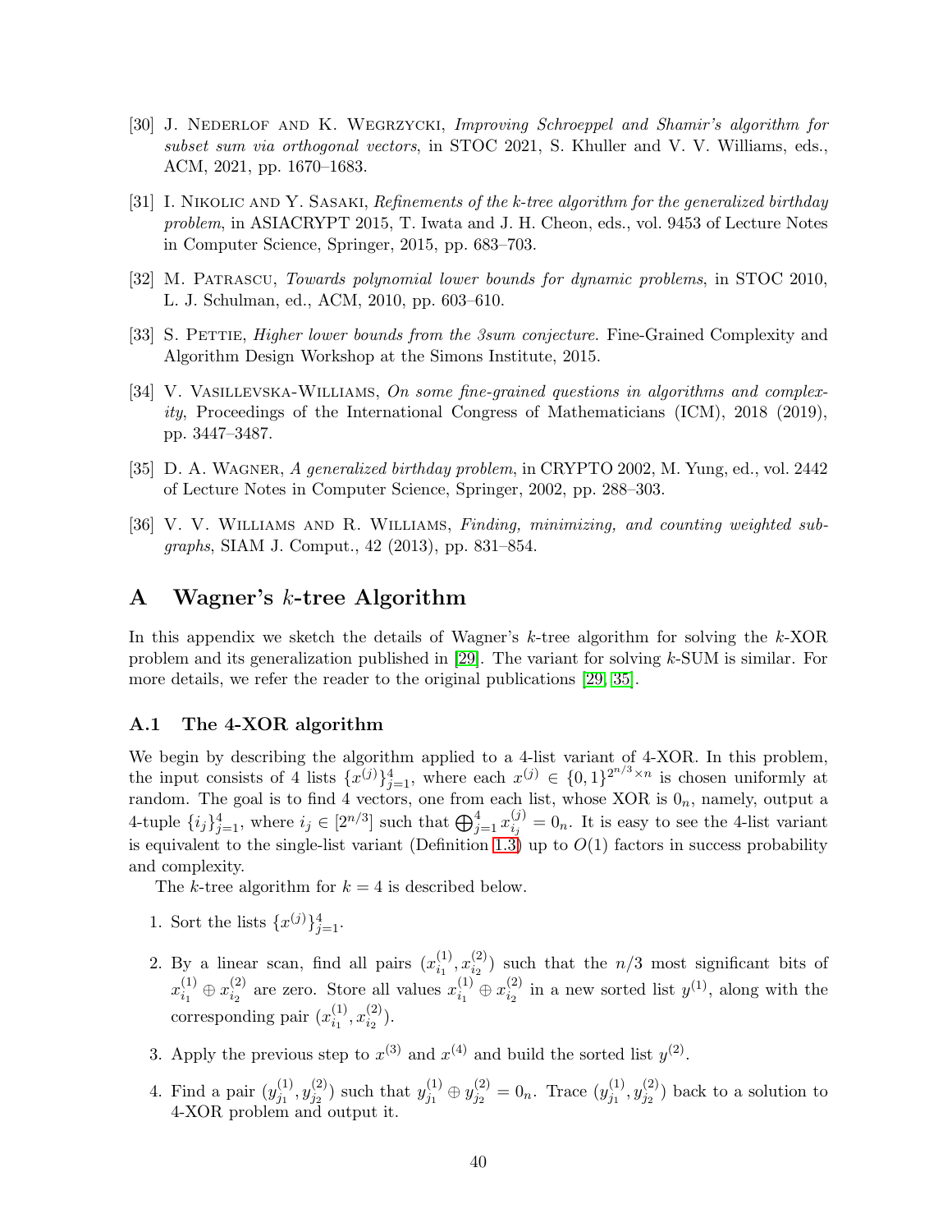[30] J. Nederlof and K. Wegrzycki, *Improving Schroeppel and Shamir's algorithm for subset sum via orthogonal vectors*, in STOC 2021, S. Khuller and V. V. Williams, eds., ACM, 2021, pp. 1670–1683.

[31] I. Nikolic and Y. Sasaki, *Refinements of the k-tree algorithm for the generalized birthday problem*, in ASIACRYPT 2015, T. Iwata and J. H. Cheon, eds., vol. 9453 of Lecture Notes in Computer Science, Springer, 2015, pp. 683–703.

[32] M. Patrascu, *Towards polynomial lower bounds for dynamic problems*, in STOC 2010, L. J. Schulman, ed., ACM, 2010, pp. 603–610.

[33] S. Pettie, *Higher lower bounds from the 3sum conjecture.* Fine-Grained Complexity and Algorithm Design Workshop at the Simons Institute, 2015.

[34] V. Vasillevska-Williams, *On some fine-grained questions in algorithms and complexity*, Proceedings of the International Congress of Mathematicians (ICM), 2018 (2019), pp. 3447–3487.

[35] D. A. Wagner, *A generalized birthday problem*, in CRYPTO 2002, M. Yung, ed., vol. 2442 of Lecture Notes in Computer Science, Springer, 2002, pp. 288–303.

[36] V. V. Williams and R. Williams, *Finding, minimizing, and counting weighted subgraphs*, SIAM J. Comput., 42 (2013), pp. 831–854.

# A Wagner's $k$-tree Algorithm

In this appendix we sketch the details of Wagner's $k$-tree algorithm for solving the $k$-XOR problem and its generalization published in [29]. The variant for solving $k$-SUM is similar. For more details, we refer the reader to the original publications [29, 35].

## A.1 The 4-XOR algorithm

We begin by describing the algorithm applied to a 4-list variant of 4-XOR. In this problem, the input consists of 4 lists $\{x^{(j)}\}_{j=1}^{4}$, where each $x^{(j)} \in \{0,1\}^{2^{n/3} \times n}$ is chosen uniformly at random. The goal is to find 4 vectors, one from each list, whose XOR is $0_n$, namely, output a 4-tuple $\{i_j\}_{j=1}^{4}$, where $i_j \in [2^{n/3}]$ such that $\bigoplus_{j=1}^{4} x^{(j)}_{i_j} = 0_n$. It is easy to see the 4-list variant is equivalent to the single-list variant (Definition 1.3) up to $O(1)$ factors in success probability and complexity.

The $k$-tree algorithm for $k = 4$ is described below.

1. Sort the lists $\{x^{(j)}\}_{j=1}^{4}$.
2. By a linear scan, find all pairs $(x^{(1)}_{i_1}, x^{(2)}_{i_2})$ such that the $n/3$ most significant bits of $x^{(1)}_{i_1} \oplus x^{(2)}_{i_2}$ are zero. Store all values $x^{(1)}_{i_1} \oplus x^{(2)}_{i_2}$ in a new sorted list $y^{(1)}$, along with the corresponding pair $(x^{(1)}_{i_1}, x^{(2)}_{i_2})$.
3. Apply the previous step to $x^{(3)}$ and $x^{(4)}$ and build the sorted list $y^{(2)}$.
4. Find a pair $(y^{(1)}_{j_1}, y^{(2)}_{j_2})$ such that $y^{(1)}_{j_1} \oplus y^{(2)}_{j_2} = 0_n$. Trace $(y^{(1)}_{j_1}, y^{(2)}_{j_2})$ back to a solution to 4-XOR problem and output it.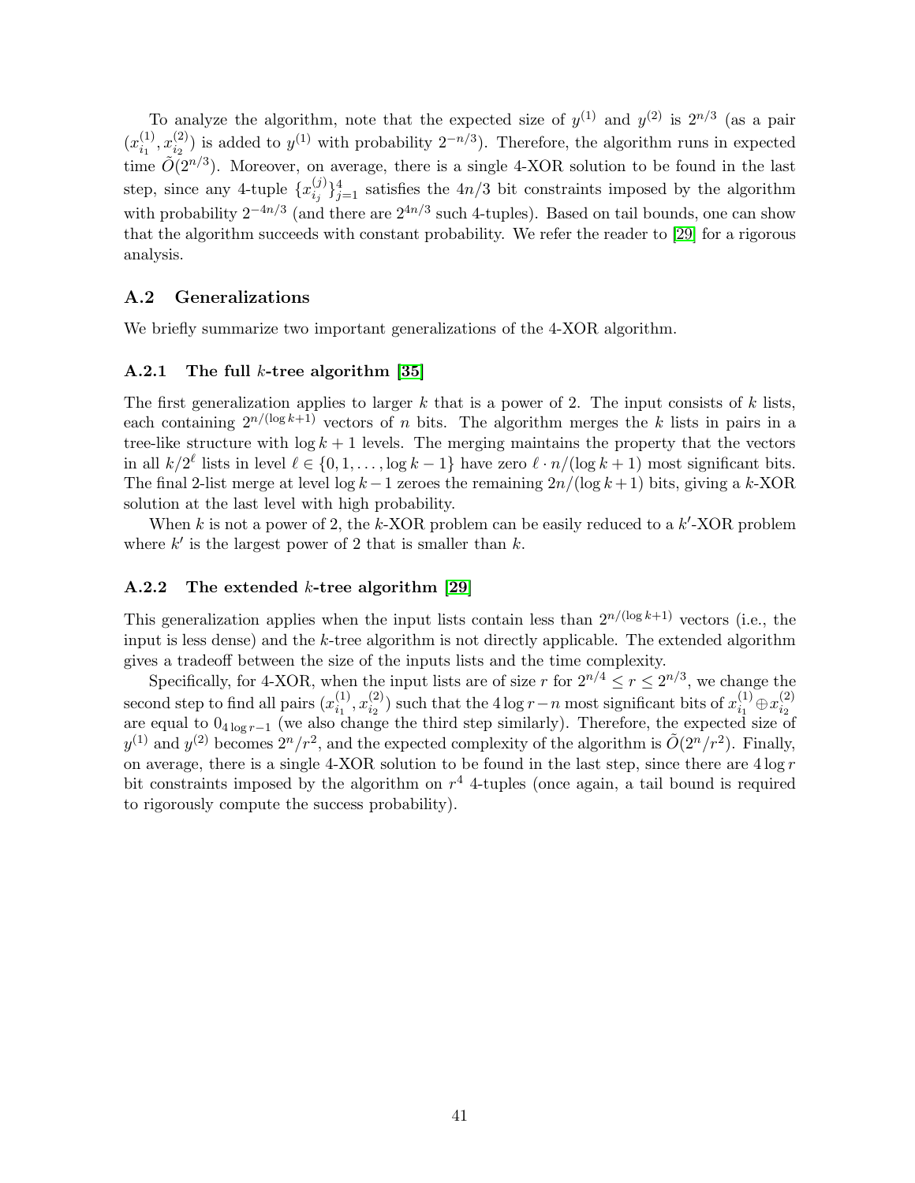To analyze the algorithm, note that the expected size of $y^{(1)}$ and $y^{(2)}$ is $2^{n/3}$ (as a pair $(x^{(1)}_{i_1}, x^{(2)}_{i_2})$ is added to $y^{(1)}$ with probability $2^{-n/3}$). Therefore, the algorithm runs in expected time $\tilde{O}(2^{n/3})$. Moreover, on average, there is a single 4-XOR solution to be found in the last step, since any 4-tuple $\{x^{(j)}_{i_j}\}_{j=1}^{4}$ satisfies the $4n/3$ bit constraints imposed by the algorithm with probability $2^{-4n/3}$ (and there are $2^{4n/3}$ such 4-tuples). Based on tail bounds, one can show that the algorithm succeeds with constant probability. We refer the reader to [29] for a rigorous analysis.

## A.2 Generalizations

We briefly summarize two important generalizations of the 4-XOR algorithm.

### A.2.1 The full $k$-tree algorithm [35]

The first generalization applies to larger $k$ that is a power of 2. The input consists of $k$ lists, each containing $2^{n/(\log k+1)}$ vectors of $n$ bits. The algorithm merges the $k$ lists in pairs in a tree-like structure with $\log k + 1$ levels. The merging maintains the property that the vectors in all $k/2^{\ell}$ lists in level $\ell \in \{0, 1, \ldots, \log k - 1\}$ have zero $\ell \cdot n/(\log k + 1)$ most significant bits. The final 2-list merge at level $\log k - 1$ zeroes the remaining $2n/(\log k + 1)$ bits, giving a $k$-XOR solution at the last level with high probability.

When $k$ is not a power of 2, the $k$-XOR problem can be easily reduced to a $k'$-XOR problem where $k'$ is the largest power of 2 that is smaller than $k$.

### A.2.2 The extended $k$-tree algorithm [29]

This generalization applies when the input lists contain less than $2^{n/(\log k+1)}$ vectors (i.e., the input is less dense) and the $k$-tree algorithm is not directly applicable. The extended algorithm gives a tradeoff between the size of the inputs lists and the time complexity.

Specifically, for 4-XOR, when the input lists are of size $r$ for $2^{n/4} \leq r \leq 2^{n/3}$, we change the second step to find all pairs $(x^{(1)}_{i_1}, x^{(2)}_{i_2})$ such that the $4\log r - n$ most significant bits of $x^{(1)}_{i_1} \oplus x^{(2)}_{i_2}$ are equal to $0_{4\log r - 1}$ (we also change the third step similarly). Therefore, the expected size of $y^{(1)}$ and $y^{(2)}$ becomes $2^n/r^2$, and the expected complexity of the algorithm is $\tilde{O}(2^n/r^2)$. Finally, on average, there is a single 4-XOR solution to be found in the last step, since there are $4\log r$ bit constraints imposed by the algorithm on $r^4$ 4-tuples (once again, a tail bound is required to rigorously compute the success probability).